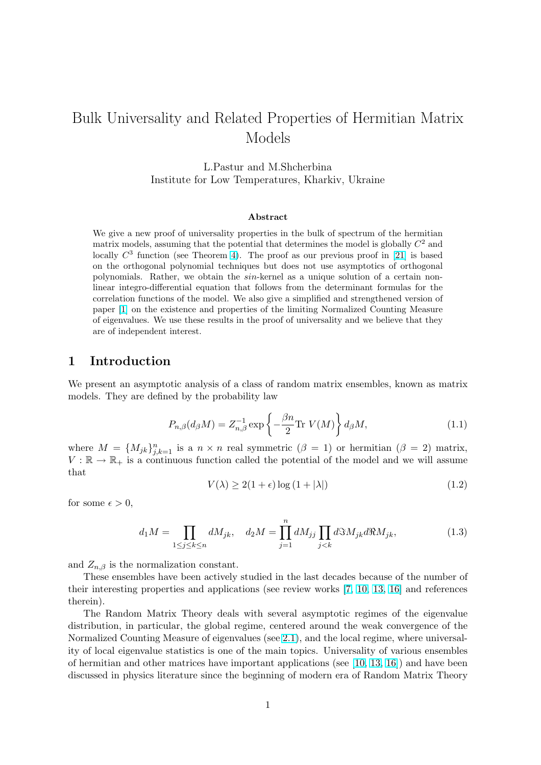# Bulk Universality and Related Properties of Hermitian Matrix Models

L.Pastur and M.Shcherbina
Institute for Low Temperatures, Kharkiv, Ukraine

### Abstract

We give a new proof of universality properties in the bulk of spectrum of the hermitian matrix models, assuming that the potential that determines the model is globally $C^2$ and locally $C^3$ function (see Theorem 4). The proof as our previous proof in [21] is based on the orthogonal polynomial techniques but does not use asymptotics of orthogonal polynomials. Rather, we obtain the *sin*-kernel as a unique solution of a certain non-linear integro-differential equation that follows from the determinant formulas for the correlation functions of the model. We also give a simplified and strengthened version of paper [1] on the existence and properties of the limiting Normalized Counting Measure of eigenvalues. We use these results in the proof of universality and we believe that they are of independent interest.

## 1 Introduction

We present an asymptotic analysis of a class of random matrix ensembles, known as matrix models. They are defined by the probability law

$$P_{n,\beta}(d_\beta M) = Z_{n,\beta}^{-1} \exp\left\{-\frac{\beta n}{2} \mathrm{Tr}\, V(M)\right\} d_\beta M, \tag{1.1}$$

where $M = \{M_{jk}\}_{j,k=1}^n$ is a $n \times n$ real symmetric ($\beta = 1$) or hermitian ($\beta = 2$) matrix, $V : \mathbb{R} \to \mathbb{R}_+$ is a continuous function called the potential of the model and we will assume that

$$V(\lambda) \geq 2(1+\epsilon)\log(1+|\lambda|) \tag{1.2}$$

for some $\epsilon > 0$,

$$d_1 M = \prod_{1 \leq j \leq k \leq n} dM_{jk}, \quad d_2 M = \prod_{j=1}^n dM_{jj} \prod_{j<k} d\Im M_{jk} d\Re M_{jk}, \tag{1.3}$$

and $Z_{n,\beta}$ is the normalization constant.

These ensembles have been actively studied in the last decades because of the number of their interesting properties and applications (see review works [7, 10, 13, 16] and references therein).

The Random Matrix Theory deals with several asymptotic regimes of the eigenvalue distribution, in particular, the global regime, centered around the weak convergence of the Normalized Counting Measure of eigenvalues (see 2.1), and the local regime, where universality of local eigenvalue statistics is one of the main topics. Universality of various ensembles of hermitian and other matrices have important applications (see [10, 13, 16]) and have been discussed in physics literature since the beginning of modern era of Random Matrix Theory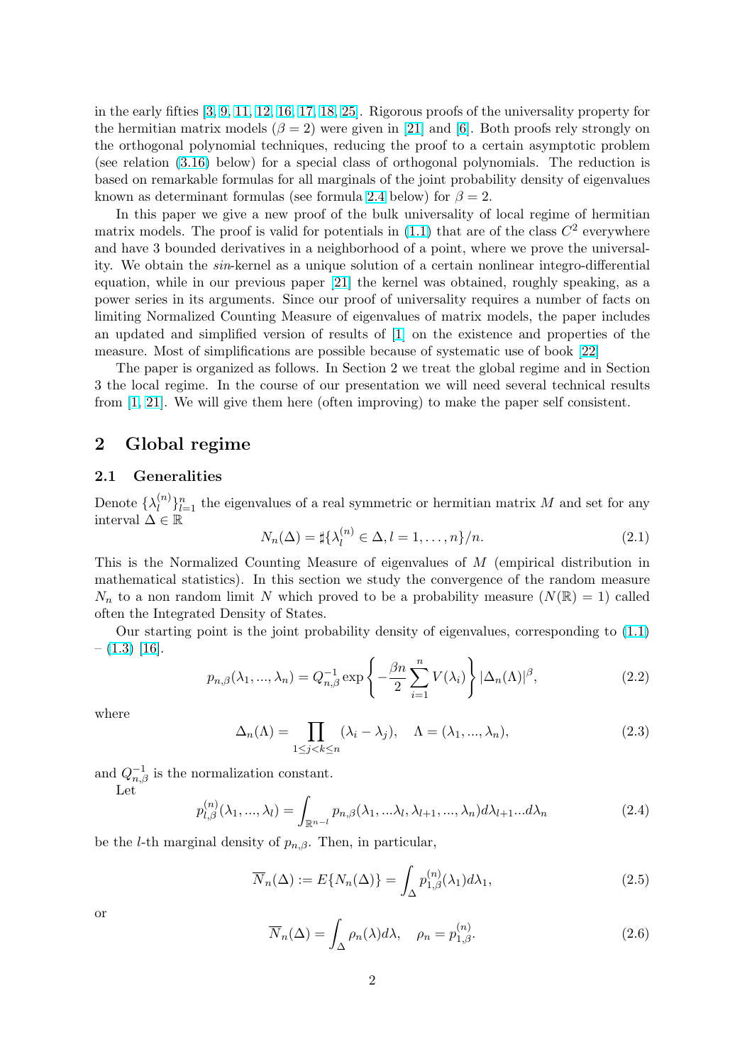in the early fifties [3, 9, 11, 12, 16, 17, 18, 25]. Rigorous proofs of the universality property for the hermitian matrix models ($\beta = 2$) were given in [21] and [6]. Both proofs rely strongly on the orthogonal polynomial techniques, reducing the proof to a certain asymptotic problem (see relation (3.16) below) for a special class of orthogonal polynomials. The reduction is based on remarkable formulas for all marginals of the joint probability density of eigenvalues known as determinant formulas (see formula 2.4 below) for $\beta = 2$.

In this paper we give a new proof of the bulk universality of local regime of hermitian matrix models. The proof is valid for potentials in (1.1) that are of the class $C^2$ everywhere and have 3 bounded derivatives in a neighborhood of a point, where we prove the universality. We obtain the *sin*-kernel as a unique solution of a certain nonlinear integro-differential equation, while in our previous paper [21] the kernel was obtained, roughly speaking, as a power series in its arguments. Since our proof of universality requires a number of facts on limiting Normalized Counting Measure of eigenvalues of matrix models, the paper includes an updated and simplified version of results of [1] on the existence and properties of the measure. Most of simplifications are possible because of systematic use of book [22]

The paper is organized as follows. In Section 2 we treat the global regime and in Section 3 the local regime. In the course of our presentation we will need several technical results from [1, 21]. We will give them here (often improving) to make the paper self consistent.

## 2 Global regime

### 2.1 Generalities

Denote $\{\lambda_l^{(n)}\}_{l=1}^n$ the eigenvalues of a real symmetric or hermitian matrix $M$ and set for any interval $\Delta \in \mathbb{R}$

$$N_n(\Delta) = \sharp\{\lambda_l^{(n)} \in \Delta, l = 1, \dots, n\}/n. \tag{2.1}$$

This is the Normalized Counting Measure of eigenvalues of $M$ (empirical distribution in mathematical statistics). In this section we study the convergence of the random measure $N_n$ to a non random limit $N$ which proved to be a probability measure ($N(\mathbb{R}) = 1$) called often the Integrated Density of States.

Our starting point is the joint probability density of eigenvalues, corresponding to (1.1) – (1.3) [16].

$$p_{n,\beta}(\lambda_1, ..., \lambda_n) = Q_{n,\beta}^{-1} \exp\left\{-\frac{\beta n}{2}\sum_{i=1}^n V(\lambda_i)\right\} |\Delta_n(\Lambda)|^\beta, \tag{2.2}$$

where

$$\Delta_n(\Lambda) = \prod_{1\le j<k\le n} (\lambda_i - \lambda_j), \quad \Lambda = (\lambda_1, ..., \lambda_n), \tag{2.3}$$

and $Q_{n,\beta}^{-1}$ is the normalization constant.

Let

$$p_{l,\beta}^{(n)}(\lambda_1, ..., \lambda_l) = \int_{\mathbb{R}^{n-l}} p_{n,\beta}(\lambda_1, ...\lambda_l, \lambda_{l+1}, ..., \lambda_n) d\lambda_{l+1}...d\lambda_n \tag{2.4}$$

be the $l$-th marginal density of $p_{n,\beta}$. Then, in particular,

$$\overline{N}_n(\Delta) := E\{N_n(\Delta)\} = \int_\Delta p_{1,\beta}^{(n)}(\lambda_1) d\lambda_1, \tag{2.5}$$

or

$$\overline{N}_n(\Delta) = \int_\Delta \rho_n(\lambda) d\lambda, \quad \rho_n = p_{1,\beta}^{(n)}. \tag{2.6}$$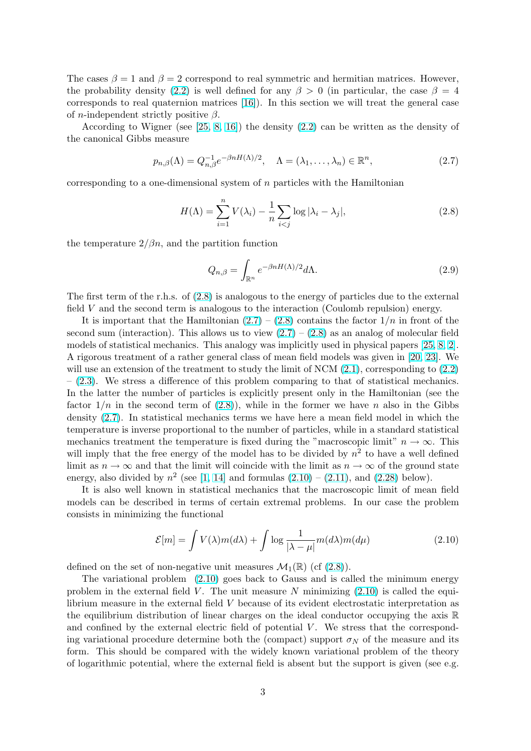The cases $\beta = 1$ and $\beta = 2$ correspond to real symmetric and hermitian matrices. However, the probability density (2.2) is well defined for any $\beta > 0$ (in particular, the case $\beta = 4$ corresponds to real quaternion matrices [16]). In this section we will treat the general case of $n$-independent strictly positive $\beta$.

According to Wigner (see [25, 8, 16]) the density (2.2) can be written as the density of the canonical Gibbs measure

$$p_{n,\beta}(\Lambda) = Q_{n,\beta}^{-1} e^{-\beta n H(\Lambda)/2}, \quad \Lambda = (\lambda_1, \ldots, \lambda_n) \in \mathbb{R}^n, \tag{2.7}$$

corresponding to a one-dimensional system of $n$ particles with the Hamiltonian

$$H(\Lambda) = \sum_{i=1}^{n} V(\lambda_i) - \frac{1}{n} \sum_{i<j} \log |\lambda_i - \lambda_j|, \tag{2.8}$$

the temperature $2/\beta n$, and the partition function

$$Q_{n,\beta} = \int_{\mathbb{R}^n} e^{-\beta n H(\Lambda)/2} d\Lambda. \tag{2.9}$$

The first term of the r.h.s. of (2.8) is analogous to the energy of particles due to the external field $V$ and the second term is analogous to the interaction (Coulomb repulsion) energy.

It is important that the Hamiltonian (2.7) – (2.8) contains the factor $1/n$ in front of the second sum (interaction). This allows us to view (2.7) – (2.8) as an analog of molecular field models of statistical mechanics. This analogy was implicitly used in physical papers [25, 8, 2]. A rigorous treatment of a rather general class of mean field models was given in [20, 23]. We will use an extension of the treatment to study the limit of NCM (2.1), corresponding to (2.2) – (2.3). We stress a difference of this problem comparing to that of statistical mechanics. In the latter the number of particles is explicitly present only in the Hamiltonian (see the factor $1/n$ in the second term of (2.8)), while in the former we have $n$ also in the Gibbs density (2.7). In statistical mechanics terms we have here a mean field model in which the temperature is inverse proportional to the number of particles, while in a standard statistical mechanics treatment the temperature is fixed during the "macroscopic limit" $n \to \infty$. This will imply that the free energy of the model has to be divided by $n^2$ to have a well defined limit as $n \to \infty$ and that the limit will coincide with the limit as $n \to \infty$ of the ground state energy, also divided by $n^2$ (see [1, 14] and formulas (2.10) – (2.11), and (2.28) below).

It is also well known in statistical mechanics that the macroscopic limit of mean field models can be described in terms of certain extremal problems. In our case the problem consists in minimizing the functional

$$\mathcal{E}[m] = \int V(\lambda) m(d\lambda) + \int \log \frac{1}{|\lambda - \mu|} m(d\lambda) m(d\mu) \tag{2.10}$$

defined on the set of non-negative unit measures $\mathcal{M}_1(\mathbb{R})$ (cf (2.8)).

The variational problem (2.10) goes back to Gauss and is called the minimum energy problem in the external field $V$. The unit measure $N$ minimizing (2.10) is called the equilibrium measure in the external field $V$ because of its evident electrostatic interpretation as the equilibrium distribution of linear charges on the ideal conductor occupying the axis $\mathbb{R}$ and confined by the external electric field of potential $V$. We stress that the corresponding variational procedure determine both the (compact) support $\sigma_N$ of the measure and its form. This should be compared with the widely known variational problem of the theory of logarithmic potential, where the external field is absent but the support is given (see e.g.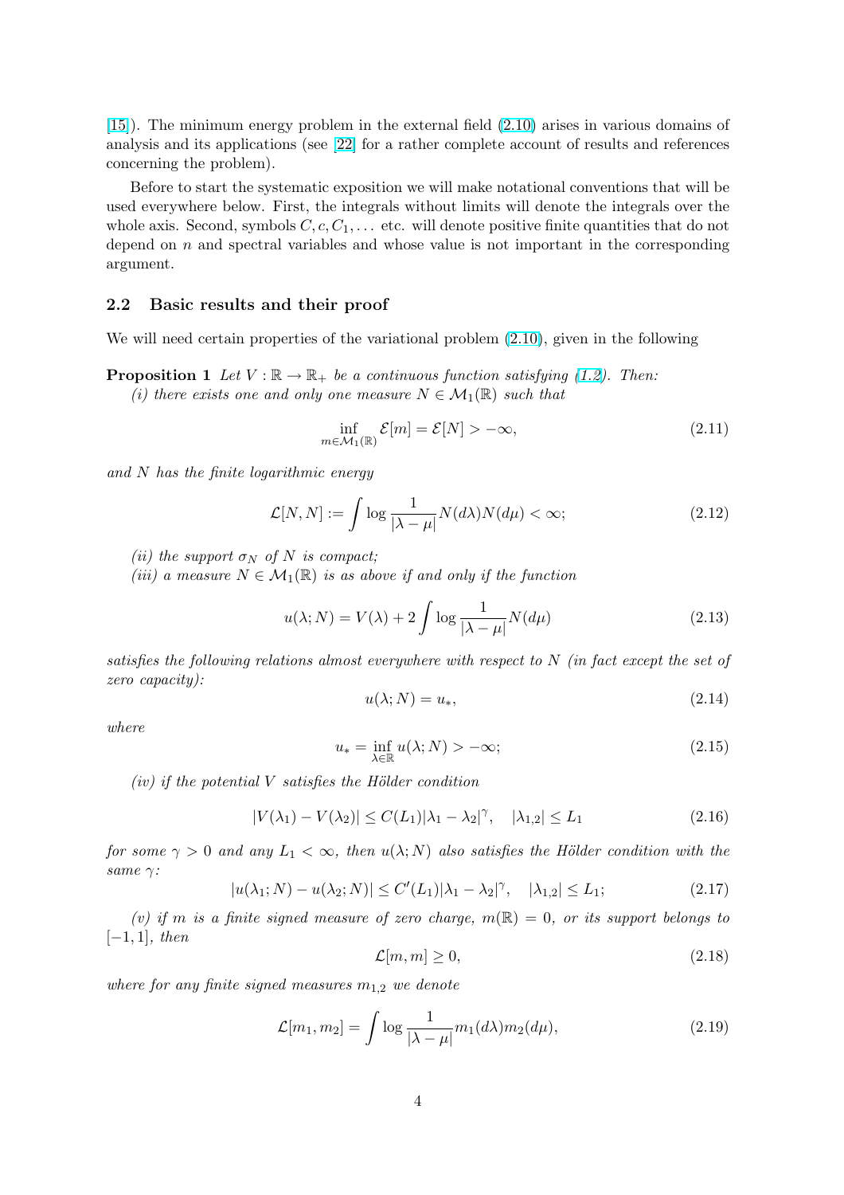[15]). The minimum energy problem in the external field (2.10) arises in various domains of analysis and its applications (see [22] for a rather complete account of results and references concerning the problem).

Before to start the systematic exposition we will make notational conventions that will be used everywhere below. First, the integrals without limits will denote the integrals over the whole axis. Second, symbols $C, c, C_1, \ldots$ etc. will denote positive finite quantities that do not depend on $n$ and spectral variables and whose value is not important in the corresponding argument.

### 2.2 Basic results and their proof

We will need certain properties of the variational problem (2.10), given in the following

**Proposition 1** *Let $V : \mathbb{R} \to \mathbb{R}_+$ be a continuous function satisfying (1.2). Then:*
*(i) there exists one and only one measure $N \in \mathcal{M}_1(\mathbb{R})$ such that*

$$\inf_{m \in \mathcal{M}_1(\mathbb{R})} \mathcal{E}[m] = \mathcal{E}[N] > -\infty, \tag{2.11}$$

*and $N$ has the finite logarithmic energy*

$$\mathcal{L}[N, N] := \int \log \frac{1}{|\lambda - \mu|} N(d\lambda) N(d\mu) < \infty; \tag{2.12}$$

*(ii) the support $\sigma_N$ of $N$ is compact;*
*(iii) a measure $N \in \mathcal{M}_1(\mathbb{R})$ is as above if and only if the function*

$$u(\lambda; N) = V(\lambda) + 2 \int \log \frac{1}{|\lambda - \mu|} N(d\mu) \tag{2.13}$$

*satisfies the following relations almost everywhere with respect to $N$ (in fact except the set of zero capacity):*

$$u(\lambda; N) = u_*, \tag{2.14}$$

*where*

$$u_* = \inf_{\lambda \in \mathbb{R}} u(\lambda; N) > -\infty; \tag{2.15}$$

*(iv) if the potential $V$ satisfies the Hölder condition*

$$|V(\lambda_1) - V(\lambda_2)| \leq C(L_1)|\lambda_1 - \lambda_2|^\gamma, \quad |\lambda_{1,2}| \leq L_1 \tag{2.16}$$

*for some $\gamma > 0$ and any $L_1 < \infty$, then $u(\lambda; N)$ also satisfies the Hölder condition with the same $\gamma$:*

$$|u(\lambda_1; N) - u(\lambda_2; N)| \leq C'(L_1)|\lambda_1 - \lambda_2|^\gamma, \quad |\lambda_{1,2}| \leq L_1; \tag{2.17}$$

*(v) if $m$ is a finite signed measure of zero charge, $m(\mathbb{R}) = 0$, or its support belongs to $[-1, 1]$, then*

$$\mathcal{L}[m, m] \geq 0, \tag{2.18}$$

*where for any finite signed measures $m_{1,2}$ we denote*

$$\mathcal{L}[m_1, m_2] = \int \log \frac{1}{|\lambda - \mu|} m_1(d\lambda) m_2(d\mu), \tag{2.19}$$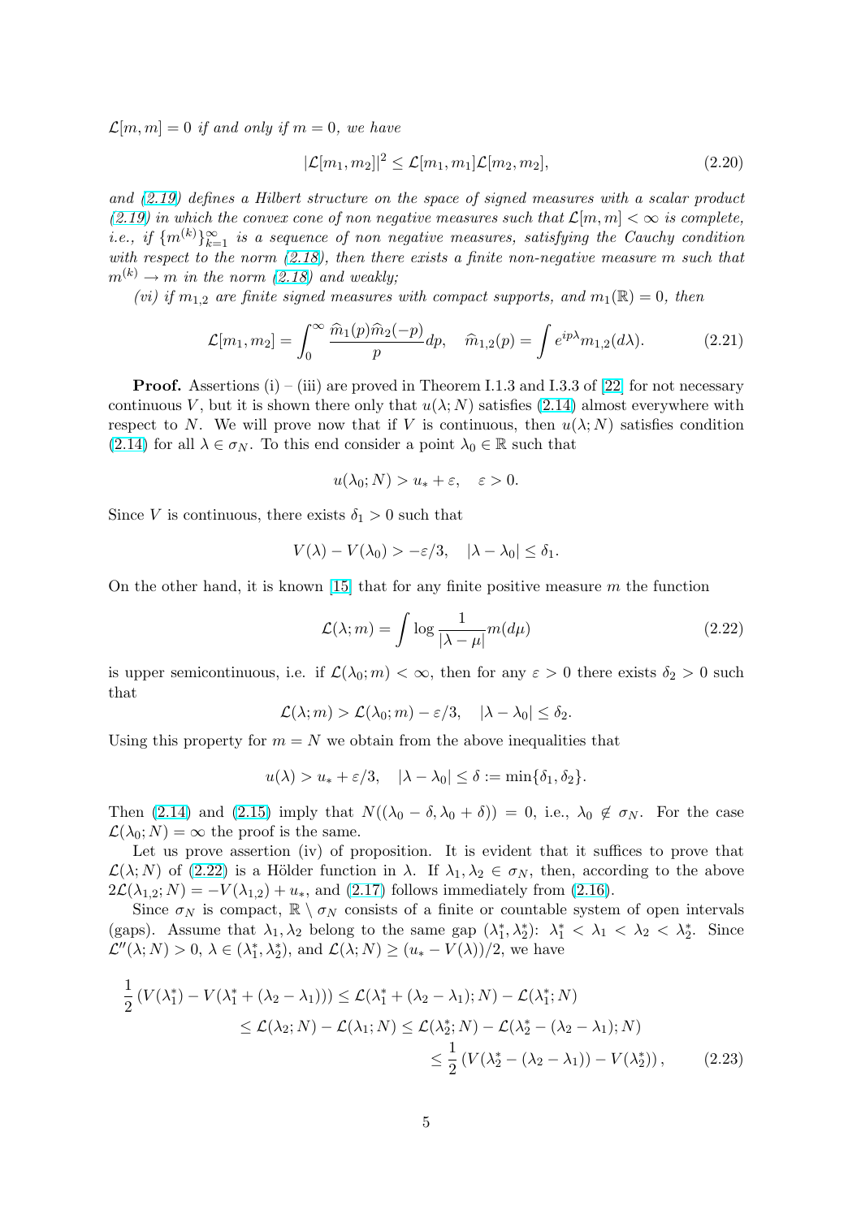*$\mathcal{L}[m,m] = 0$ if and only if $m = 0$, we have*

$$|\mathcal{L}[m_1, m_2]|^2 \leq \mathcal{L}[m_1, m_1]\mathcal{L}[m_2, m_2], \tag{2.20}$$

*and (2.19) defines a Hilbert structure on the space of signed measures with a scalar product (2.19) in which the convex cone of non negative measures such that $\mathcal{L}[m,m] < \infty$ is complete, i.e., if $\{m^{(k)}\}_{k=1}^{\infty}$ is a sequence of non negative measures, satisfying the Cauchy condition with respect to the norm (2.18), then there exists a finite non-negative measure $m$ such that $m^{(k)} \to m$ in the norm (2.18) and weakly;*

*(vi) if $m_{1,2}$ are finite signed measures with compact supports, and $m_1(\mathbb{R}) = 0$, then*

$$\mathcal{L}[m_1, m_2] = \int_0^{\infty} \frac{\widehat{m}_1(p)\widehat{m}_2(-p)}{p} dp, \quad \widehat{m}_{1,2}(p) = \int e^{ip\lambda} m_{1,2}(d\lambda). \tag{2.21}$$

**Proof.** Assertions (i) – (iii) are proved in Theorem I.1.3 and I.3.3 of [22] for not necessary continuous $V$, but it is shown there only that $u(\lambda; N)$ satisfies (2.14) almost everywhere with respect to $N$. We will prove now that if $V$ is continuous, then $u(\lambda; N)$ satisfies condition (2.14) for all $\lambda \in \sigma_N$. To this end consider a point $\lambda_0 \in \mathbb{R}$ such that

$$u(\lambda_0; N) > u_* + \varepsilon, \quad \varepsilon > 0.$$

Since $V$ is continuous, there exists $\delta_1 > 0$ such that

$$V(\lambda) - V(\lambda_0) > -\varepsilon/3, \quad |\lambda - \lambda_0| \leq \delta_1.$$

On the other hand, it is known [15] that for any finite positive measure $m$ the function

$$\mathcal{L}(\lambda; m) = \int \log \frac{1}{|\lambda - \mu|} m(d\mu) \tag{2.22}$$

is upper semicontinuous, i.e. if $\mathcal{L}(\lambda_0; m) < \infty$, then for any $\varepsilon > 0$ there exists $\delta_2 > 0$ such that

$$\mathcal{L}(\lambda; m) > \mathcal{L}(\lambda_0; m) - \varepsilon/3, \quad |\lambda - \lambda_0| \leq \delta_2.$$

Using this property for $m = N$ we obtain from the above inequalities that

$$u(\lambda) > u_* + \varepsilon/3, \quad |\lambda - \lambda_0| \leq \delta := \min\{\delta_1, \delta_2\}.$$

Then (2.14) and (2.15) imply that $N((\lambda_0 - \delta, \lambda_0 + \delta)) = 0$, i.e., $\lambda_0 \notin \sigma_N$. For the case $\mathcal{L}(\lambda_0; N) = \infty$ the proof is the same.

Let us prove assertion (iv) of proposition. It is evident that it suffices to prove that $\mathcal{L}(\lambda; N)$ of (2.22) is a Hölder function in $\lambda$. If $\lambda_1, \lambda_2 \in \sigma_N$, then, according to the above $2\mathcal{L}(\lambda_{1,2}; N) = -V(\lambda_{1,2}) + u_*$, and (2.17) follows immediately from (2.16).

Since $\sigma_N$ is compact, $\mathbb{R} \setminus \sigma_N$ consists of a finite or countable system of open intervals (gaps). Assume that $\lambda_1, \lambda_2$ belong to the same gap $(\lambda_1^*, \lambda_2^*)$: $\lambda_1^* < \lambda_1 < \lambda_2 < \lambda_2^*$. Since $\mathcal{L}''(\lambda; N) > 0$, $\lambda \in (\lambda_1^*, \lambda_2^*)$, and $\mathcal{L}(\lambda; N) \geq (u_* - V(\lambda))/2$, we have

$$\begin{aligned}
\frac{1}{2}\left(V(\lambda_1^*) - V(\lambda_1^* + (\lambda_2 - \lambda_1))\right) &\leq \mathcal{L}(\lambda_1^* + (\lambda_2 - \lambda_1); N) - \mathcal{L}(\lambda_1^*; N) \\
&\leq \mathcal{L}(\lambda_2; N) - \mathcal{L}(\lambda_1; N) \leq \mathcal{L}(\lambda_2^*; N) - \mathcal{L}(\lambda_2^* - (\lambda_2 - \lambda_1); N) \\
&\leq \frac{1}{2}\left(V(\lambda_2^* - (\lambda_2 - \lambda_1)) - V(\lambda_2^*)\right),
\end{aligned} \tag{2.23}$$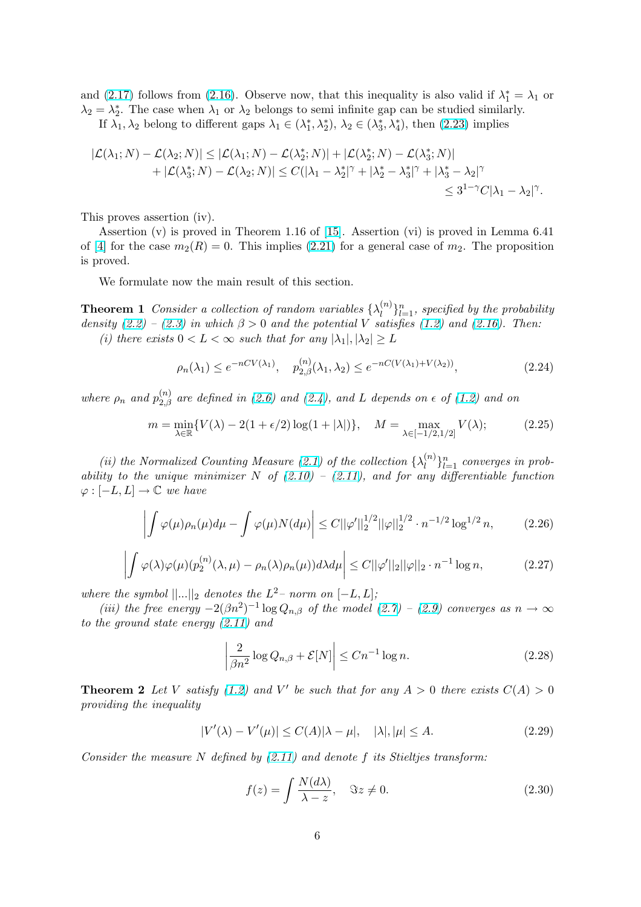and (2.17) follows from (2.16). Observe now, that this inequality is also valid if $\lambda_1^* = \lambda_1$ or $\lambda_2 = \lambda_2^*$. The case when $\lambda_1$ or $\lambda_2$ belongs to semi infinite gap can be studied similarly.

If $\lambda_1, \lambda_2$ belong to different gaps $\lambda_1 \in (\lambda_1^*, \lambda_2^*)$, $\lambda_2 \in (\lambda_3^*, \lambda_4^*)$, then (2.23) implies

$$
\begin{aligned}
|\mathcal{L}(\lambda_1; N) - \mathcal{L}(\lambda_2; N)| &\le |\mathcal{L}(\lambda_1; N) - \mathcal{L}(\lambda_2^*; N)| + |\mathcal{L}(\lambda_2^*; N) - \mathcal{L}(\lambda_3^*; N)| \\
&+ |\mathcal{L}(\lambda_3^*; N) - \mathcal{L}(\lambda_2; N)| \le C(|\lambda_1 - \lambda_2^*|^\gamma + |\lambda_2^* - \lambda_3^*|^\gamma + |\lambda_3^* - \lambda_2|^\gamma \\
&\le 3^{1-\gamma} C |\lambda_1 - \lambda_2|^\gamma.
\end{aligned}
$$

This proves assertion (iv).

Assertion (v) is proved in Theorem 1.16 of [15]. Assertion (vi) is proved in Lemma 6.41 of [4] for the case $m_2(R) = 0$. This implies (2.21) for a general case of $m_2$. The proposition is proved.

We formulate now the main result of this section.

**Theorem 1** *Consider a collection of random variables $\{\lambda_l^{(n)}\}_{l=1}^n$, specified by the probability density (2.2) – (2.3) in which $\beta > 0$ and the potential $V$ satisfies (1.2) and (2.16). Then:*

*(i) there exists $0 < L < \infty$ such that for any $|\lambda_1|, |\lambda_2| \ge L$*

$$
\rho_n(\lambda_1) \le e^{-nCV(\lambda_1)}, \quad p_{2,\beta}^{(n)}(\lambda_1, \lambda_2) \le e^{-nC(V(\lambda_1) + V(\lambda_2))}, \tag{2.24}
$$

*where $\rho_n$ and $p_{2,\beta}^{(n)}$ are defined in (2.6) and (2.4), and $L$ depends on $\epsilon$ of (1.2) and on*

$$
m = \min_{\lambda \in \mathbb{R}} \{V(\lambda) - 2(1 + \epsilon/2)\log(1 + |\lambda|)\}, \quad M = \max_{\lambda \in [-1/2, 1/2]} V(\lambda); \tag{2.25}
$$

*(ii) the Normalized Counting Measure (2.1) of the collection $\{\lambda_l^{(n)}\}_{l=1}^n$ converges in probability to the unique minimizer $N$ of (2.10) – (2.11), and for any differentiable function $\varphi : [-L, L] \to \mathbb{C}$ we have*

$$
\left| \int \varphi(\mu)\rho_n(\mu)d\mu - \int \varphi(\mu)N(d\mu) \right| \le C||\varphi'||_2^{1/2}||\varphi||_2^{1/2} \cdot n^{-1/2}\log^{1/2} n, \tag{2.26}
$$

$$
\left| \int \varphi(\lambda)\varphi(\mu)(p_2^{(n)}(\lambda, \mu) - \rho_n(\lambda)\rho_n(\mu))d\lambda d\mu \right| \le C||\varphi'||_2||\varphi||_2 \cdot n^{-1}\log n, \tag{2.27}
$$

*where the symbol $||...||_2$ denotes the $L^2$– norm on $[-L, L]$;*

*(iii) the free energy $-2(\beta n^2)^{-1}\log Q_{n,\beta}$ of the model (2.7) – (2.9) converges as $n \to \infty$ to the ground state energy (2.11) and*

$$
\left| \frac{2}{\beta n^2}\log Q_{n,\beta} + \mathcal{E}[N] \right| \le Cn^{-1}\log n. \tag{2.28}
$$

**Theorem 2** *Let $V$ satisfy (1.2) and $V'$ be such that for any $A > 0$ there exists $C(A) > 0$ providing the inequality*

$$
|V'(\lambda) - V'(\mu)| \le C(A)|\lambda - \mu|, \quad |\lambda|, |\mu| \le A. \tag{2.29}
$$

*Consider the measure $N$ defined by (2.11) and denote $f$ its Stieltjes transform:*

$$
f(z) = \int \frac{N(d\lambda)}{\lambda - z}, \quad \Im z \ne 0. \tag{2.30}
$$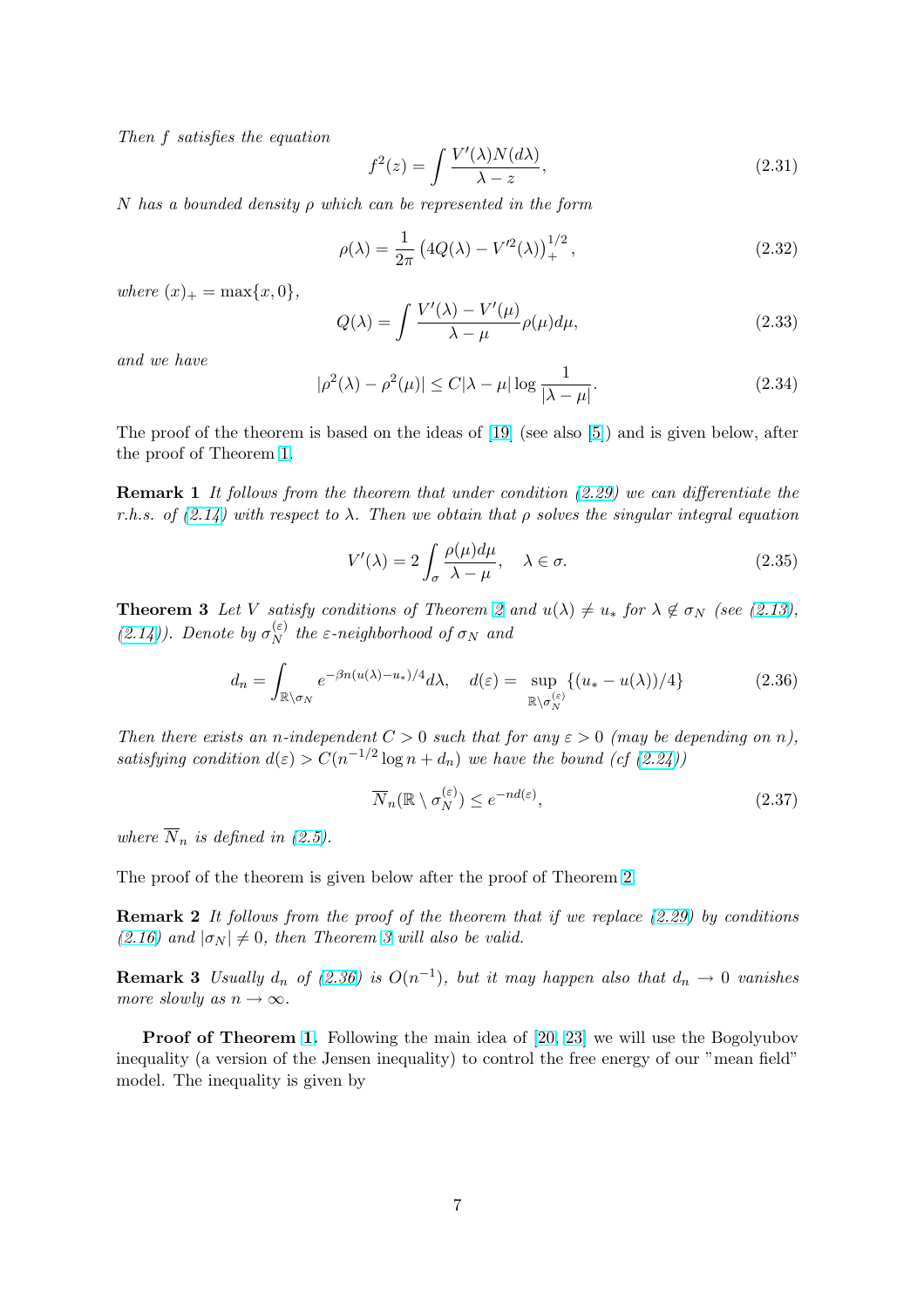*Then $f$ satisfies the equation*

$$f^2(z) = \int \frac{V'(\lambda)N(d\lambda)}{\lambda - z}, \tag{2.31}$$

*$N$ has a bounded density $\rho$ which can be represented in the form*

$$\rho(\lambda) = \frac{1}{2\pi}\left(4Q(\lambda) - V'^2(\lambda)\right)_+^{1/2}, \tag{2.32}$$

*where $(x)_+ = \max\{x, 0\}$,*

$$Q(\lambda) = \int \frac{V'(\lambda) - V'(\mu)}{\lambda - \mu}\rho(\mu)d\mu, \tag{2.33}$$

*and we have*

$$|\rho^2(\lambda) - \rho^2(\mu)| \le C|\lambda - \mu| \log \frac{1}{|\lambda - \mu|}. \tag{2.34}$$

The proof of the theorem is based on the ideas of [19] (see also [5]) and is given below, after the proof of Theorem 1.

**Remark 1** *It follows from the theorem that under condition (2.29) we can differentiate the r.h.s. of (2.14) with respect to $\lambda$. Then we obtain that $\rho$ solves the singular integral equation*

$$V'(\lambda) = 2\int_\sigma \frac{\rho(\mu)d\mu}{\lambda - \mu}, \quad \lambda \in \sigma. \tag{2.35}$$

**Theorem 3** *Let $V$ satisfy conditions of Theorem 2 and $u(\lambda) \neq u_*$ for $\lambda \notin \sigma_N$ (see (2.13), (2.14)). Denote by $\sigma_N^{(\varepsilon)}$ the $\varepsilon$-neighborhood of $\sigma_N$ and*

$$d_n = \int_{\mathbb{R}\setminus\sigma_N} e^{-\beta n(u(\lambda) - u_*)/4} d\lambda, \quad d(\varepsilon) = \sup_{\mathbb{R}\setminus\sigma_N^{(\varepsilon)}} \{(u_* - u(\lambda))/4\} \tag{2.36}$$

*Then there exists an $n$-independent $C > 0$ such that for any $\varepsilon > 0$ (may be depending on $n$), satisfying condition $d(\varepsilon) > C(n^{-1/2}\log n + d_n)$ we have the bound (cf (2.24))*

$$\overline{N}_n(\mathbb{R}\setminus\sigma_N^{(\varepsilon)}) \le e^{-nd(\varepsilon)}, \tag{2.37}$$

*where $\overline{N}_n$ is defined in (2.5).*

The proof of the theorem is given below after the proof of Theorem 2.

**Remark 2** *It follows from the proof of the theorem that if we replace (2.29) by conditions (2.16) and $|\sigma_N| \neq 0$, then Theorem 3 will also be valid.*

**Remark 3** *Usually $d_n$ of (2.36) is $O(n^{-1})$, but it may happen also that $d_n \to 0$ vanishes more slowly as $n \to \infty$.*

**Proof of Theorem 1.** Following the main idea of [20, 23] we will use the Bogolyubov inequality (a version of the Jensen inequality) to control the free energy of our "mean field" model. The inequality is given by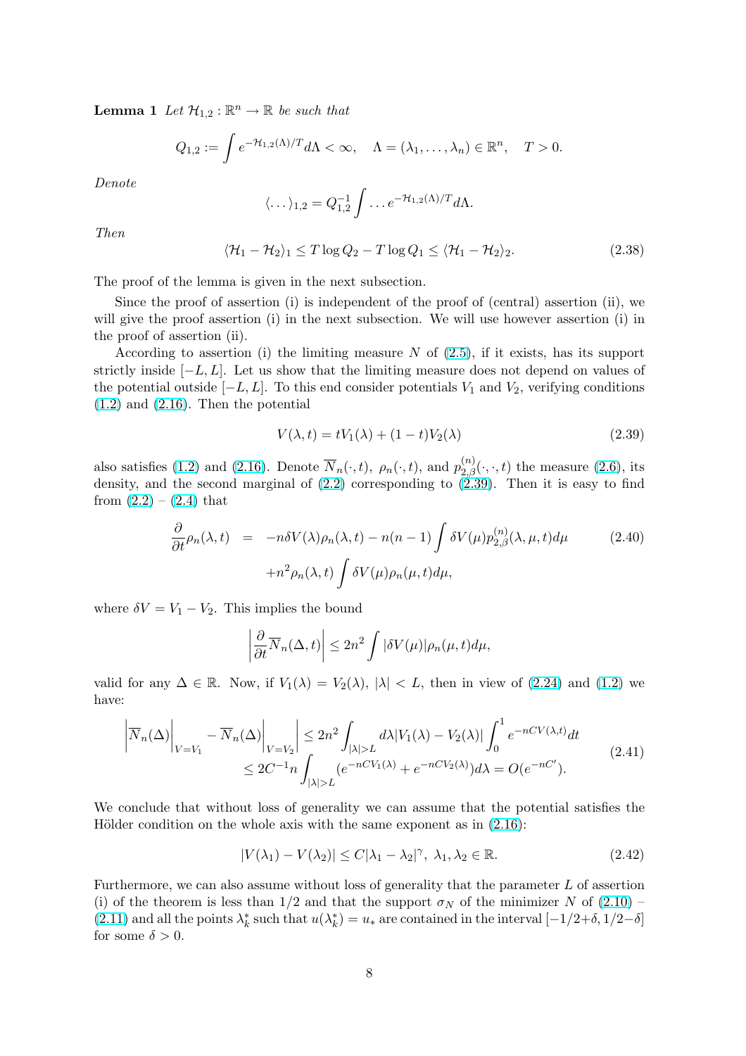**Lemma 1** *Let $\mathcal{H}_{1,2} : \mathbb{R}^n \to \mathbb{R}$ be such that*

$$Q_{1,2} := \int e^{-\mathcal{H}_{1,2}(\Lambda)/T} d\Lambda < \infty, \quad \Lambda = (\lambda_1, \ldots, \lambda_n) \in \mathbb{R}^n, \quad T > 0.$$

*Denote*

$$\langle \ldots \rangle_{1,2} = Q_{1,2}^{-1} \int \ldots e^{-\mathcal{H}_{1,2}(\Lambda)/T} d\Lambda.$$

*Then*

$$\langle \mathcal{H}_1 - \mathcal{H}_2 \rangle_1 \le T \log Q_2 - T \log Q_1 \le \langle \mathcal{H}_1 - \mathcal{H}_2 \rangle_2. \tag{2.38}$$

The proof of the lemma is given in the next subsection.

Since the proof of assertion (i) is independent of the proof of (central) assertion (ii), we will give the proof assertion (i) in the next subsection. We will use however assertion (i) in the proof of assertion (ii).

According to assertion (i) the limiting measure $N$ of (2.5), if it exists, has its support strictly inside $[-L, L]$. Let us show that the limiting measure does not depend on values of the potential outside $[-L, L]$. To this end consider potentials $V_1$ and $V_2$, verifying conditions (1.2) and (2.16). Then the potential

$$V(\lambda, t) = tV_1(\lambda) + (1-t)V_2(\lambda) \tag{2.39}$$

also satisfies (1.2) and (2.16). Denote $\overline{N}_n(\cdot, t)$, $\rho_n(\cdot, t)$, and $p_{2,\beta}^{(n)}(\cdot, \cdot, t)$ the measure (2.6), its density, and the second marginal of (2.2) corresponding to (2.39). Then it is easy to find from (2.2) – (2.4) that

$$\begin{aligned} \frac{\partial}{\partial t}\rho_n(\lambda, t) &= -n\delta V(\lambda)\rho_n(\lambda, t) - n(n-1)\int \delta V(\mu) p_{2,\beta}^{(n)}(\lambda, \mu, t) d\mu \\ &\quad + n^2 \rho_n(\lambda, t) \int \delta V(\mu)\rho_n(\mu, t) d\mu, \end{aligned} \tag{2.40}$$

where $\delta V = V_1 - V_2$. This implies the bound

$$\left| \frac{\partial}{\partial t} \overline{N}_n(\Delta, t) \right| \le 2n^2 \int |\delta V(\mu)| \rho_n(\mu, t) d\mu,$$

valid for any $\Delta \in \mathbb{R}$. Now, if $V_1(\lambda) = V_2(\lambda)$, $|\lambda| < L$, then in view of (2.24) and (1.2) we have:

$$\begin{aligned} \left| \overline{N}_n(\Delta)\Big|_{V=V_1} - \overline{N}_n(\Delta)\Big|_{V=V_2} \right| &\le 2n^2 \int_{|\lambda|>L} d\lambda |V_1(\lambda) - V_2(\lambda)| \int_0^1 e^{-nCV(\lambda, t)} dt \\ &\le 2C^{-1} n \int_{|\lambda|>L} (e^{-nCV_1(\lambda)} + e^{-nCV_2(\lambda)}) d\lambda = O(e^{-nC'}). \end{aligned} \tag{2.41}$$

We conclude that without loss of generality we can assume that the potential satisfies the Hölder condition on the whole axis with the same exponent as in (2.16):

$$|V(\lambda_1) - V(\lambda_2)| \le C|\lambda_1 - \lambda_2|^\gamma, \ \lambda_1, \lambda_2 \in \mathbb{R}. \tag{2.42}$$

Furthermore, we can also assume without loss of generality that the parameter $L$ of assertion (i) of the theorem is less than $1/2$ and that the support $\sigma_N$ of the minimizer $N$ of (2.10) – (2.11) and all the points $\lambda_k^*$ such that $u(\lambda_k^*) = u_*$ are contained in the interval $[-1/2+\delta, 1/2-\delta]$ for some $\delta > 0$.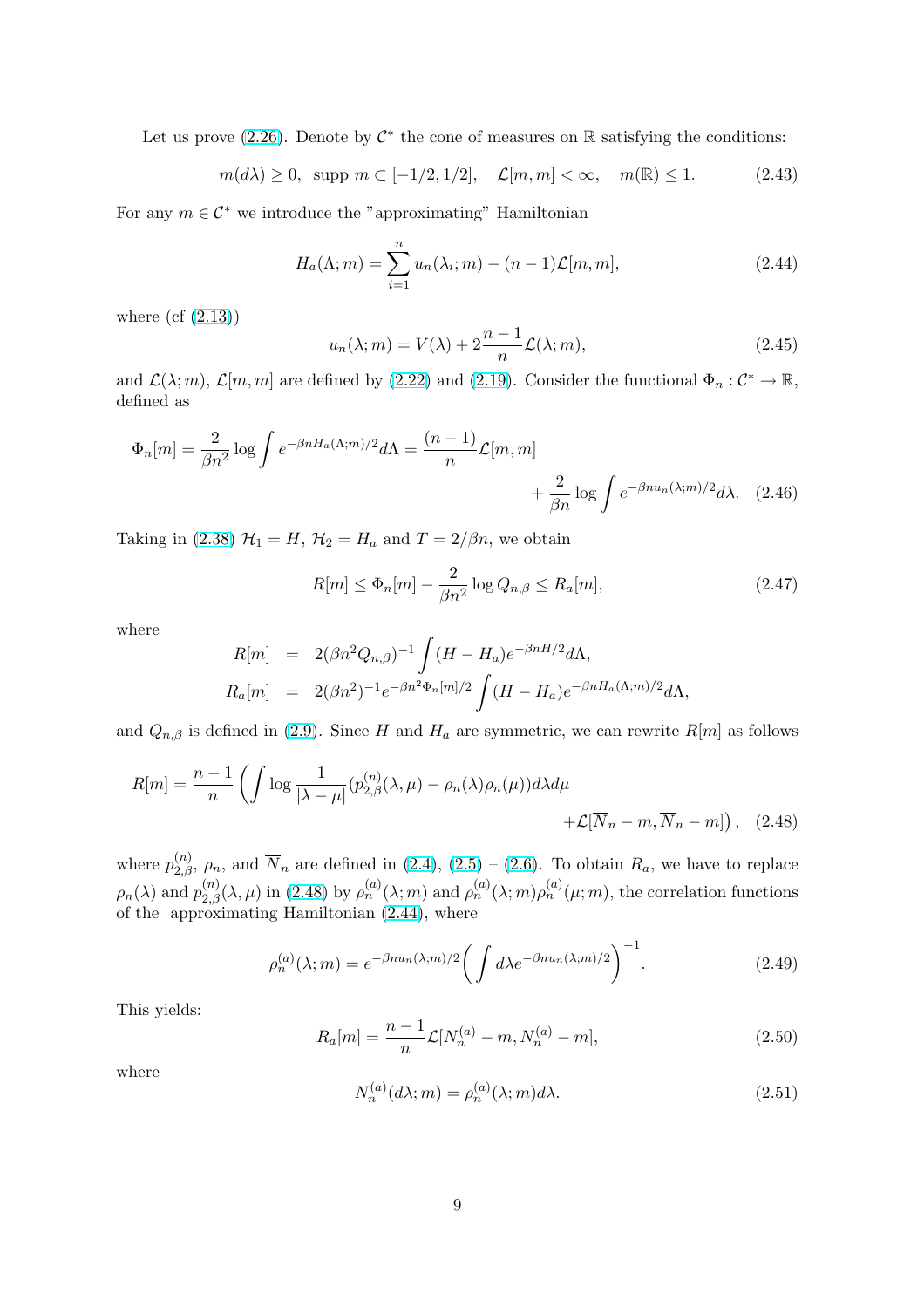Let us prove (2.26). Denote by $\mathcal{C}^*$ the cone of measures on $\mathbb{R}$ satisfying the conditions:

$$m(d\lambda) \geq 0, \;\; \text{supp } m \subset [-1/2, 1/2], \quad \mathcal{L}[m,m] < \infty, \quad m(\mathbb{R}) \leq 1. \tag{2.43}$$

For any $m \in \mathcal{C}^*$ we introduce the "approximating" Hamiltonian

$$H_a(\Lambda; m) = \sum_{i=1}^{n} u_n(\lambda_i; m) - (n-1)\mathcal{L}[m,m], \tag{2.44}$$

where (cf (2.13))

$$u_n(\lambda; m) = V(\lambda) + 2\frac{n-1}{n}\mathcal{L}(\lambda; m), \tag{2.45}$$

and $\mathcal{L}(\lambda; m)$, $\mathcal{L}[m,m]$ are defined by (2.22) and (2.19). Consider the functional $\Phi_n : \mathcal{C}^* \to \mathbb{R}$, defined as

$$\Phi_n[m] = \frac{2}{\beta n^2} \log \int e^{-\beta n H_a(\Lambda; m)/2} d\Lambda = \frac{(n-1)}{n}\mathcal{L}[m,m] + \frac{2}{\beta n} \log \int e^{-\beta n u_n(\lambda; m)/2} d\lambda. \tag{2.46}$$

Taking in (2.38) $\mathcal{H}_1 = H$, $\mathcal{H}_2 = H_a$ and $T = 2/\beta n$, we obtain

$$R[m] \leq \Phi_n[m] - \frac{2}{\beta n^2} \log Q_{n,\beta} \leq R_a[m], \tag{2.47}$$

where

$$\begin{aligned} R[m] &= 2(\beta n^2 Q_{n,\beta})^{-1} \int (H - H_a) e^{-\beta n H/2} d\Lambda, \\ R_a[m] &= 2(\beta n^2)^{-1} e^{-\beta n^2 \Phi_n[m]/2} \int (H - H_a) e^{-\beta n H_a(\Lambda; m)/2} d\Lambda, \end{aligned}$$

and $Q_{n,\beta}$ is defined in (2.9). Since $H$ and $H_a$ are symmetric, we can rewrite $R[m]$ as follows

$$R[m] = \frac{n-1}{n} \left( \int \log \frac{1}{|\lambda - \mu|} (p_{2,\beta}^{(n)}(\lambda, \mu) - \rho_n(\lambda)\rho_n(\mu)) d\lambda d\mu + \mathcal{L}[\overline{N}_n - m, \overline{N}_n - m] \right), \tag{2.48}$$

where $p_{2,\beta}^{(n)}$, $\rho_n$, and $\overline{N}_n$ are defined in (2.4), (2.5) – (2.6). To obtain $R_a$, we have to replace $\rho_n(\lambda)$ and $p_{2,\beta}^{(n)}(\lambda, \mu)$ in (2.48) by $\rho_n^{(a)}(\lambda; m)$ and $\rho_n^{(a)}(\lambda; m)\rho_n^{(a)}(\mu; m)$, the correlation functions of the approximating Hamiltonian (2.44), where

$$\rho_n^{(a)}(\lambda; m) = e^{-\beta n u_n(\lambda; m)/2} \left( \int d\lambda e^{-\beta n u_n(\lambda; m)/2} \right)^{-1}. \tag{2.49}$$

This yields:

$$R_a[m] = \frac{n-1}{n} \mathcal{L}[N_n^{(a)} - m, N_n^{(a)} - m], \tag{2.50}$$

where

$$N_n^{(a)}(d\lambda; m) = \rho_n^{(a)}(\lambda; m) d\lambda. \tag{2.51}$$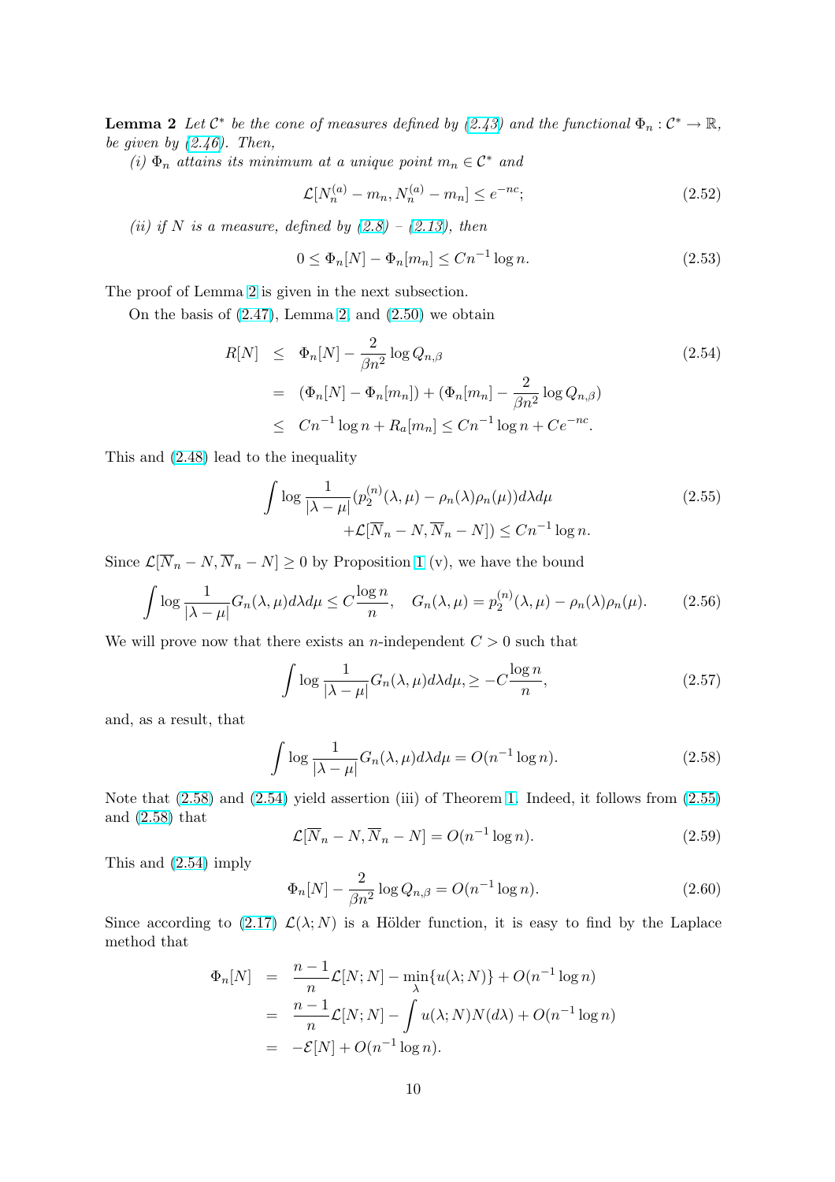**Lemma 2** *Let $\mathcal{C}^*$ be the cone of measures defined by (2.43) and the functional $\Phi_n : \mathcal{C}^* \to \mathbb{R}$, be given by (2.46). Then,*

*(i) $\Phi_n$ attains its minimum at a unique point $m_n \in \mathcal{C}^*$ and*

$$\mathcal{L}[N_n^{(a)} - m_n, N_n^{(a)} - m_n] \le e^{-nc}; \tag{2.52}$$

*(ii) if $N$ is a measure, defined by (2.8) – (2.13), then*

$$0 \le \Phi_n[N] - \Phi_n[m_n] \le Cn^{-1}\log n. \tag{2.53}$$

The proof of Lemma 2 is given in the next subsection.

On the basis of (2.47), Lemma 2, and (2.50) we obtain

$$\begin{aligned} R[N] &\le \Phi_n[N] - \frac{2}{\beta n^2}\log Q_{n,\beta} \\ &= (\Phi_n[N] - \Phi_n[m_n]) + (\Phi_n[m_n] - \frac{2}{\beta n^2}\log Q_{n,\beta}) \\ &\le Cn^{-1}\log n + R_a[m_n] \le Cn^{-1}\log n + Ce^{-nc}. \end{aligned} \tag{2.54}$$

This and (2.48) lead to the inequality

$$\begin{aligned} \int \log\frac{1}{|\lambda-\mu|}(p_2^{(n)}(\lambda,\mu) - \rho_n(\lambda)\rho_n(\mu))d\lambda d\mu& \\ +\mathcal{L}[\overline{N}_n - N, \overline{N}_n - N]) \le Cn^{-1}\log n.& \end{aligned} \tag{2.55}$$

Since $\mathcal{L}[\overline{N}_n - N, \overline{N}_n - N] \ge 0$ by Proposition 1 (v), we have the bound

$$\int \log\frac{1}{|\lambda-\mu|}G_n(\lambda,\mu)d\lambda d\mu \le C\frac{\log n}{n}, \quad G_n(\lambda,\mu) = p_2^{(n)}(\lambda,\mu) - \rho_n(\lambda)\rho_n(\mu). \tag{2.56}$$

We will prove now that there exists an $n$-independent $C > 0$ such that

$$\int \log\frac{1}{|\lambda-\mu|}G_n(\lambda,\mu)d\lambda d\mu, \ge -C\frac{\log n}{n}, \tag{2.57}$$

and, as a result, that

$$\int \log\frac{1}{|\lambda-\mu|}G_n(\lambda,\mu)d\lambda d\mu = O(n^{-1}\log n). \tag{2.58}$$

Note that (2.58) and (2.54) yield assertion (iii) of Theorem 1. Indeed, it follows from (2.55) and (2.58) that

$$\mathcal{L}[\overline{N}_n - N, \overline{N}_n - N] = O(n^{-1}\log n). \tag{2.59}$$

This and (2.54) imply

$$\Phi_n[N] - \frac{2}{\beta n^2}\log Q_{n,\beta} = O(n^{-1}\log n). \tag{2.60}$$

Since according to (2.17) $\mathcal{L}(\lambda; N)$ is a Hölder function, it is easy to find by the Laplace method that

$$\begin{aligned} \Phi_n[N] &= \frac{n-1}{n}\mathcal{L}[N;N] - \min_\lambda\{u(\lambda;N)\} + O(n^{-1}\log n) \\ &= \frac{n-1}{n}\mathcal{L}[N;N] - \int u(\lambda;N)N(d\lambda) + O(n^{-1}\log n) \\ &= -\mathcal{E}[N] + O(n^{-1}\log n). \end{aligned}$$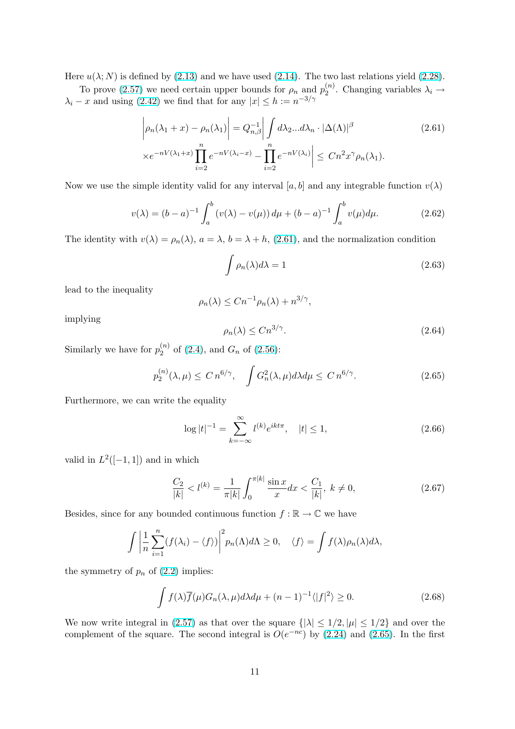Here $u(\lambda; N)$ is defined by (2.13) and we have used (2.14). The two last relations yield (2.28).

To prove (2.57) we need certain upper bounds for $\rho_n$ and $p_2^{(n)}$. Changing variables $\lambda_i \to \lambda_i - x$ and using (2.42) we find that for any $|x| \le h := n^{-3/\gamma}$

$$
\begin{aligned}
\Big|\rho_n(\lambda_1 + x) - \rho_n(\lambda_1)\Big| &= Q_{n,\beta}^{-1}\Big| \int d\lambda_2 ... d\lambda_n \cdot |\Delta(\Lambda)|^\beta \\
\times e^{-nV(\lambda_1+x)} \prod_{i=2}^n e^{-nV(\lambda_i - x)} &- \prod_{i=2}^n e^{-nV(\lambda_i)}\Big| \le C n^2 x^\gamma \rho_n(\lambda_1).
\end{aligned} \tag{2.61}
$$

Now we use the simple identity valid for any interval $[a, b]$ and any integrable function $v(\lambda)$

$$
v(\lambda) = (b-a)^{-1} \int_a^b (v(\lambda) - v(\mu))\, d\mu + (b-a)^{-1} \int_a^b v(\mu) d\mu. \tag{2.62}
$$

The identity with $v(\lambda) = \rho_n(\lambda)$, $a = \lambda$, $b = \lambda + h$, (2.61), and the normalization condition

$$
\int \rho_n(\lambda) d\lambda = 1 \tag{2.63}
$$

lead to the inequality

$$
\rho_n(\lambda) \le C n^{-1} \rho_n(\lambda) + n^{3/\gamma},
$$

implying

$$
\rho_n(\lambda) \le C n^{3/\gamma}. \tag{2.64}
$$

Similarly we have for $p_2^{(n)}$ of (2.4), and $G_n$ of (2.56):

$$
p_2^{(n)}(\lambda, \mu) \le C\, n^{6/\gamma}, \quad \int G_n^2(\lambda, \mu) d\lambda d\mu \le C\, n^{6/\gamma}. \tag{2.65}
$$

Furthermore, we can write the equality

$$
\log |t|^{-1} = \sum_{k=-\infty}^{\infty} l^{(k)} e^{ikt\pi}, \quad |t| \le 1, \tag{2.66}
$$

valid in $L^2([-1, 1])$ and in which

$$
\frac{C_2}{|k|} < l^{(k)} = \frac{1}{\pi |k|} \int_0^{\pi |k|} \frac{\sin x}{x} dx < \frac{C_1}{|k|},\ k \ne 0, \tag{2.67}
$$

Besides, since for any bounded continuous function $f : \mathbb{R} \to \mathbb{C}$ we have

$$
\int \left| \frac{1}{n} \sum_{i=1}^n (f(\lambda_i) - \langle f \rangle) \right|^2 p_n(\Lambda) d\Lambda \ge 0, \quad \langle f \rangle = \int f(\lambda) \rho_n(\lambda) d\lambda,
$$

the symmetry of $p_n$ of (2.2) implies:

$$
\int f(\lambda) \overline{f}(\mu) G_n(\lambda, \mu) d\lambda d\mu + (n-1)^{-1} \langle |f|^2 \rangle \ge 0. \tag{2.68}
$$

We now write integral in (2.57) as that over the square $\{|\lambda| \le 1/2, |\mu| \le 1/2\}$ and over the complement of the square. The second integral is $O(e^{-nc})$ by (2.24) and (2.65). In the first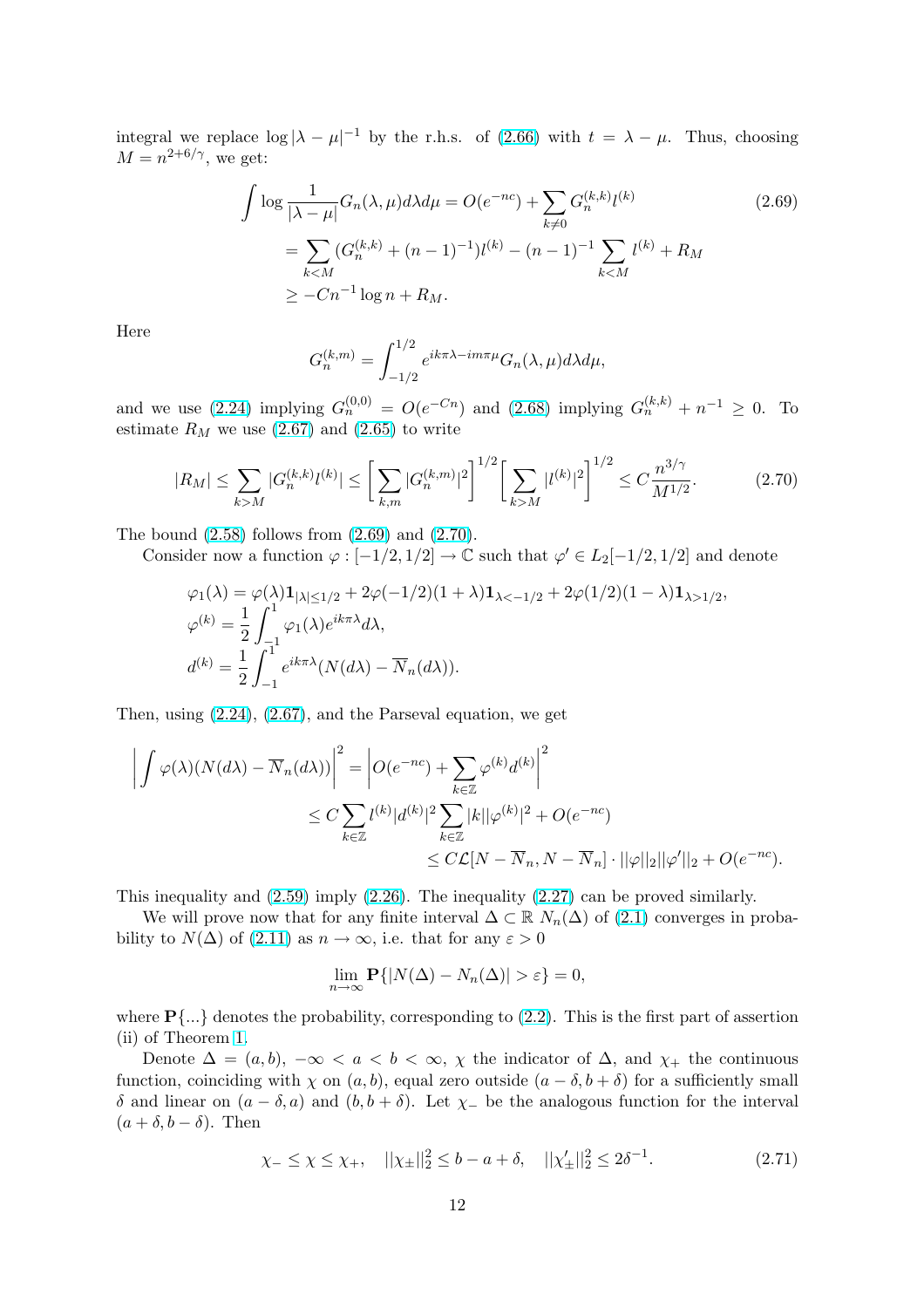integral we replace $\log|\lambda-\mu|^{-1}$ by the r.h.s. of (2.66) with $t=\lambda-\mu$. Thus, choosing $M=n^{2+6/\gamma}$, we get:

$$
\begin{aligned}
\int \log\frac{1}{|\lambda-\mu|}G_n(\lambda,\mu)d\lambda d\mu &= O(e^{-nc})+\sum_{k\neq 0}G_n^{(k,k)}l^{(k)} \\
&= \sum_{k<M}(G_n^{(k,k)}+(n-1)^{-1})l^{(k)}-(n-1)^{-1}\sum_{k<M}l^{(k)}+R_M \\
&\geq -Cn^{-1}\log n+R_M.
\end{aligned}
\tag{2.69}
$$

Here

$$
G_n^{(k,m)}=\int_{-1/2}^{1/2}e^{ik\pi\lambda-im\pi\mu}G_n(\lambda,\mu)d\lambda d\mu,
$$

and we use (2.24) implying $G_n^{(0,0)}=O(e^{-Cn})$ and (2.68) implying $G_n^{(k,k)}+n^{-1}\geq 0$. To estimate $R_M$ we use (2.67) and (2.65) to write

$$
|R_M|\leq\sum_{k>M}|G_n^{(k,k)}l^{(k)}|\leq\bigg[\sum_{k,m}|G_n^{(k,m)}|^2\bigg]^{1/2}\bigg[\sum_{k>M}|l^{(k)}|^2\bigg]^{1/2}\leq C\frac{n^{3/\gamma}}{M^{1/2}}. \tag{2.70}
$$

The bound (2.58) follows from (2.69) and (2.70).

Consider now a function $\varphi:[-1/2,1/2]\to\mathbb{C}$ such that $\varphi'\in L_2[-1/2,1/2]$ and denote

$$
\begin{aligned}
&\varphi_1(\lambda)=\varphi(\lambda)\mathbf{1}_{|\lambda|\leq 1/2}+2\varphi(-1/2)(1+\lambda)\mathbf{1}_{\lambda<-1/2}+2\varphi(1/2)(1-\lambda)\mathbf{1}_{\lambda>1/2}, \\
&\varphi^{(k)}=\frac{1}{2}\int_{-1}^{1}\varphi_1(\lambda)e^{ik\pi\lambda}d\lambda, \\
&d^{(k)}=\frac{1}{2}\int_{-1}^{1}e^{ik\pi\lambda}(N(d\lambda)-\overline{N}_n(d\lambda)).
\end{aligned}
$$

Then, using (2.24), (2.67), and the Parseval equation, we get

$$
\begin{aligned}
\bigg|\int\varphi(\lambda)(N(d\lambda)-\overline{N}_n(d\lambda))\bigg|^2 &= \bigg|O(e^{-nc})+\sum_{k\in\mathbb{Z}}\varphi^{(k)}d^{(k)}\bigg|^2 \\
&\leq C\sum_{k\in\mathbb{Z}}l^{(k)}|d^{(k)}|^2\sum_{k\in\mathbb{Z}}|k||\varphi^{(k)}|^2+O(e^{-nc}) \\
&\leq C\mathcal{L}[N-\overline{N}_n,N-\overline{N}_n]\cdot||\varphi||_2||\varphi'||_2+O(e^{-nc}).
\end{aligned}
$$

This inequality and (2.59) imply (2.26). The inequality (2.27) can be proved similarly.

We will prove now that for any finite interval $\Delta\subset\mathbb{R}$ $N_n(\Delta)$ of (2.1) converges in probability to $N(\Delta)$ of (2.11) as $n\to\infty$, i.e. that for any $\varepsilon>0$

$$
\lim_{n\to\infty}\mathbf{P}\{|N(\Delta)-N_n(\Delta)|>\varepsilon\}=0,
$$

where $\mathbf{P}\{...\}$ denotes the probability, corresponding to (2.2). This is the first part of assertion (ii) of Theorem 1.

Denote $\Delta=(a,b)$, $-\infty<a<b<\infty$, $\chi$ the indicator of $\Delta$, and $\chi_+$ the continuous function, coinciding with $\chi$ on $(a,b)$, equal zero outside $(a-\delta,b+\delta)$ for a sufficiently small $\delta$ and linear on $(a-\delta,a)$ and $(b,b+\delta)$. Let $\chi_-$ be the analogous function for the interval $(a+\delta,b-\delta)$. Then

$$
\chi_-\leq\chi\leq\chi_+,\quad ||\chi_\pm||_2^2\leq b-a+\delta,\quad ||\chi_\pm'||_2^2\leq 2\delta^{-1}. \tag{2.71}
$$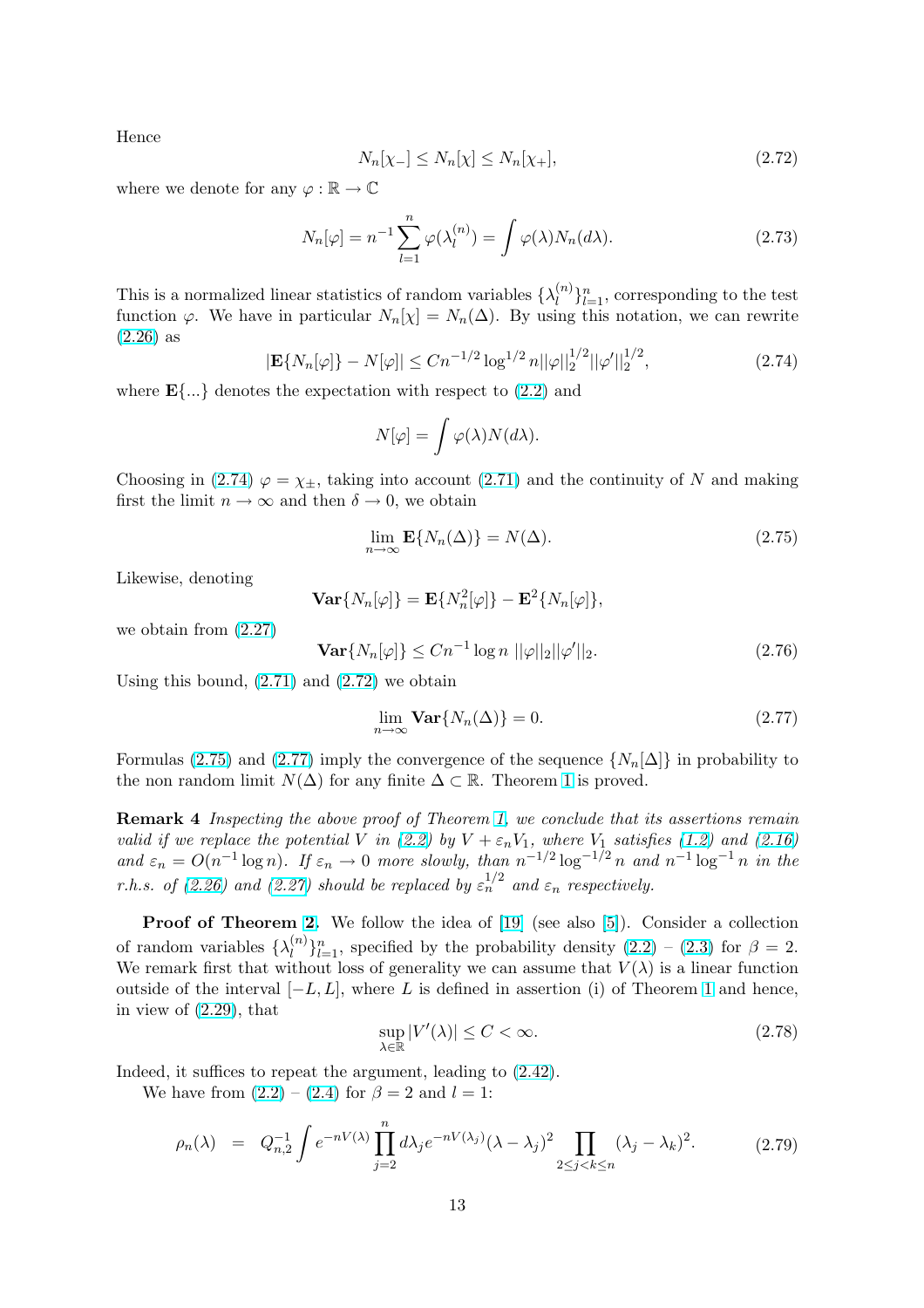Hence

$$N_n[\chi_-] \le N_n[\chi] \le N_n[\chi_+], \tag{2.72}$$

where we denote for any $\varphi : \mathbb{R} \to \mathbb{C}$

$$N_n[\varphi] = n^{-1}\sum_{l=1}^{n} \varphi(\lambda_l^{(n)}) = \int \varphi(\lambda) N_n(d\lambda). \tag{2.73}$$

This is a normalized linear statistics of random variables $\{\lambda_l^{(n)}\}_{l=1}^n$, corresponding to the test function $\varphi$. We have in particular $N_n[\chi] = N_n(\Delta)$. By using this notation, we can rewrite (2.26) as

$$|\mathbf{E}\{N_n[\varphi]\} - N[\varphi]| \le Cn^{-1/2}\log^{1/2} n ||\varphi||_2^{1/2}||\varphi'||_2^{1/2}, \tag{2.74}$$

where $\mathbf{E}\{...\}$ denotes the expectation with respect to (2.2) and

$$N[\varphi] = \int \varphi(\lambda) N(d\lambda).$$

Choosing in (2.74) $\varphi = \chi_\pm$, taking into account (2.71) and the continuity of $N$ and making first the limit $n \to \infty$ and then $\delta \to 0$, we obtain

$$\lim_{n\to\infty} \mathbf{E}\{N_n(\Delta)\} = N(\Delta). \tag{2.75}$$

Likewise, denoting

$$\mathbf{Var}\{N_n[\varphi]\} = \mathbf{E}\{N_n^2[\varphi]\} - \mathbf{E}^2\{N_n[\varphi]\},$$

we obtain from (2.27)

$$\mathbf{Var}\{N_n[\varphi]\} \le Cn^{-1}\log n \; ||\varphi||_2||\varphi'||_2. \tag{2.76}$$

Using this bound, (2.71) and (2.72) we obtain

$$\lim_{n\to\infty} \mathbf{Var}\{N_n(\Delta)\} = 0. \tag{2.77}$$

Formulas (2.75) and (2.77) imply the convergence of the sequence $\{N_n[\Delta]\}$ in probability to the non random limit $N(\Delta)$ for any finite $\Delta \subset \mathbb{R}$. Theorem 1 is proved.

**Remark 4** *Inspecting the above proof of Theorem 1, we conclude that its assertions remain valid if we replace the potential $V$ in (2.2) by $V + \varepsilon_n V_1$, where $V_1$ satisfies (1.2) and (2.16) and $\varepsilon_n = O(n^{-1}\log n)$. If $\varepsilon_n \to 0$ more slowly, than $n^{-1/2}\log^{-1/2} n$ and $n^{-1}\log^{-1} n$ in the r.h.s. of (2.26) and (2.27) should be replaced by $\varepsilon_n^{1/2}$ and $\varepsilon_n$ respectively.*

**Proof of Theorem 2.** We follow the idea of [19] (see also [5]). Consider a collection of random variables $\{\lambda_l^{(n)}\}_{l=1}^n$, specified by the probability density (2.2) – (2.3) for $\beta = 2$. We remark first that without loss of generality we can assume that $V(\lambda)$ is a linear function outside of the interval $[-L, L]$, where $L$ is defined in assertion (i) of Theorem 1 and hence, in view of (2.29), that

$$\sup_{\lambda\in\mathbb{R}} |V'(\lambda)| \le C < \infty. \tag{2.78}$$

Indeed, it suffices to repeat the argument, leading to (2.42).

We have from (2.2) – (2.4) for $\beta = 2$ and $l = 1$:

$$\rho_n(\lambda) \;\; = \;\; Q_{n,2}^{-1}\int e^{-nV(\lambda)}\prod_{j=2}^{n} d\lambda_j e^{-nV(\lambda_j)}(\lambda-\lambda_j)^2 \prod_{2\le j<k\le n}(\lambda_j-\lambda_k)^2. \tag{2.79}$$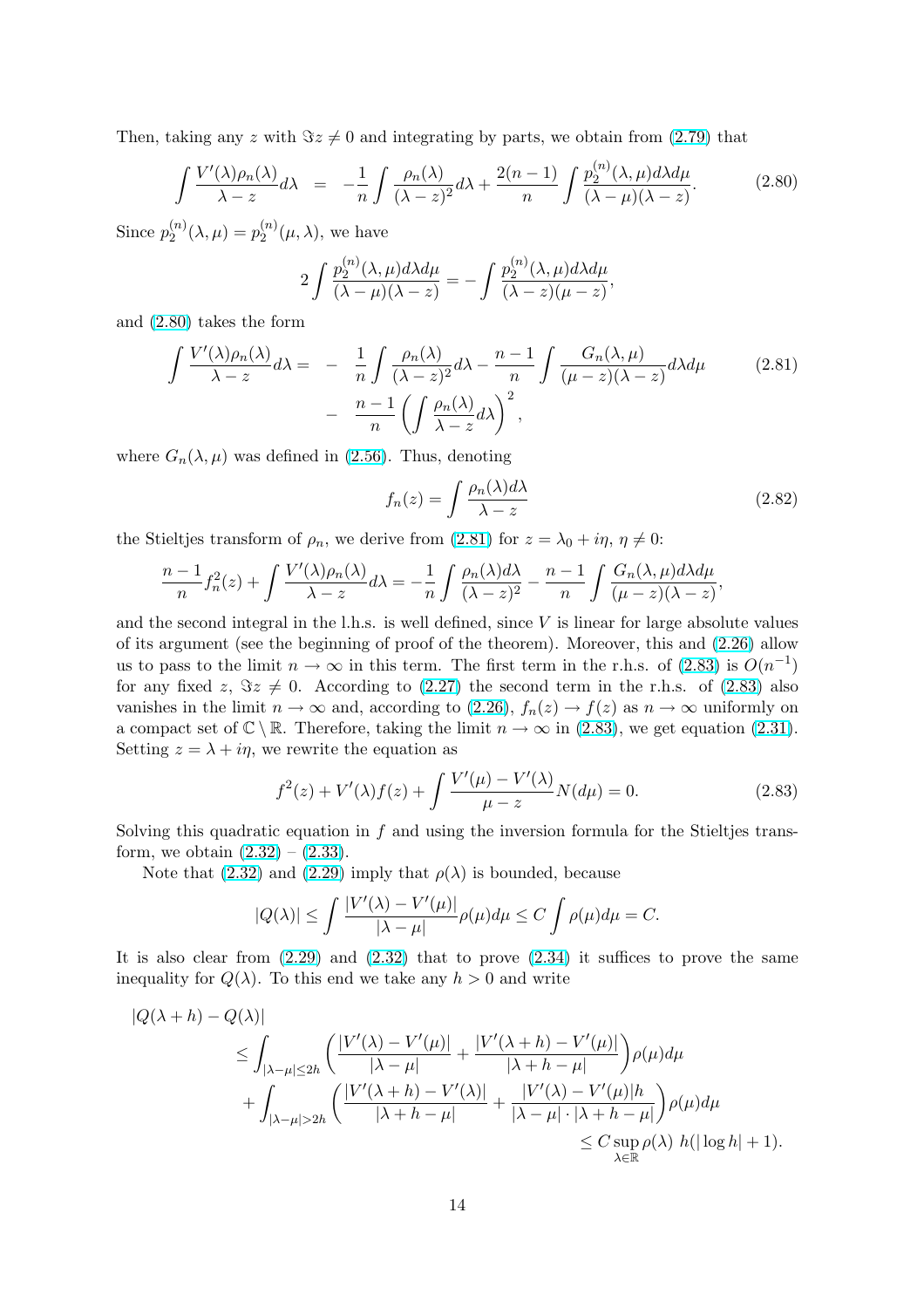Then, taking any $z$ with $\Im z \neq 0$ and integrating by parts, we obtain from (2.79) that

$$\int \frac{V'(\lambda)\rho_n(\lambda)}{\lambda - z}d\lambda \;\; = \;\; -\frac{1}{n}\int \frac{\rho_n(\lambda)}{(\lambda - z)^2}d\lambda + \frac{2(n-1)}{n}\int \frac{p_2^{(n)}(\lambda,\mu)d\lambda d\mu}{(\lambda-\mu)(\lambda - z)}. \tag{2.80}$$

Since $p_2^{(n)}(\lambda,\mu) = p_2^{(n)}(\mu,\lambda)$, we have

$$2\int \frac{p_2^{(n)}(\lambda,\mu)d\lambda d\mu}{(\lambda-\mu)(\lambda-z)} = -\int \frac{p_2^{(n)}(\lambda,\mu)d\lambda d\mu}{(\lambda-z)(\mu-z)},$$

and (2.80) takes the form

$$\begin{aligned}\int \frac{V'(\lambda)\rho_n(\lambda)}{\lambda - z}d\lambda = \;\; & - \;\; \frac{1}{n}\int \frac{\rho_n(\lambda)}{(\lambda-z)^2}d\lambda - \frac{n-1}{n}\int \frac{G_n(\lambda,\mu)}{(\mu-z)(\lambda-z)}d\lambda d\mu \\ & - \;\; \frac{n-1}{n}\left(\int \frac{\rho_n(\lambda)}{\lambda-z}d\lambda\right)^2,\end{aligned} \tag{2.81}$$

where $G_n(\lambda,\mu)$ was defined in (2.56). Thus, denoting

$$f_n(z) = \int \frac{\rho_n(\lambda)d\lambda}{\lambda - z} \tag{2.82}$$

the Stieltjes transform of $\rho_n$, we derive from (2.81) for $z = \lambda_0 + i\eta$, $\eta \neq 0$:

$$\frac{n-1}{n}f_n^2(z) + \int \frac{V'(\lambda)\rho_n(\lambda)}{\lambda - z}d\lambda = -\frac{1}{n}\int \frac{\rho_n(\lambda)d\lambda}{(\lambda-z)^2} - \frac{n-1}{n}\int \frac{G_n(\lambda,\mu)d\lambda d\mu}{(\mu-z)(\lambda-z)},$$

and the second integral in the l.h.s. is well defined, since $V$ is linear for large absolute values of its argument (see the beginning of proof of the theorem). Moreover, this and (2.26) allow us to pass to the limit $n \to \infty$ in this term. The first term in the r.h.s. of (2.83) is $O(n^{-1})$ for any fixed $z$, $\Im z \neq 0$. According to (2.27) the second term in the r.h.s. of (2.83) also vanishes in the limit $n \to \infty$ and, according to (2.26), $f_n(z) \to f(z)$ as $n \to \infty$ uniformly on a compact set of $\mathbb{C} \setminus \mathbb{R}$. Therefore, taking the limit $n \to \infty$ in (2.83), we get equation (2.31). Setting $z = \lambda + i\eta$, we rewrite the equation as

$$f^2(z) + V'(\lambda)f(z) + \int \frac{V'(\mu) - V'(\lambda)}{\mu - z}N(d\mu) = 0. \tag{2.83}$$

Solving this quadratic equation in $f$ and using the inversion formula for the Stieltjes transform, we obtain (2.32) – (2.33).

Note that (2.32) and (2.29) imply that $\rho(\lambda)$ is bounded, because

$$|Q(\lambda)| \le \int \frac{|V'(\lambda) - V'(\mu)|}{|\lambda - \mu|}\rho(\mu)d\mu \le C\int \rho(\mu)d\mu = C.$$

It is also clear from (2.29) and (2.32) that to prove (2.34) it suffices to prove the same inequality for $Q(\lambda)$. To this end we take any $h > 0$ and write

$$\begin{aligned}&|Q(\lambda+h) - Q(\lambda)| \\ &\quad \le \int_{|\lambda-\mu|\le 2h}\left(\frac{|V'(\lambda) - V'(\mu)|}{|\lambda-\mu|} + \frac{|V'(\lambda+h) - V'(\mu)|}{|\lambda+h-\mu|}\right)\rho(\mu)d\mu \\ &\quad + \int_{|\lambda-\mu|>2h}\left(\frac{|V'(\lambda+h) - V'(\lambda)|}{|\lambda+h-\mu|} + \frac{|V'(\lambda) - V'(\mu)|h}{|\lambda-\mu|\cdot|\lambda+h-\mu|}\right)\rho(\mu)d\mu \\ &\qquad\qquad\qquad\qquad\qquad\qquad\qquad\qquad \le C\sup_{\lambda\in\mathbb{R}}\rho(\lambda)\; h(|\log h| + 1).\end{aligned}$$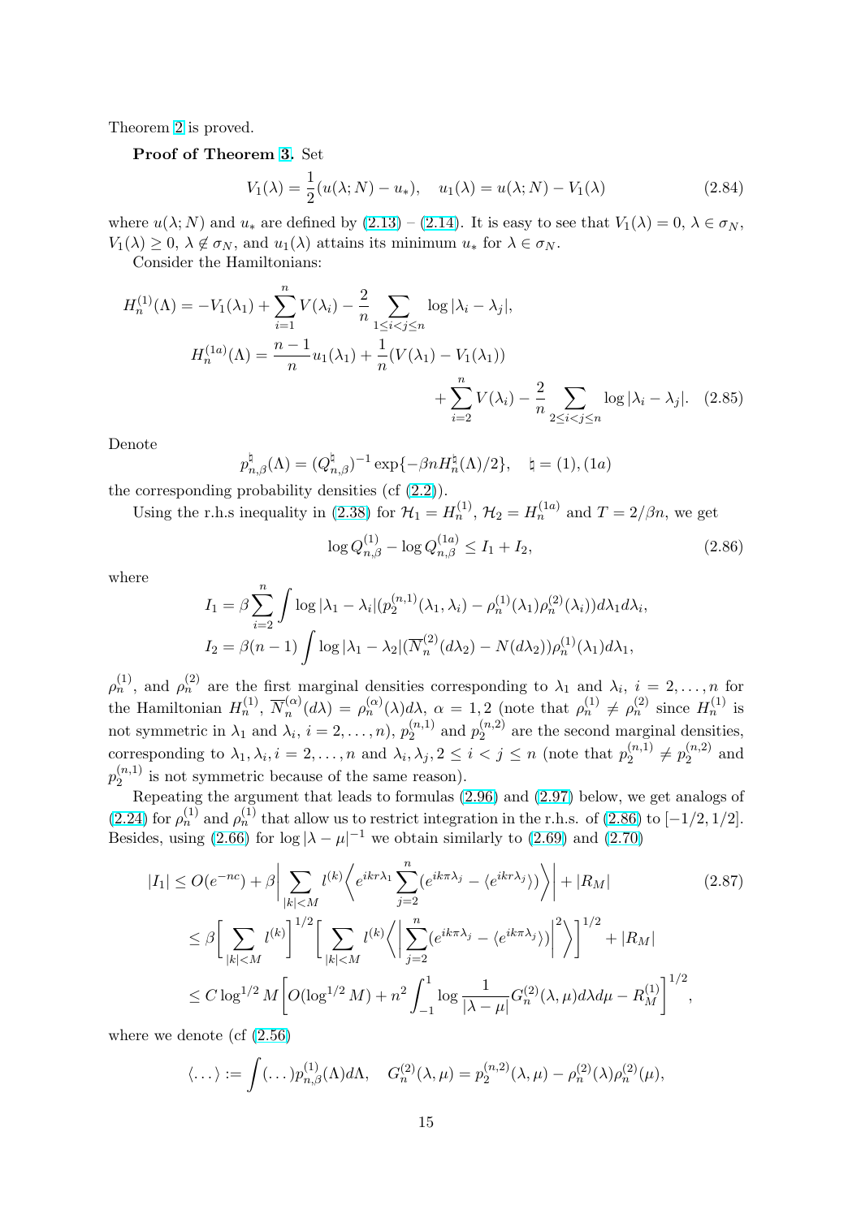Theorem 2 is proved.

**Proof of Theorem 3.** Set

$$V_1(\lambda) = \frac{1}{2}(u(\lambda; N) - u_*), \quad u_1(\lambda) = u(\lambda; N) - V_1(\lambda) \tag{2.84}$$

where $u(\lambda; N)$ and $u_*$ are defined by (2.13) – (2.14). It is easy to see that $V_1(\lambda) = 0$, $\lambda \in \sigma_N$, $V_1(\lambda) \geq 0$, $\lambda \notin \sigma_N$, and $u_1(\lambda)$ attains its minimum $u_*$ for $\lambda \in \sigma_N$.

Consider the Hamiltonians:

$$\begin{aligned} H_n^{(1)}(\Lambda) &= -V_1(\lambda_1) + \sum_{i=1}^n V(\lambda_i) - \frac{2}{n} \sum_{1\leq i<j\leq n} \log|\lambda_i - \lambda_j|, \\ H_n^{(1a)}(\Lambda) &= \frac{n-1}{n} u_1(\lambda_1) + \frac{1}{n}(V(\lambda_1) - V_1(\lambda_1)) \\ &\quad + \sum_{i=2}^n V(\lambda_i) - \frac{2}{n} \sum_{2\leq i<j\leq n} \log|\lambda_i - \lambda_j|. \end{aligned} \tag{2.85}$$

Denote

$$p_{n,\beta}^{\natural}(\Lambda) = (Q_{n,\beta}^{\natural})^{-1} \exp\{-\beta n H_n^{\natural}(\Lambda)/2\}, \quad \natural = (1), (1a)$$

the corresponding probability densities (cf (2.2)).

Using the r.h.s inequality in (2.38) for $\mathcal{H}_1 = H_n^{(1)}$, $\mathcal{H}_2 = H_n^{(1a)}$ and $T = 2/\beta n$, we get

$$\log Q_{n,\beta}^{(1)} - \log Q_{n,\beta}^{(1a)} \leq I_1 + I_2, \tag{2.86}$$

where

$$\begin{aligned} I_1 &= \beta \sum_{i=2}^n \int \log|\lambda_1 - \lambda_i| (p_2^{(n,1)}(\lambda_1, \lambda_i) - \rho_n^{(1)}(\lambda_1)\rho_n^{(2)}(\lambda_i)) d\lambda_1 d\lambda_i, \\ I_2 &= \beta(n-1) \int \log|\lambda_1 - \lambda_2| (\overline{N}_n^{(2)}(d\lambda_2) - N(d\lambda_2)) \rho_n^{(1)}(\lambda_1) d\lambda_1, \end{aligned}$$

$\rho_n^{(1)}$, and $\rho_n^{(2)}$ are the first marginal densities corresponding to $\lambda_1$ and $\lambda_i$, $i = 2, \ldots, n$ for the Hamiltonian $H_n^{(1)}$, $\overline{N}_n^{(\alpha)}(d\lambda) = \rho_n^{(\alpha)}(\lambda)d\lambda$, $\alpha = 1, 2$ (note that $\rho_n^{(1)} \neq \rho_n^{(2)}$ since $H_n^{(1)}$ is not symmetric in $\lambda_1$ and $\lambda_i$, $i = 2, \ldots, n$), $p_2^{(n,1)}$ and $p_2^{(n,2)}$ are the second marginal densities, corresponding to $\lambda_1, \lambda_i, i = 2, \ldots, n$ and $\lambda_i, \lambda_j, 2 \leq i < j \leq n$ (note that $p_2^{(n,1)} \neq p_2^{(n,2)}$ and $p_2^{(n,1)}$ is not symmetric because of the same reason).

Repeating the argument that leads to formulas (2.96) and (2.97) below, we get analogs of (2.24) for $\rho_n^{(1)}$ and $\rho_n^{(1)}$ that allow us to restrict integration in the r.h.s. of (2.86) to $[-1/2, 1/2]$. Besides, using (2.66) for $\log|\lambda - \mu|^{-1}$ we obtain similarly to (2.69) and (2.70)

$$\begin{aligned} |I_1| &\leq O(e^{-nc}) + \beta \bigg| \sum_{|k|<M} l^{(k)} \bigg\langle e^{ikr\lambda_1} \sum_{j=2}^n (e^{ik\pi\lambda_j} - \langle e^{ikr\lambda_j} \rangle) \bigg\rangle \bigg| + |R_M| \\ &\leq \beta \bigg[ \sum_{|k|<M} l^{(k)} \bigg]^{1/2} \bigg[ \sum_{|k|<M} l^{(k)} \bigg\langle \bigg| \sum_{j=2}^n (e^{ik\pi\lambda_j} - \langle e^{ik\pi\lambda_j} \rangle) \bigg|^2 \bigg\rangle \bigg]^{1/2} + |R_M| \\ &\leq C \log^{1/2} M \bigg[ O(\log^{1/2} M) + n^2 \int_{-1}^1 \log \frac{1}{|\lambda - \mu|} G_n^{(2)}(\lambda, \mu) d\lambda d\mu - R_M^{(1)} \bigg]^{1/2}, \end{aligned} \tag{2.87}$$

where we denote (cf (2.56)

$$\langle \ldots \rangle := \int (\ldots) p_{n,\beta}^{(1)}(\Lambda) d\Lambda, \quad G_n^{(2)}(\lambda, \mu) = p_2^{(n,2)}(\lambda, \mu) - \rho_n^{(2)}(\lambda)\rho_n^{(2)}(\mu),$$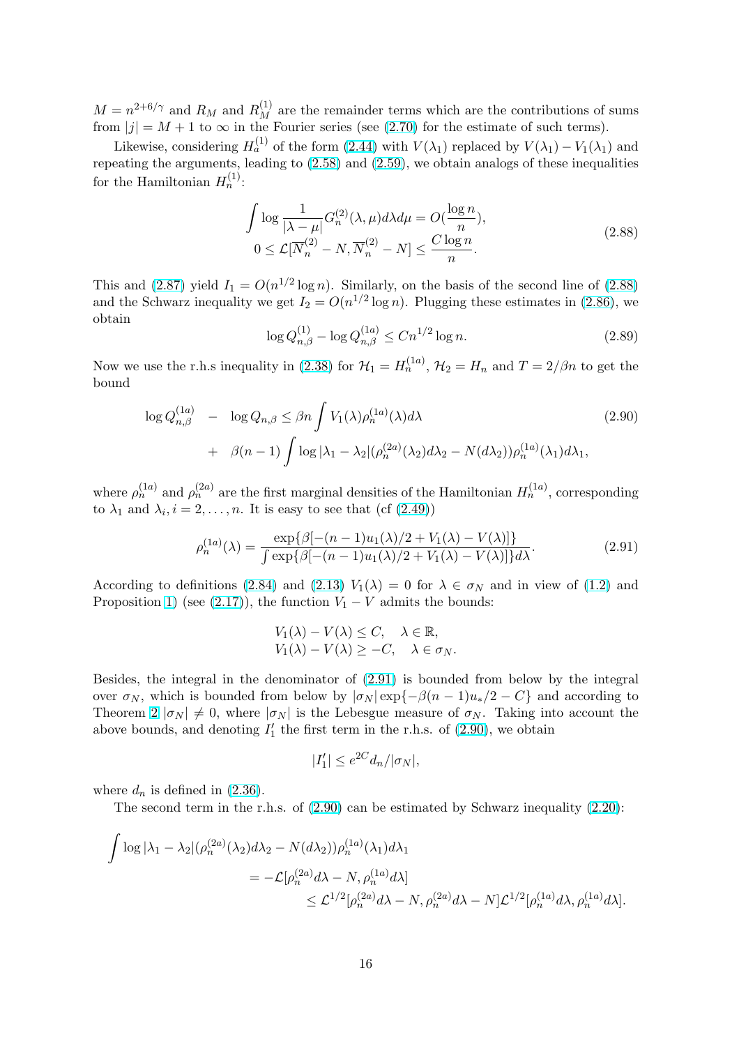$M = n^{2+6/\gamma}$ and $R_M$ and $R_M^{(1)}$ are the remainder terms which are the contributions of sums from $|j| = M+1$ to $\infty$ in the Fourier series (see (2.70) for the estimate of such terms).

Likewise, considering $H_a^{(1)}$ of the form (2.44) with $V(\lambda_1)$ replaced by $V(\lambda_1) - V_1(\lambda_1)$ and repeating the arguments, leading to (2.58) and (2.59), we obtain analogs of these inequalities for the Hamiltonian $H_n^{(1)}$:

$$
\begin{aligned}
\int \log \frac{1}{|\lambda - \mu|} G_n^{(2)}(\lambda,\mu) d\lambda d\mu &= O(\frac{\log n}{n}), \\
0 \le \mathcal{L}[\overline{N}_n^{(2)} - N, \overline{N}_n^{(2)} - N] &\le \frac{C \log n}{n}.
\end{aligned}
\tag{2.88}
$$

This and (2.87) yield $I_1 = O(n^{1/2}\log n)$. Similarly, on the basis of the second line of (2.88) and the Schwarz inequality we get $I_2 = O(n^{1/2}\log n)$. Plugging these estimates in (2.86), we obtain

$$
\log Q_{n,\beta}^{(1)} - \log Q_{n,\beta}^{(1a)} \le C n^{1/2} \log n. \tag{2.89}
$$

Now we use the r.h.s inequality in (2.38) for $\mathcal{H}_1 = H_n^{(1a)}$, $\mathcal{H}_2 = H_n$ and $T = 2/\beta n$ to get the bound

$$
\begin{aligned}
\log Q_{n,\beta}^{(1a)} \quad - \quad \log Q_{n,\beta} &\le \beta n \int V_1(\lambda) \rho_n^{(1a)}(\lambda) d\lambda \\
+ \quad \beta(n-1) &\int \log|\lambda_1 - \lambda_2| (\rho_n^{(2a)}(\lambda_2) d\lambda_2 - N(d\lambda_2)) \rho_n^{(1a)}(\lambda_1) d\lambda_1,
\end{aligned}
\tag{2.90}
$$

where $\rho_n^{(1a)}$ and $\rho_n^{(2a)}$ are the first marginal densities of the Hamiltonian $H_n^{(1a)}$, corresponding to $\lambda_1$ and $\lambda_i, i = 2, \ldots, n$. It is easy to see that (cf (2.49))

$$
\rho_n^{(1a)}(\lambda) = \frac{\exp\{\beta[-(n-1)u_1(\lambda)/2 + V_1(\lambda) - V(\lambda)]\}}{\int \exp\{\beta[-(n-1)u_1(\lambda)/2 + V_1(\lambda) - V(\lambda)]\} d\lambda}. \tag{2.91}
$$

According to definitions (2.84) and (2.13) $V_1(\lambda) = 0$ for $\lambda \in \sigma_N$ and in view of (1.2) and Proposition 1) (see (2.17)), the function $V_1 - V$ admits the bounds:

$$
\begin{aligned}
&V_1(\lambda) - V(\lambda) \le C, \quad \lambda \in \mathbb{R}, \\
&V_1(\lambda) - V(\lambda) \ge -C, \quad \lambda \in \sigma_N.
\end{aligned}
$$

Besides, the integral in the denominator of (2.91) is bounded from below by the integral over $\sigma_N$, which is bounded from below by $|\sigma_N| \exp\{-\beta(n-1)u_*/2 - C\}$ and according to Theorem 2 $|\sigma_N| \ne 0$, where $|\sigma_N|$ is the Lebesgue measure of $\sigma_N$. Taking into account the above bounds, and denoting $I_1'$ the first term in the r.h.s. of (2.90), we obtain

$$
|I_1'| \le e^{2C} d_n / |\sigma_N|,
$$

where $d_n$ is defined in (2.36).

The second term in the r.h.s. of (2.90) can be estimated by Schwarz inequality (2.20):

$$
\begin{aligned}
\int \log|\lambda_1 - \lambda_2| &(\rho_n^{(2a)}(\lambda_2) d\lambda_2 - N(d\lambda_2)) \rho_n^{(1a)}(\lambda_1) d\lambda_1 \\
&= -\mathcal{L}[\rho_n^{(2a)} d\lambda - N, \rho_n^{(1a)} d\lambda] \\
&\le \mathcal{L}^{1/2}[\rho_n^{(2a)} d\lambda - N, \rho_n^{(2a)} d\lambda - N] \mathcal{L}^{1/2}[\rho_n^{(1a)} d\lambda, \rho_n^{(1a)} d\lambda].
\end{aligned}
$$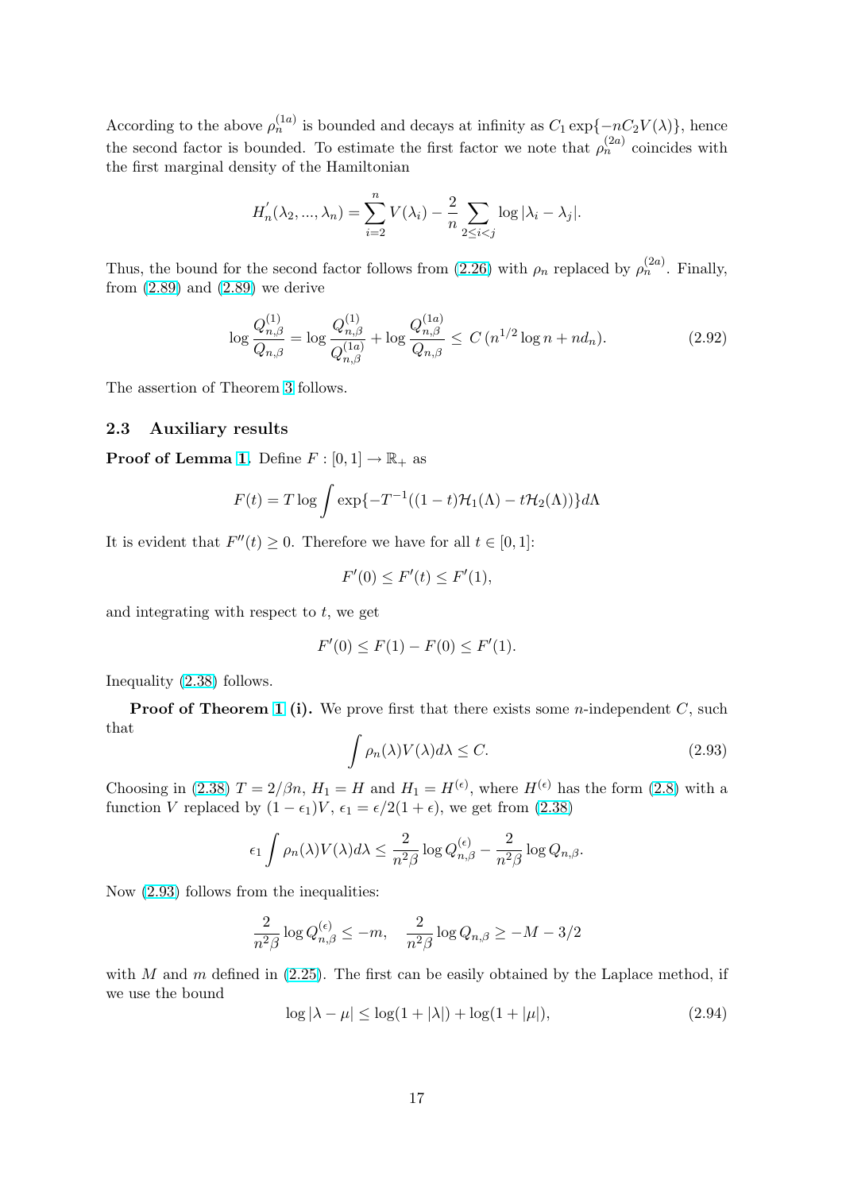According to the above $\rho_n^{(1a)}$ is bounded and decays at infinity as $C_1 \exp\{-nC_2 V(\lambda)\}$, hence the second factor is bounded. To estimate the first factor we note that $\rho_n^{(2a)}$ coincides with the first marginal density of the Hamiltonian

$$H_n^{'}(\lambda_2, ..., \lambda_n) = \sum_{i=2}^{n} V(\lambda_i) - \frac{2}{n} \sum_{2 \le i < j} \log |\lambda_i - \lambda_j|.$$

Thus, the bound for the second factor follows from (2.26) with $\rho_n$ replaced by $\rho_n^{(2a)}$. Finally, from (2.89) and (2.89) we derive

$$\log \frac{Q_{n,\beta}^{(1)}}{Q_{n,\beta}} = \log \frac{Q_{n,\beta}^{(1)}}{Q_{n,\beta}^{(1a)}} + \log \frac{Q_{n,\beta}^{(1a)}}{Q_{n,\beta}} \le C\,(n^{1/2} \log n + nd_n). \tag{2.92}$$

The assertion of Theorem 3 follows.

### 2.3 Auxiliary results

**Proof of Lemma 1.** Define $F : [0,1] \to \mathbb{R}_+$ as

$$F(t) = T \log \int \exp\{-T^{-1}((1-t)\mathcal{H}_1(\Lambda) - t\mathcal{H}_2(\Lambda))\} d\Lambda$$

It is evident that $F''(t) \ge 0$. Therefore we have for all $t \in [0,1]$:

$$F'(0) \le F'(t) \le F'(1),$$

and integrating with respect to $t$, we get

$$F'(0) \le F(1) - F(0) \le F'(1).$$

Inequality (2.38) follows.

**Proof of Theorem 1 (i).** We prove first that there exists some $n$-independent $C$, such that

$$\int \rho_n(\lambda) V(\lambda) d\lambda \le C. \tag{2.93}$$

Choosing in (2.38) $T = 2/\beta n$, $H_1 = H$ and $H_1 = H^{(\epsilon)}$, where $H^{(\epsilon)}$ has the form (2.8) with a function $V$ replaced by $(1-\epsilon_1)V$, $\epsilon_1 = \epsilon/2(1+\epsilon)$, we get from (2.38)

$$\epsilon_1 \int \rho_n(\lambda) V(\lambda) d\lambda \le \frac{2}{n^2\beta} \log Q_{n,\beta}^{(\epsilon)} - \frac{2}{n^2\beta} \log Q_{n,\beta}.$$

Now (2.93) follows from the inequalities:

$$\frac{2}{n^2\beta} \log Q_{n,\beta}^{(\epsilon)} \le -m, \quad \frac{2}{n^2\beta} \log Q_{n,\beta} \ge -M - 3/2$$

with $M$ and $m$ defined in (2.25). The first can be easily obtained by the Laplace method, if we use the bound

$$\log |\lambda - \mu| \le \log(1 + |\lambda|) + \log(1 + |\mu|), \tag{2.94}$$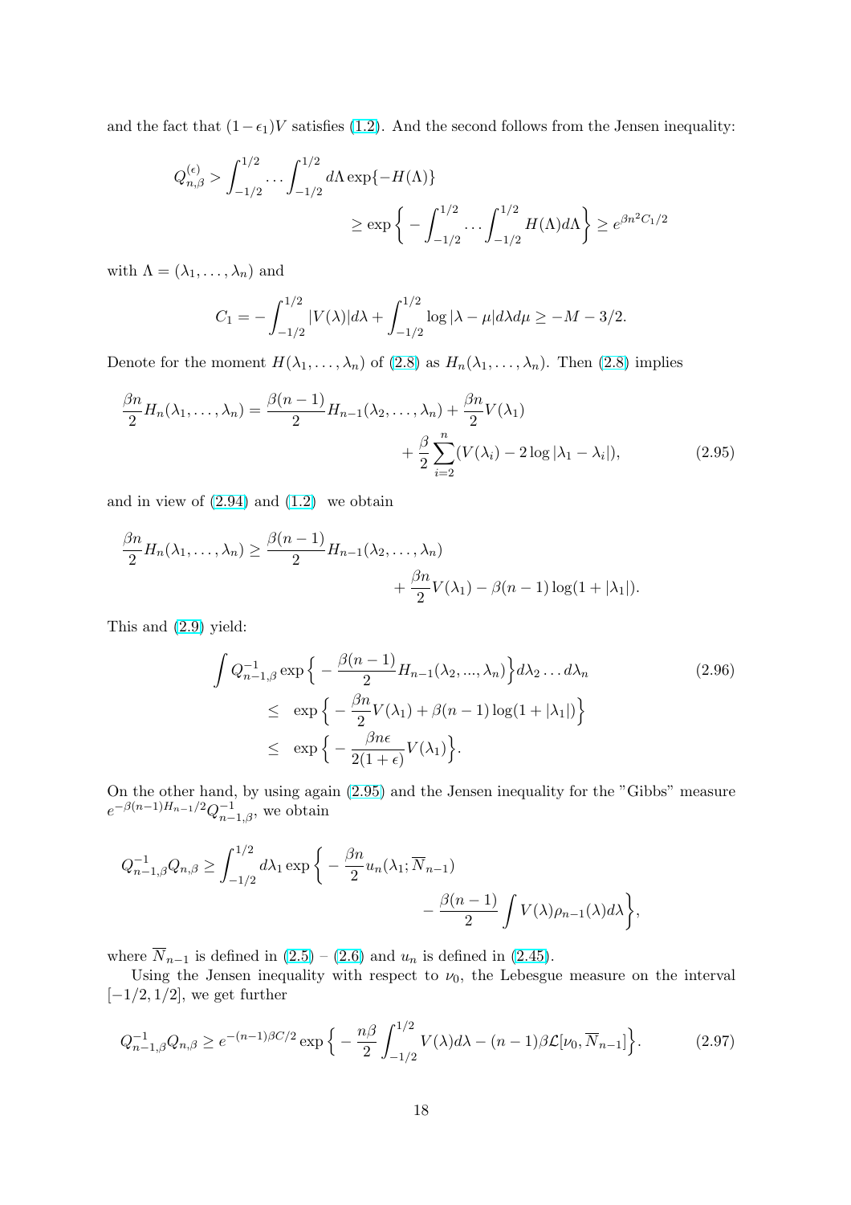and the fact that $(1-\epsilon_1)V$ satisfies (1.2). And the second follows from the Jensen inequality:

$$Q_{n,\beta}^{(\epsilon)} > \int_{-1/2}^{1/2} \dots \int_{-1/2}^{1/2} d\Lambda \exp\{-H(\Lambda)\}$$
$$\geq \exp\Big\{ -\int_{-1/2}^{1/2} \dots \int_{-1/2}^{1/2} H(\Lambda) d\Lambda \Big\} \geq e^{\beta n^2 C_1/2}$$

with $\Lambda = (\lambda_1, \dots, \lambda_n)$ and

$$C_1 = -\int_{-1/2}^{1/2} |V(\lambda)| d\lambda + \int_{-1/2}^{1/2} \log|\lambda - \mu| d\lambda d\mu \geq -M - 3/2.$$

Denote for the moment $H(\lambda_1, \dots, \lambda_n)$ of (2.8) as $H_n(\lambda_1, \dots, \lambda_n)$. Then (2.8) implies

$$\frac{\beta n}{2} H_n(\lambda_1, \dots, \lambda_n) = \frac{\beta(n-1)}{2} H_{n-1}(\lambda_2, \dots, \lambda_n) + \frac{\beta n}{2} V(\lambda_1) + \frac{\beta}{2} \sum_{i=2}^{n} (V(\lambda_i) - 2\log|\lambda_1 - \lambda_i|), \tag{2.95}$$

and in view of (2.94) and (1.2) we obtain

$$\frac{\beta n}{2} H_n(\lambda_1, \dots, \lambda_n) \geq \frac{\beta(n-1)}{2} H_{n-1}(\lambda_2, \dots, \lambda_n) + \frac{\beta n}{2} V(\lambda_1) - \beta(n-1)\log(1+|\lambda_1|).$$

This and (2.9) yield:

$$\begin{aligned} \int Q_{n-1,\beta}^{-1} \exp\Big\{ -\frac{\beta(n-1)}{2} H_{n-1}(\lambda_2, ..., \lambda_n) \Big\} d\lambda_2 \dots d\lambda_n \\ \leq \exp\Big\{ -\frac{\beta n}{2} V(\lambda_1) + \beta(n-1)\log(1+|\lambda_1|) \Big\} \\ \leq \exp\Big\{ -\frac{\beta n \epsilon}{2(1+\epsilon)} V(\lambda_1) \Big\}. \end{aligned} \tag{2.96}$$

On the other hand, by using again (2.95) and the Jensen inequality for the "Gibbs" measure $e^{-\beta(n-1)H_{n-1}/2} Q_{n-1,\beta}^{-1}$, we obtain

$$Q_{n-1,\beta}^{-1} Q_{n,\beta} \geq \int_{-1/2}^{1/2} d\lambda_1 \exp\Big\{ -\frac{\beta n}{2} u_n(\lambda_1; \overline{N}_{n-1}) - \frac{\beta(n-1)}{2} \int V(\lambda) \rho_{n-1}(\lambda) d\lambda \Big\},$$

where $\overline{N}_{n-1}$ is defined in (2.5) – (2.6) and $u_n$ is defined in (2.45).

Using the Jensen inequality with respect to $\nu_0$, the Lebesgue measure on the interval $[-1/2, 1/2]$, we get further

$$Q_{n-1,\beta}^{-1} Q_{n,\beta} \geq e^{-(n-1)\beta C/2} \exp\Big\{ -\frac{n\beta}{2} \int_{-1/2}^{1/2} V(\lambda) d\lambda - (n-1)\beta \mathcal{L}[\nu_0, \overline{N}_{n-1}] \Big\}. \tag{2.97}$$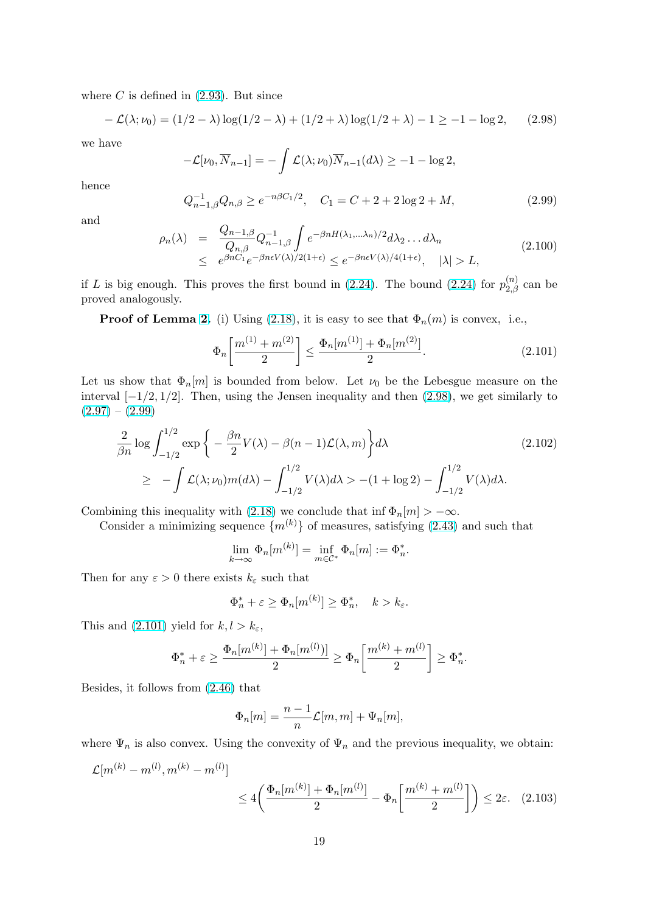where $C$ is defined in (2.93). But since

$$-\mathcal{L}(\lambda;\nu_0)=(1/2-\lambda)\log(1/2-\lambda)+(1/2+\lambda)\log(1/2+\lambda)-1\geq -1-\log 2, \tag{2.98}$$

we have

$$-\mathcal{L}[\nu_0,\overline{N}_{n-1}]=-\int\mathcal{L}(\lambda;\nu_0)\overline{N}_{n-1}(d\lambda)\geq -1-\log 2,$$

hence

$$Q_{n-1,\beta}^{-1}Q_{n,\beta}\geq e^{-n\beta C_1/2},\quad C_1=C+2+2\log 2+M, \tag{2.99}$$

and

$$\begin{aligned}\rho_n(\lambda) &= \frac{Q_{n-1,\beta}}{Q_{n,\beta}}Q_{n-1,\beta}^{-1}\int e^{-\beta nH(\lambda_1,\dots\lambda_n)/2}d\lambda_2\dots d\lambda_n\\ &\leq e^{\beta nC_1}e^{-\beta n\epsilon V(\lambda)/2(1+\epsilon)}\leq e^{-\beta n\epsilon V(\lambda)/4(1+\epsilon)},\quad |\lambda|>L,\end{aligned} \tag{2.100}$$

if $L$ is big enough. This proves the first bound in (2.24). The bound (2.24) for $p_{2,\beta}^{(n)}$ can be proved analogously.

**Proof of Lemma 2.** (i) Using (2.18), it is easy to see that $\Phi_n(m)$ is convex, i.e.,

$$\Phi_n\Big[\frac{m^{(1)}+m^{(2)}}{2}\Big]\leq\frac{\Phi_n[m^{(1)}]+\Phi_n[m^{(2)}]}{2}. \tag{2.101}$$

Let us show that $\Phi_n[m]$ is bounded from below. Let $\nu_0$ be the Lebesgue measure on the interval $[-1/2,1/2]$. Then, using the Jensen inequality and then (2.98), we get similarly to (2.97) – (2.99)

$$\begin{aligned}&\frac{2}{\beta n}\log\int_{-1/2}^{1/2}\exp\Big\{-\frac{\beta n}{2}V(\lambda)-\beta(n-1)\mathcal{L}(\lambda,m)\Big\}d\lambda\\ &\geq\ -\int\mathcal{L}(\lambda;\nu_0)m(d\lambda)-\int_{-1/2}^{1/2}V(\lambda)d\lambda>-(1+\log 2)-\int_{-1/2}^{1/2}V(\lambda)d\lambda.\end{aligned} \tag{2.102}$$

Combining this inequality with (2.18) we conclude that $\inf\Phi_n[m]>-\infty$.

Consider a minimizing sequence $\{m^{(k)}\}$ of measures, satisfying (2.43) and such that

$$\lim_{k\to\infty}\Phi_n[m^{(k)}]=\inf_{m\in\mathcal{C}^*}\Phi_n[m]:=\Phi_n^*.$$

Then for any $\varepsilon>0$ there exists $k_\varepsilon$ such that

$$\Phi_n^*+\varepsilon\geq\Phi_n[m^{(k)}]\geq\Phi_n^*,\quad k>k_\varepsilon.$$

This and (2.101) yield for $k,l>k_\varepsilon$,

$$\Phi_n^*+\varepsilon\geq\frac{\Phi_n[m^{(k)}]+\Phi_n[m^{(l)}]}{2}\geq\Phi_n\Big[\frac{m^{(k)}+m^{(l)}}{2}\Big]\geq\Phi_n^*.$$

Besides, it follows from (2.46) that

$$\Phi_n[m]=\frac{n-1}{n}\mathcal{L}[m,m]+\Psi_n[m],$$

where $\Psi_n$ is also convex. Using the convexity of $\Psi_n$ and the previous inequality, we obtain:

$$\begin{aligned}&\mathcal{L}[m^{(k)}-m^{(l)},m^{(k)}-m^{(l)}]\\ &\qquad\leq 4\Big(\frac{\Phi_n[m^{(k)}]+\Phi_n[m^{(l)}]}{2}-\Phi_n\Big[\frac{m^{(k)}+m^{(l)}}{2}\Big]\Big)\leq 2\varepsilon.\end{aligned} \tag{2.103}$$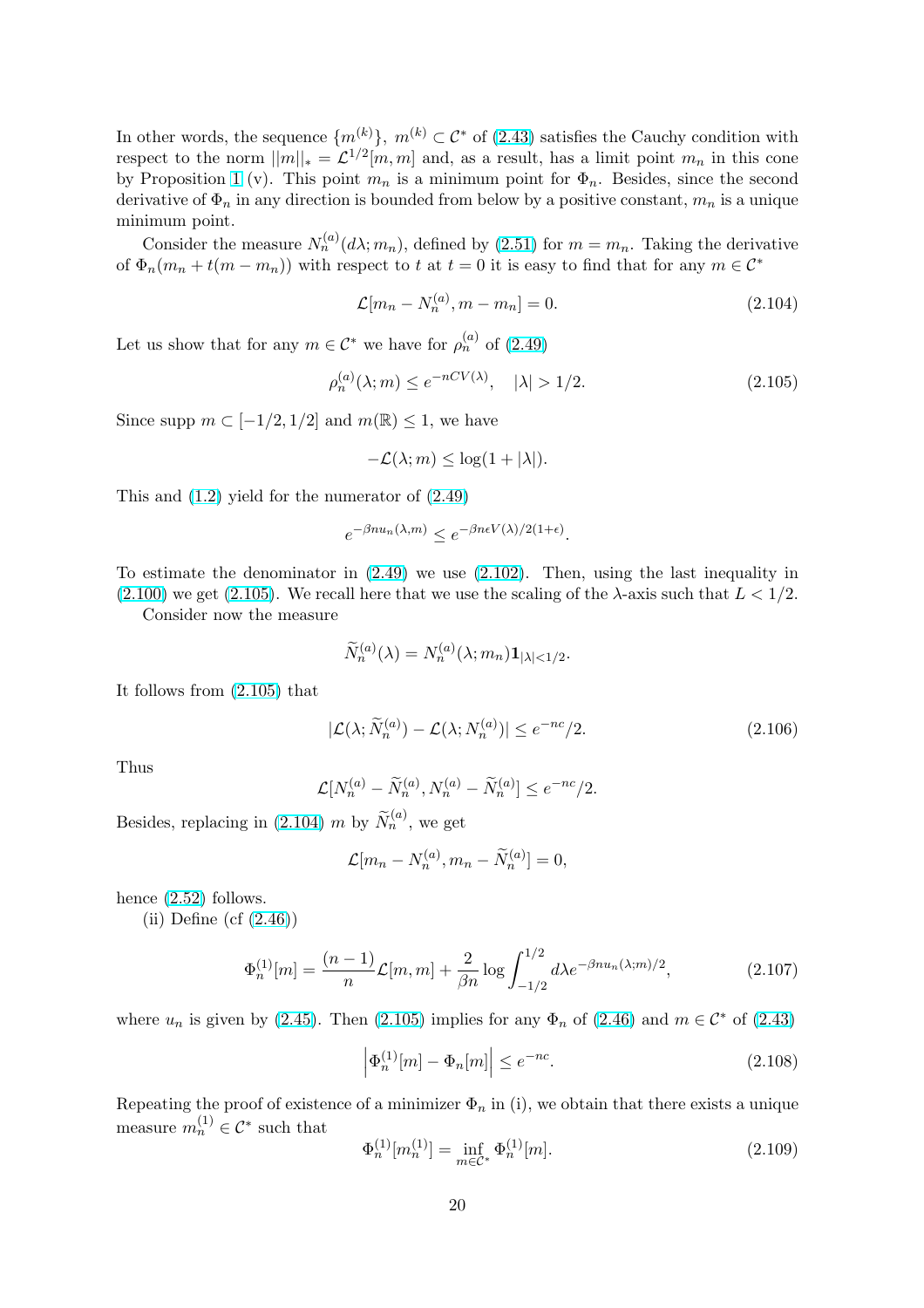In other words, the sequence $\{m^{(k)}\}$, $m^{(k)} \subset \mathcal{C}^*$ of (2.43) satisfies the Cauchy condition with respect to the norm $||m||_* = \mathcal{L}^{1/2}[m,m]$ and, as a result, has a limit point $m_n$ in this cone by Proposition 1 (v). This point $m_n$ is a minimum point for $\Phi_n$. Besides, since the second derivative of $\Phi_n$ in any direction is bounded from below by a positive constant, $m_n$ is a unique minimum point.

Consider the measure $N_n^{(a)}(d\lambda; m_n)$, defined by (2.51) for $m = m_n$. Taking the derivative of $\Phi_n(m_n + t(m - m_n))$ with respect to $t$ at $t = 0$ it is easy to find that for any $m \in \mathcal{C}^*$

$$\mathcal{L}[m_n - N_n^{(a)}, m - m_n] = 0. \tag{2.104}$$

Let us show that for any $m \in \mathcal{C}^*$ we have for $\rho_n^{(a)}$ of (2.49)

$$\rho_n^{(a)}(\lambda; m) \le e^{-nCV(\lambda)}, \quad |\lambda| > 1/2. \tag{2.105}$$

Since $\mathrm{supp}\, m \subset [-1/2, 1/2]$ and $m(\mathbb{R}) \le 1$, we have

$$-\mathcal{L}(\lambda; m) \le \log(1 + |\lambda|).$$

This and (1.2) yield for the numerator of (2.49)

$$e^{-\beta n u_n(\lambda, m)} \le e^{-\beta n \epsilon V(\lambda)/2(1+\epsilon)}.$$

To estimate the denominator in (2.49) we use (2.102). Then, using the last inequality in (2.100) we get (2.105). We recall here that we use the scaling of the $\lambda$-axis such that $L < 1/2$.

Consider now the measure

$$\widetilde{N}_n^{(a)}(\lambda) = N_n^{(a)}(\lambda; m_n)\mathbf{1}_{|\lambda|<1/2}.$$

It follows from (2.105) that

$$|\mathcal{L}(\lambda; \widetilde{N}_n^{(a)}) - \mathcal{L}(\lambda; N_n^{(a)})| \le e^{-nc}/2. \tag{2.106}$$

Thus

$$\mathcal{L}[N_n^{(a)} - \widetilde{N}_n^{(a)}, N_n^{(a)} - \widetilde{N}_n^{(a)}] \le e^{-nc}/2.$$

Besides, replacing in (2.104) $m$ by $\widetilde{N}_n^{(a)}$, we get

$$\mathcal{L}[m_n - N_n^{(a)}, m_n - \widetilde{N}_n^{(a)}] = 0,$$

hence (2.52) follows.

(ii) Define (cf (2.46))

$$\Phi_n^{(1)}[m] = \frac{(n-1)}{n}\mathcal{L}[m,m] + \frac{2}{\beta n}\log\int_{-1/2}^{1/2} d\lambda e^{-\beta n u_n(\lambda; m)/2}, \tag{2.107}$$

where $u_n$ is given by (2.45). Then (2.105) implies for any $\Phi_n$ of (2.46) and $m \in \mathcal{C}^*$ of (2.43)

$$\left|\Phi_n^{(1)}[m] - \Phi_n[m]\right| \le e^{-nc}. \tag{2.108}$$

Repeating the proof of existence of a minimizer $\Phi_n$ in (i), we obtain that there exists a unique measure $m_n^{(1)} \in \mathcal{C}^*$ such that

$$\Phi_n^{(1)}[m_n^{(1)}] = \inf_{m \in \mathcal{C}^*} \Phi_n^{(1)}[m]. \tag{2.109}$$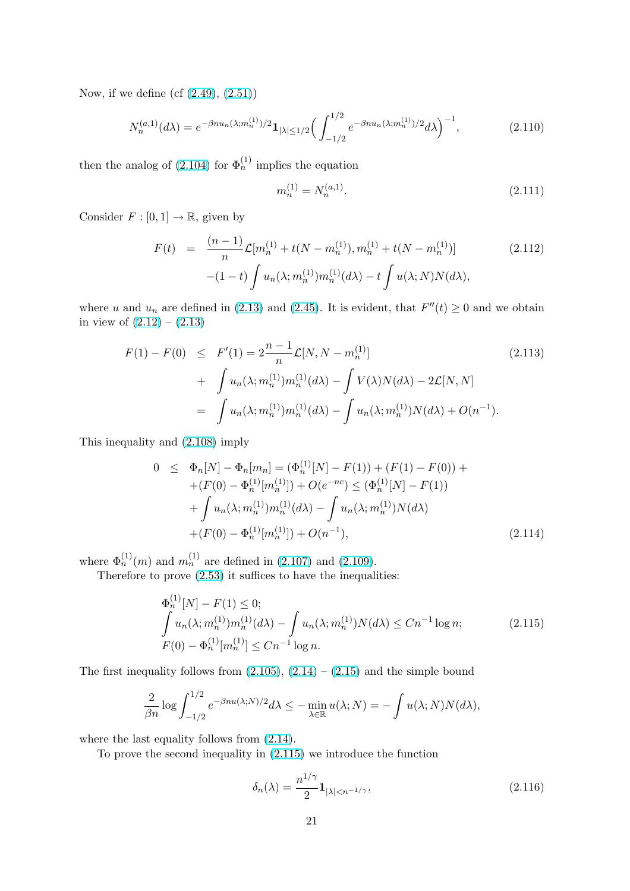Now, if we define (cf (2.49), (2.51))

$$N_n^{(a,1)}(d\lambda) = e^{-\beta n u_n(\lambda; m_n^{(1)})/2}\mathbf{1}_{|\lambda|\le 1/2}\Big(\int_{-1/2}^{1/2} e^{-\beta n u_n(\lambda; m_n^{(1)})/2} d\lambda\Big)^{-1}, \tag{2.110}$$

then the analog of (2.104) for $\Phi_n^{(1)}$ implies the equation

$$m_n^{(1)} = N_n^{(a,1)}. \tag{2.111}$$

Consider $F : [0, 1] \to \mathbb{R}$, given by

$$\begin{aligned} F(t) &= \frac{(n-1)}{n}\mathcal{L}[m_n^{(1)} + t(N - m_n^{(1)}), m_n^{(1)} + t(N - m_n^{(1)})] \\ &\quad -(1-t)\int u_n(\lambda; m_n^{(1)}) m_n^{(1)}(d\lambda) - t\int u(\lambda; N) N(d\lambda), \end{aligned} \tag{2.112}$$

where $u$ and $u_n$ are defined in (2.13) and (2.45). It is evident, that $F''(t) \ge 0$ and we obtain in view of (2.12) – (2.13)

$$\begin{aligned} F(1) - F(0) &\le F'(1) = 2\frac{n-1}{n}\mathcal{L}[N, N - m_n^{(1)}] \\ &\quad + \int u_n(\lambda; m_n^{(1)}) m_n^{(1)}(d\lambda) - \int V(\lambda) N(d\lambda) - 2\mathcal{L}[N, N] \\ &= \int u_n(\lambda; m_n^{(1)}) m_n^{(1)}(d\lambda) - \int u_n(\lambda; m_n^{(1)}) N(d\lambda) + O(n^{-1}). \end{aligned} \tag{2.113}$$

This inequality and (2.108) imply

$$\begin{aligned} 0 &\le \Phi_n[N] - \Phi_n[m_n] = (\Phi_n^{(1)}[N] - F(1)) + (F(1) - F(0)) + \\ &\quad + (F(0) - \Phi_n^{(1)}[m_n^{(1)}]) + O(e^{-nc}) \le (\Phi_n^{(1)}[N] - F(1)) \\ &\quad + \int u_n(\lambda; m_n^{(1)}) m_n^{(1)}(d\lambda) - \int u_n(\lambda; m_n^{(1)}) N(d\lambda) \\ &\quad + (F(0) - \Phi_n^{(1)}[m_n^{(1)}]) + O(n^{-1}), \end{aligned} \tag{2.114}$$

where $\Phi_n^{(1)}(m)$ and $m_n^{(1)}$ are defined in (2.107) and (2.109).

Therefore to prove (2.53) it suffices to have the inequalities:

$$\begin{aligned} &\Phi_n^{(1)}[N] - F(1) \le 0; \\ &\int u_n(\lambda; m_n^{(1)}) m_n^{(1)}(d\lambda) - \int u_n(\lambda; m_n^{(1)}) N(d\lambda) \le C n^{-1}\log n; \\ &F(0) - \Phi_n^{(1)}[m_n^{(1)}] \le C n^{-1}\log n. \end{aligned} \tag{2.115}$$

The first inequality follows from (2.105), (2.14) – (2.15) and the simple bound

$$\frac{2}{\beta n}\log\int_{-1/2}^{1/2} e^{-\beta n u(\lambda; N)/2} d\lambda \le -\min_{\lambda\in\mathbb{R}} u(\lambda; N) = -\int u(\lambda; N) N(d\lambda),$$

where the last equality follows from (2.14).

To prove the second inequality in (2.115) we introduce the function

$$\delta_n(\lambda) = \frac{n^{1/\gamma}}{2}\mathbf{1}_{|\lambda|<n^{-1/\gamma}}, \tag{2.116}$$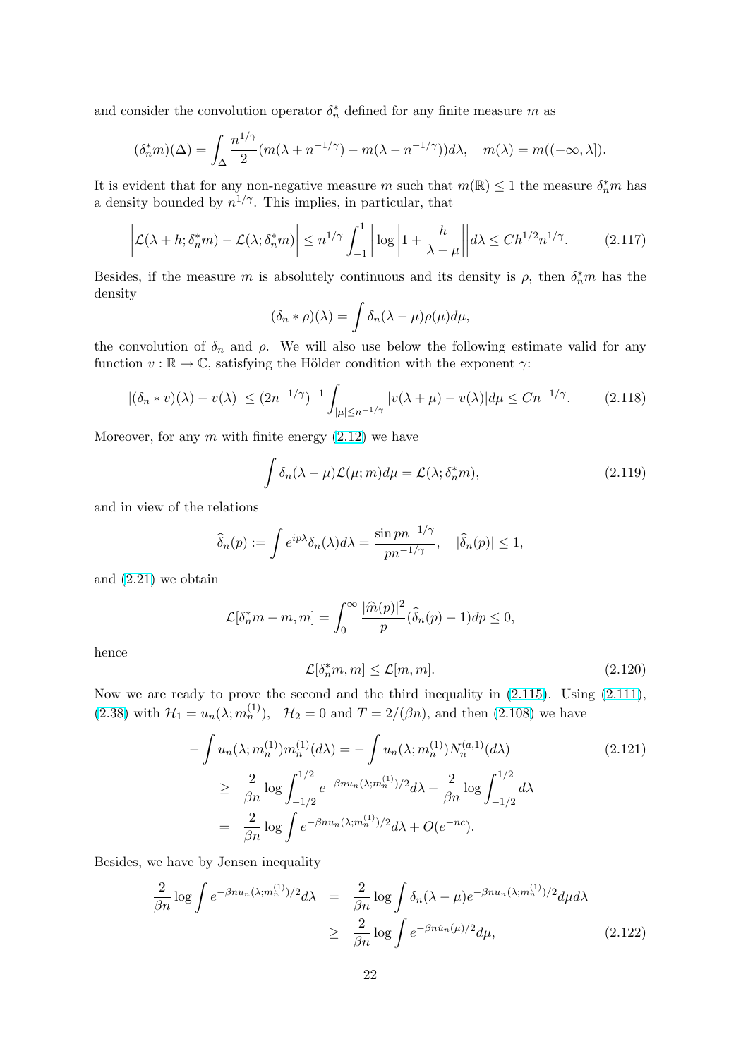and consider the convolution operator $\delta_n^*$ defined for any finite measure $m$ as

$$(\delta_n^* m)(\Delta) = \int_\Delta \frac{n^{1/\gamma}}{2}(m(\lambda + n^{-1/\gamma}) - m(\lambda - n^{-1/\gamma}))d\lambda, \quad m(\lambda) = m((-\infty, \lambda]).$$

It is evident that for any non-negative measure $m$ such that $m(\mathbb{R}) \le 1$ the measure $\delta_n^* m$ has a density bounded by $n^{1/\gamma}$. This implies, in particular, that

$$\left| \mathcal{L}(\lambda + h; \delta_n^* m) - \mathcal{L}(\lambda; \delta_n^* m) \right| \le n^{1/\gamma} \int_{-1}^{1} \left| \log \left| 1 + \frac{h}{\lambda - \mu} \right| \right| d\lambda \le C h^{1/2} n^{1/\gamma}. \tag{2.117}$$

Besides, if the measure $m$ is absolutely continuous and its density is $\rho$, then $\delta_n^* m$ has the density

$$(\delta_n * \rho)(\lambda) = \int \delta_n(\lambda - \mu)\rho(\mu) d\mu,$$

the convolution of $\delta_n$ and $\rho$. We will also use below the following estimate valid for any function $v : \mathbb{R} \to \mathbb{C}$, satisfying the Hölder condition with the exponent $\gamma$:

$$|(\delta_n * v)(\lambda) - v(\lambda)| \le (2n^{-1/\gamma})^{-1} \int_{|\mu| \le n^{-1/\gamma}} |v(\lambda + \mu) - v(\lambda)| d\mu \le C n^{-1/\gamma}. \tag{2.118}$$

Moreover, for any $m$ with finite energy (2.12) we have

$$\int \delta_n(\lambda - \mu)\mathcal{L}(\mu; m) d\mu = \mathcal{L}(\lambda; \delta_n^* m), \tag{2.119}$$

and in view of the relations

$$\widehat{\delta}_n(p) := \int e^{ip\lambda}\delta_n(\lambda)d\lambda = \frac{\sin pn^{-1/\gamma}}{pn^{-1/\gamma}}, \quad |\widehat{\delta}_n(p)| \le 1,$$

and (2.21) we obtain

$$\mathcal{L}[\delta_n^* m - m, m] = \int_0^\infty \frac{|\widehat{m}(p)|^2}{p}(\widehat{\delta}_n(p) - 1)dp \le 0,$$

hence

$$\mathcal{L}[\delta_n^* m, m] \le \mathcal{L}[m, m]. \tag{2.120}$$

Now we are ready to prove the second and the third inequality in (2.115). Using (2.111), (2.38) with $\mathcal{H}_1 = u_n(\lambda; m_n^{(1)})$, $\mathcal{H}_2 = 0$ and $T = 2/(\beta n)$, and then (2.108) we have

$$\begin{aligned}
-\int u_n(\lambda; m_n^{(1)}) m_n^{(1)}(d\lambda) &= -\int u_n(\lambda; m_n^{(1)}) N_n^{(a,1)}(d\lambda) \\
&\ge \frac{2}{\beta n} \log \int_{-1/2}^{1/2} e^{-\beta n u_n(\lambda; m_n^{(1)})/2} d\lambda - \frac{2}{\beta n} \log \int_{-1/2}^{1/2} d\lambda \\
&= \frac{2}{\beta n} \log \int e^{-\beta n u_n(\lambda; m_n^{(1)})/2} d\lambda + O(e^{-nc}).
\end{aligned} \tag{2.121}$$

Besides, we have by Jensen inequality

$$\begin{aligned}
\frac{2}{\beta n} \log \int e^{-\beta n u_n(\lambda; m_n^{(1)})/2} d\lambda &= \frac{2}{\beta n} \log \int \delta_n(\lambda - \mu) e^{-\beta n u_n(\lambda; m_n^{(1)})/2} d\mu d\lambda \\
&\ge \frac{2}{\beta n} \log \int e^{-\beta n \check{u}_n(\mu)/2} d\mu,
\end{aligned} \tag{2.122}$$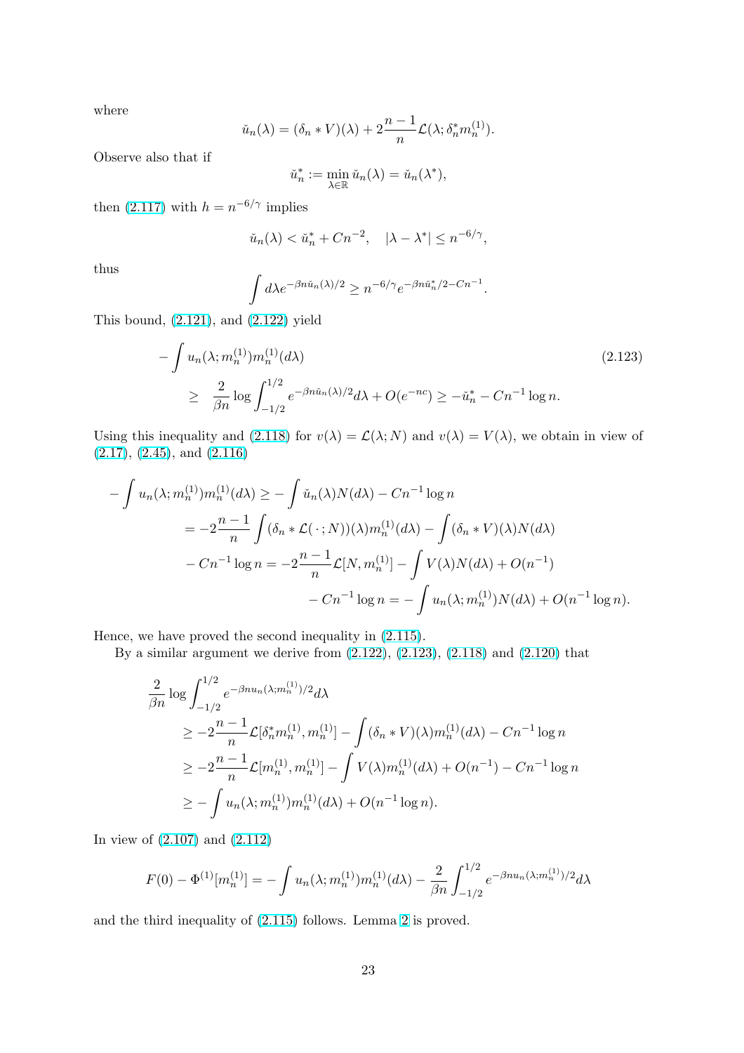where

$$\check{u}_n(\lambda) = (\delta_n * V)(\lambda) + 2\frac{n-1}{n}\mathcal{L}(\lambda; \delta_n^* m_n^{(1)}).$$

Observe also that if

$$\check{u}_n^* := \min_{\lambda\in\mathbb{R}} \check{u}_n(\lambda) = \check{u}_n(\lambda^*),$$

then (2.117) with $h = n^{-6/\gamma}$ implies

$$\check{u}_n(\lambda) < \check{u}_n^* + Cn^{-2}, \quad |\lambda - \lambda^*| \le n^{-6/\gamma},$$

thus

$$\int d\lambda e^{-\beta n \check{u}_n(\lambda)/2} \ge n^{-6/\gamma} e^{-\beta n \check{u}_n^*/2 - Cn^{-1}}.$$

This bound, (2.121), and (2.122) yield

$$\begin{aligned} -\int u_n(\lambda; m_n^{(1)}) m_n^{(1)}(d\lambda) & \qquad\qquad\qquad\qquad\qquad\qquad\qquad\qquad (2.123) \\ \ge \frac{2}{\beta n}\log\int_{-1/2}^{1/2} e^{-\beta n \check{u}_n(\lambda)/2} d\lambda + O(e^{-nc}) &\ge -\check{u}_n^* - Cn^{-1}\log n. \end{aligned}$$

Using this inequality and (2.118) for $v(\lambda) = \mathcal{L}(\lambda; N)$ and $v(\lambda) = V(\lambda)$, we obtain in view of (2.17), (2.45), and (2.116)

$$\begin{aligned} -\int u_n(\lambda; m_n^{(1)}) m_n^{(1)}(d\lambda) &\ge -\int \check{u}_n(\lambda) N(d\lambda) - Cn^{-1}\log n \\ &= -2\frac{n-1}{n}\int (\delta_n * \mathcal{L}(\,\cdot\,; N))(\lambda) m_n^{(1)}(d\lambda) - \int (\delta_n * V)(\lambda) N(d\lambda) \\ &- Cn^{-1}\log n = -2\frac{n-1}{n}\mathcal{L}[N, m_n^{(1)}] - \int V(\lambda) N(d\lambda) + O(n^{-1}) \\ &\qquad - Cn^{-1}\log n = -\int u_n(\lambda; m_n^{(1)}) N(d\lambda) + O(n^{-1}\log n). \end{aligned}$$

Hence, we have proved the second inequality in (2.115).

By a similar argument we derive from (2.122), (2.123), (2.118) and (2.120) that

$$\begin{aligned} &\frac{2}{\beta n}\log\int_{-1/2}^{1/2} e^{-\beta n u_n(\lambda; m_n^{(1)})/2} d\lambda \\ &\quad\ge -2\frac{n-1}{n}\mathcal{L}[\delta_n^* m_n^{(1)}, m_n^{(1)}] - \int (\delta_n * V)(\lambda) m_n^{(1)}(d\lambda) - Cn^{-1}\log n \\ &\quad\ge -2\frac{n-1}{n}\mathcal{L}[m_n^{(1)}, m_n^{(1)}] - \int V(\lambda) m_n^{(1)}(d\lambda) + O(n^{-1}) - Cn^{-1}\log n \\ &\quad\ge -\int u_n(\lambda; m_n^{(1)}) m_n^{(1)}(d\lambda) + O(n^{-1}\log n). \end{aligned}$$

In view of (2.107) and (2.112)

$$F(0) - \Phi^{(1)}[m_n^{(1)}] = -\int u_n(\lambda; m_n^{(1)}) m_n^{(1)}(d\lambda) - \frac{2}{\beta n}\int_{-1/2}^{1/2} e^{-\beta n u_n(\lambda; m_n^{(1)})/2} d\lambda$$

and the third inequality of (2.115) follows. Lemma 2 is proved.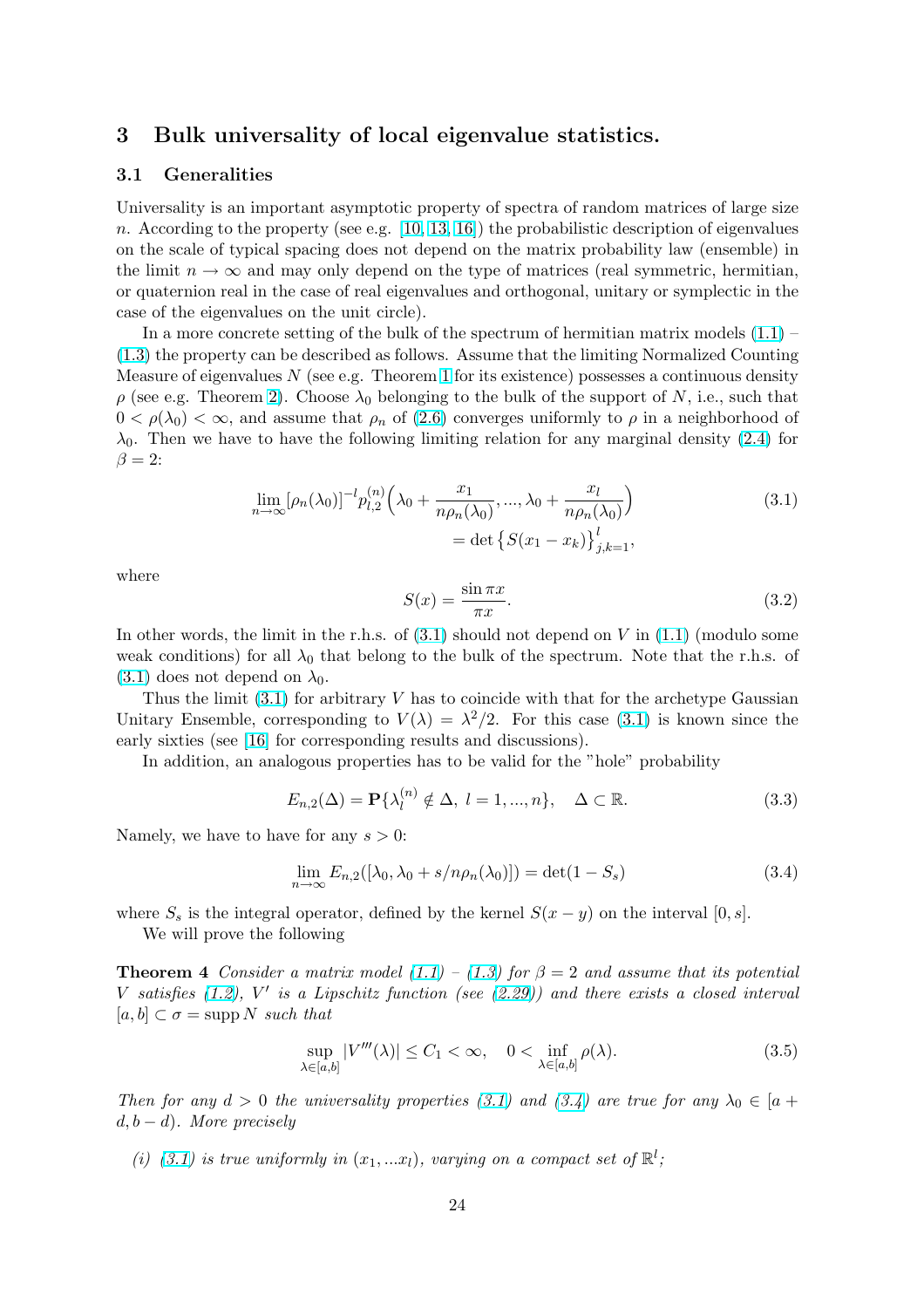## 3 Bulk universality of local eigenvalue statistics.

### 3.1 Generalities

Universality is an important asymptotic property of spectra of random matrices of large size $n$. According to the property (see e.g. [10, 13, 16]) the probabilistic description of eigenvalues on the scale of typical spacing does not depend on the matrix probability law (ensemble) in the limit $n \to \infty$ and may only depend on the type of matrices (real symmetric, hermitian, or quaternion real in the case of real eigenvalues and orthogonal, unitary or symplectic in the case of the eigenvalues on the unit circle).

In a more concrete setting of the bulk of the spectrum of hermitian matrix models (1.1) – (1.3) the property can be described as follows. Assume that the limiting Normalized Counting Measure of eigenvalues $N$ (see e.g. Theorem 1 for its existence) possesses a continuous density $\rho$ (see e.g. Theorem 2). Choose $\lambda_0$ belonging to the bulk of the support of $N$, i.e., such that $0 < \rho(\lambda_0) < \infty$, and assume that $\rho_n$ of (2.6) converges uniformly to $\rho$ in a neighborhood of $\lambda_0$. Then we have to have the following limiting relation for any marginal density (2.4) for $\beta = 2$:

$$\lim_{n\to\infty} [\rho_n(\lambda_0)]^{-l} p_{l,2}^{(n)}\Big(\lambda_0 + \frac{x_1}{n\rho_n(\lambda_0)}, ..., \lambda_0 + \frac{x_l}{n\rho_n(\lambda_0)}\Big) = \det\big\{S(x_1 - x_k)\big\}_{j,k=1}^{l}, \tag{3.1}$$

where

$$S(x) = \frac{\sin \pi x}{\pi x}. \tag{3.2}$$

In other words, the limit in the r.h.s. of (3.1) should not depend on $V$ in (1.1) (modulo some weak conditions) for all $\lambda_0$ that belong to the bulk of the spectrum. Note that the r.h.s. of (3.1) does not depend on $\lambda_0$.

Thus the limit (3.1) for arbitrary $V$ has to coincide with that for the archetype Gaussian Unitary Ensemble, corresponding to $V(\lambda) = \lambda^2/2$. For this case (3.1) is known since the early sixties (see [16] for corresponding results and discussions).

In addition, an analogous properties has to be valid for the "hole" probability

$$E_{n,2}(\Delta) = \mathbf{P}\{\lambda_l^{(n)} \notin \Delta,\ l = 1, ..., n\}, \quad \Delta \subset \mathbb{R}. \tag{3.3}$$

Namely, we have to have for any $s > 0$:

$$\lim_{n\to\infty} E_{n,2}([\lambda_0, \lambda_0 + s/n\rho_n(\lambda_0)]) = \det(1 - S_s) \tag{3.4}$$

where $S_s$ is the integral operator, defined by the kernel $S(x - y)$ on the interval $[0, s]$.

We will prove the following

**Theorem 4** *Consider a matrix model (1.1) – (1.3) for $\beta = 2$ and assume that its potential $V$ satisfies (1.2), $V'$ is a Lipschitz function (see (2.29)) and there exists a closed interval $[a, b] \subset \sigma = \operatorname{supp} N$ such that*

$$\sup_{\lambda\in[a,b]} |V'''(\lambda)| \le C_1 < \infty, \quad 0 < \inf_{\lambda\in[a,b]} \rho(\lambda). \tag{3.5}$$

*Then for any $d > 0$ the universality properties (3.1) and (3.4) are true for any $\lambda_0 \in [a + d, b - d)$. More precisely*

*(i) (3.1) is true uniformly in $(x_1, ...x_l)$, varying on a compact set of $\mathbb{R}^l$;*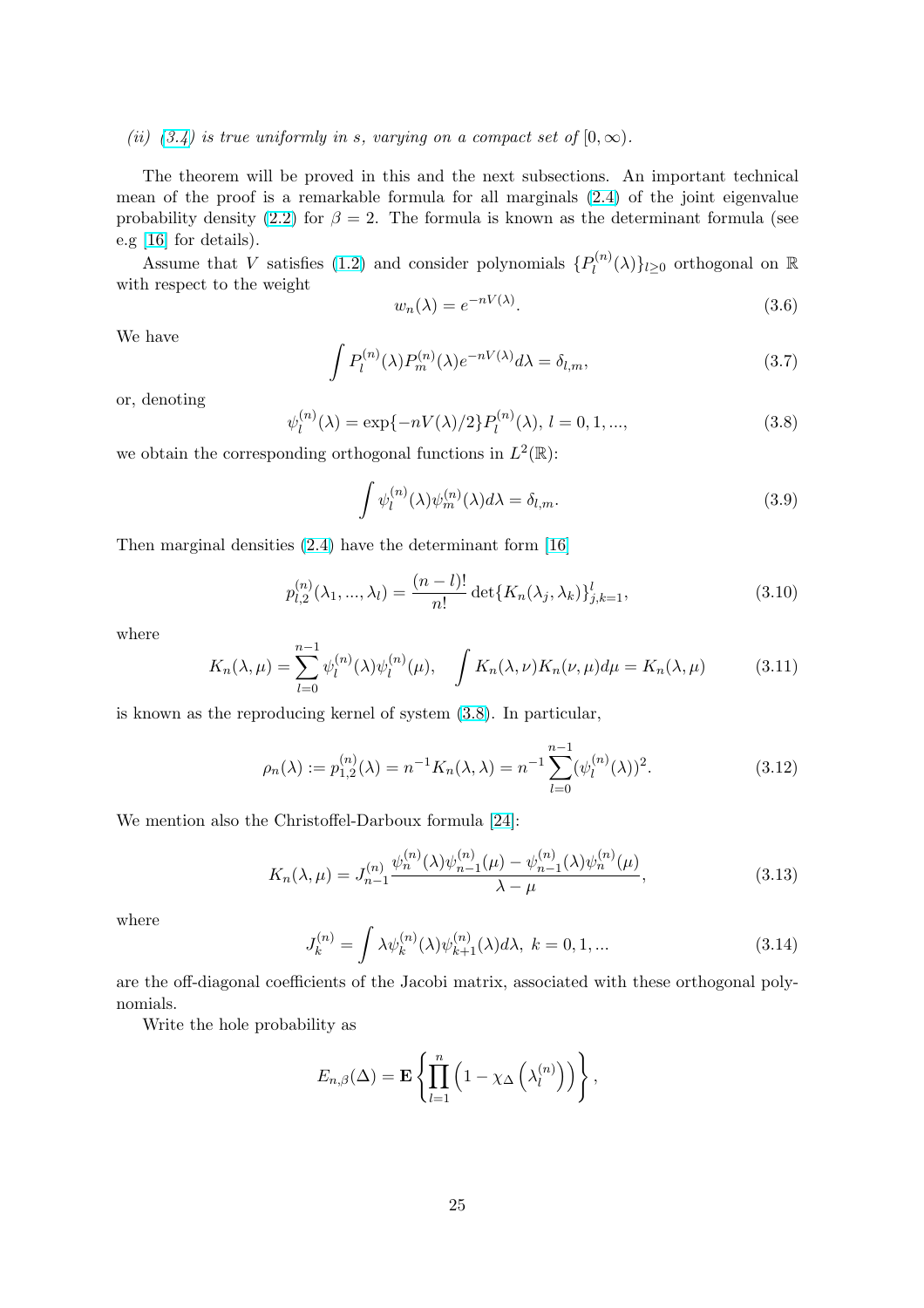*(ii) (3.4) is true uniformly in s, varying on a compact set of* $[0,\infty)$.

The theorem will be proved in this and the next subsections. An important technical mean of the proof is a remarkable formula for all marginals (2.4) of the joint eigenvalue probability density (2.2) for $\beta = 2$. The formula is known as the determinant formula (see e.g [16] for details).

Assume that $V$ satisfies (1.2) and consider polynomials $\{P_l^{(n)}(\lambda)\}_{l\geq 0}$ orthogonal on $\mathbb{R}$ with respect to the weight

$$w_n(\lambda) = e^{-nV(\lambda)}. \tag{3.6}$$

We have

$$\int P_l^{(n)}(\lambda) P_m^{(n)}(\lambda) e^{-nV(\lambda)} d\lambda = \delta_{l,m}, \tag{3.7}$$

or, denoting

$$\psi_l^{(n)}(\lambda) = \exp\{-nV(\lambda)/2\} P_l^{(n)}(\lambda),\ l = 0, 1, ..., \tag{3.8}$$

we obtain the corresponding orthogonal functions in $L^2(\mathbb{R})$:

$$\int \psi_l^{(n)}(\lambda) \psi_m^{(n)}(\lambda) d\lambda = \delta_{l,m}. \tag{3.9}$$

Then marginal densities (2.4) have the determinant form [16]

$$p_{l,2}^{(n)}(\lambda_1, ..., \lambda_l) = \frac{(n-l)!}{n!} \det\{K_n(\lambda_j, \lambda_k)\}_{j,k=1}^{l}, \tag{3.10}$$

where

$$K_n(\lambda, \mu) = \sum_{l=0}^{n-1} \psi_l^{(n)}(\lambda) \psi_l^{(n)}(\mu), \quad \int K_n(\lambda, \nu) K_n(\nu, \mu) d\mu = K_n(\lambda, \mu) \tag{3.11}$$

is known as the reproducing kernel of system (3.8). In particular,

$$\rho_n(\lambda) := p_{1,2}^{(n)}(\lambda) = n^{-1} K_n(\lambda, \lambda) = n^{-1} \sum_{l=0}^{n-1} (\psi_l^{(n)}(\lambda))^2. \tag{3.12}$$

We mention also the Christoffel-Darboux formula [24]:

$$K_n(\lambda, \mu) = J_{n-1}^{(n)} \frac{\psi_n^{(n)}(\lambda)\psi_{n-1}^{(n)}(\mu) - \psi_{n-1}^{(n)}(\lambda)\psi_n^{(n)}(\mu)}{\lambda - \mu}, \tag{3.13}$$

where

$$J_k^{(n)} = \int \lambda \psi_k^{(n)}(\lambda) \psi_{k+1}^{(n)}(\lambda) d\lambda,\ k = 0, 1, ... \tag{3.14}$$

are the off-diagonal coefficients of the Jacobi matrix, associated with these orthogonal polynomials.

Write the hole probability as

$$E_{n,\beta}(\Delta) = \mathbf{E}\left\{\prod_{l=1}^{n}\left(1 - \chi_\Delta\left(\lambda_l^{(n)}\right)\right)\right\},$$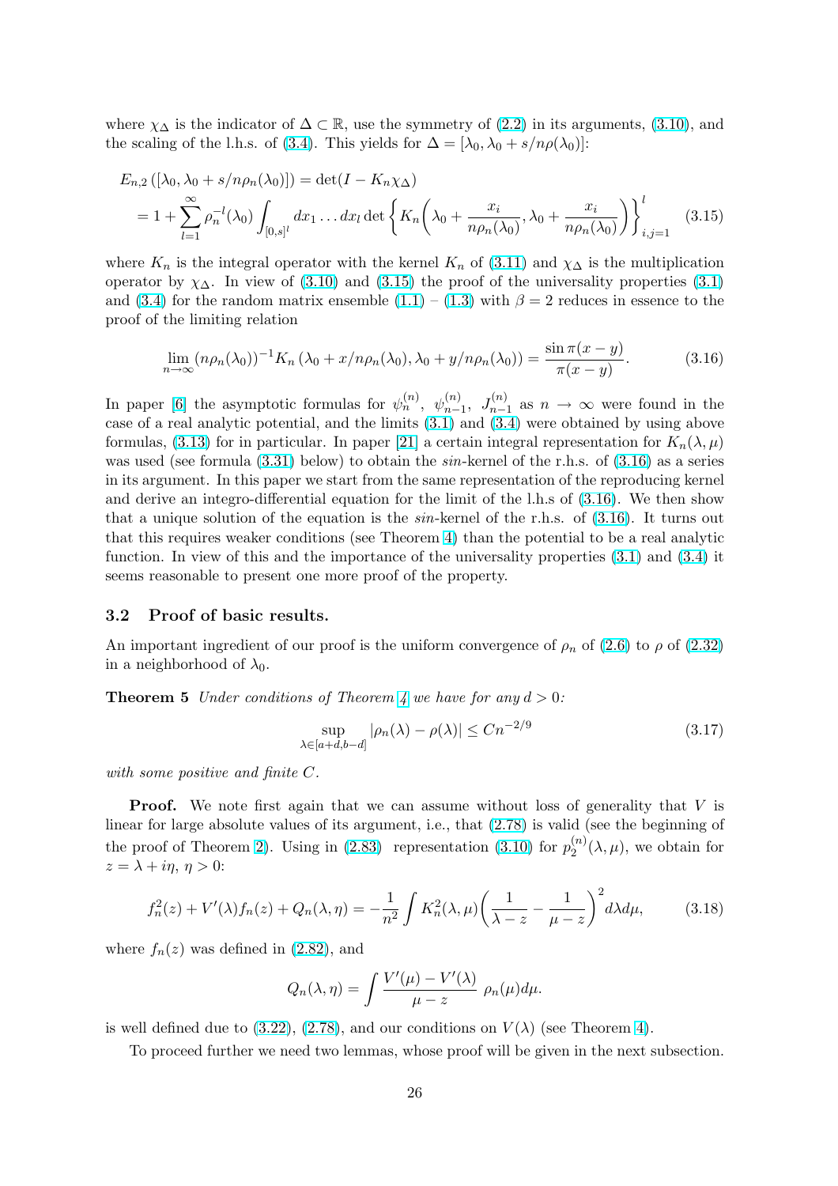where $\chi_\Delta$ is the indicator of $\Delta \subset \mathbb{R}$, use the symmetry of (2.2) in its arguments, (3.10), and the scaling of the l.h.s. of (3.4). This yields for $\Delta = [\lambda_0, \lambda_0 + s/n\rho(\lambda_0)]$:

$$E_{n,2}\left([\lambda_0, \lambda_0 + s/n\rho_n(\lambda_0)]\right) = \det(I - K_n\chi_\Delta)$$
$$= 1 + \sum_{l=1}^{\infty} \rho_n^{-l}(\lambda_0) \int_{[0,s]^l} dx_1 \dots dx_l \det\left\{K_n\left(\lambda_0 + \frac{x_i}{n\rho_n(\lambda_0)}, \lambda_0 + \frac{x_i}{n\rho_n(\lambda_0)}\right)\right\}_{i,j=1}^{l} \quad (3.15)$$

where $K_n$ is the integral operator with the kernel $K_n$ of (3.11) and $\chi_\Delta$ is the multiplication operator by $\chi_\Delta$. In view of (3.10) and (3.15) the proof of the universality properties (3.1) and (3.4) for the random matrix ensemble (1.1) – (1.3) with $\beta = 2$ reduces in essence to the proof of the limiting relation

$$\lim_{n\to\infty} (n\rho_n(\lambda_0))^{-1} K_n\left(\lambda_0 + x/n\rho_n(\lambda_0), \lambda_0 + y/n\rho_n(\lambda_0)\right) = \frac{\sin \pi(x-y)}{\pi(x-y)}. \quad (3.16)$$

In paper [6] the asymptotic formulas for $\psi_n^{(n)}$, $\psi_{n-1}^{(n)}$, $J_{n-1}^{(n)}$ as $n \to \infty$ were found in the case of a real analytic potential, and the limits (3.1) and (3.4) were obtained by using above formulas, (3.13) for in particular. In paper [21] a certain integral representation for $K_n(\lambda, \mu)$ was used (see formula (3.31) below) to obtain the *sin*-kernel of the r.h.s. of (3.16) as a series in its argument. In this paper we start from the same representation of the reproducing kernel and derive an integro-differential equation for the limit of the l.h.s of (3.16). We then show that a unique solution of the equation is the *sin*-kernel of the r.h.s. of (3.16). It turns out that this requires weaker conditions (see Theorem 4) than the potential to be a real analytic function. In view of this and the importance of the universality properties (3.1) and (3.4) it seems reasonable to present one more proof of the property.

### 3.2 Proof of basic results.

An important ingredient of our proof is the uniform convergence of $\rho_n$ of (2.6) to $\rho$ of (2.32) in a neighborhood of $\lambda_0$.

**Theorem 5** *Under conditions of Theorem 4 we have for any $d > 0$:*

$$\sup_{\lambda\in[a+d,b-d]} |\rho_n(\lambda) - \rho(\lambda)| \le Cn^{-2/9} \quad (3.17)$$

*with some positive and finite $C$.*

**Proof.** We note first again that we can assume without loss of generality that $V$ is linear for large absolute values of its argument, i.e., that (2.78) is valid (see the beginning of the proof of Theorem 2). Using in (2.83) representation (3.10) for $p_2^{(n)}(\lambda, \mu)$, we obtain for $z = \lambda + i\eta$, $\eta > 0$:

$$f_n^2(z) + V'(\lambda)f_n(z) + Q_n(\lambda, \eta) = -\frac{1}{n^2}\int K_n^2(\lambda, \mu)\left(\frac{1}{\lambda - z} - \frac{1}{\mu - z}\right)^2 d\lambda d\mu, \quad (3.18)$$

where $f_n(z)$ was defined in (2.82), and

$$Q_n(\lambda, \eta) = \int \frac{V'(\mu) - V'(\lambda)}{\mu - z}\ \rho_n(\mu)d\mu.$$

is well defined due to (3.22), (2.78), and our conditions on $V(\lambda)$ (see Theorem 4).

To proceed further we need two lemmas, whose proof will be given in the next subsection.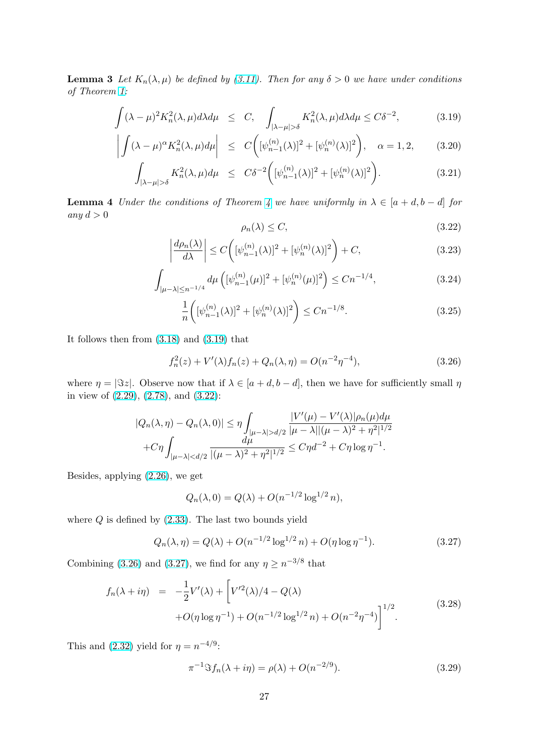**Lemma 3** *Let $K_n(\lambda,\mu)$ be defined by (3.11). Then for any $\delta>0$ we have under conditions of Theorem 1:*

$$
\begin{aligned}
\int(\lambda-\mu)^2K_n^2(\lambda,\mu)d\lambda d\mu &\le C, \quad \int_{|\lambda-\mu|>\delta}K_n^2(\lambda,\mu)d\lambda d\mu\le C\delta^{-2}, &(3.19)\\
\left|\int(\lambda-\mu)^\alpha K_n^2(\lambda,\mu)d\mu\right| &\le C\biggl([\psi_{n-1}^{(n)}(\lambda)]^2+[\psi_n^{(n)}(\lambda)]^2\biggr), \quad \alpha=1,2, &(3.20)\\
\int_{|\lambda-\mu|>\delta}K_n^2(\lambda,\mu)d\mu &\le C\delta^{-2}\biggl([\psi_{n-1}^{(n)}(\lambda)]^2+[\psi_n^{(n)}(\lambda)]^2\biggr). &(3.21)
\end{aligned}
$$

**Lemma 4** *Under the conditions of Theorem 4 we have uniformly in $\lambda\in[a+d,b-d]$ for any $d>0$*

$$
\rho_n(\lambda)\le C, \tag{3.22}
$$

$$
\left|\frac{d\rho_n(\lambda)}{d\lambda}\right|\le C\biggl([\psi_{n-1}^{(n)}(\lambda)]^2+[\psi_n^{(n)}(\lambda)]^2\biggr)+C, \tag{3.23}
$$

$$
\int_{|\mu-\lambda|\le n^{-1/4}}d\mu\left([\psi_{n-1}^{(n)}(\mu)]^2+[\psi_n^{(n)}(\mu)]^2\right)\le Cn^{-1/4}, \tag{3.24}
$$

$$
\frac{1}{n}\biggl([\psi_{n-1}^{(n)}(\lambda)]^2+[\psi_n^{(n)}(\lambda)]^2\biggr)\le Cn^{-1/8}. \tag{3.25}
$$

It follows then from (3.18) and (3.19) that

$$
f_n^2(z)+V'(\lambda)f_n(z)+Q_n(\lambda,\eta)=O(n^{-2}\eta^{-4}), \tag{3.26}
$$

where $\eta=|\Im z|$. Observe now that if $\lambda\in[a+d,b-d]$, then we have for sufficiently small $\eta$ in view of (2.29), (2.78), and (3.22):

$$
\begin{aligned}
|Q_n(\lambda,\eta)-Q_n(\lambda,0)|&\le\eta\int_{|\mu-\lambda|>d/2}\frac{|V'(\mu)-V'(\lambda)|\rho_n(\mu)d\mu}{|\mu-\lambda||(\mu-\lambda)^2+\eta^2|^{1/2}}\\
&+C\eta\int_{|\mu-\lambda|<d/2}\frac{d\mu}{|(\mu-\lambda)^2+\eta^2|^{1/2}}\le C\eta d^{-2}+C\eta\log\eta^{-1}.
\end{aligned}
$$

Besides, applying (2.26), we get

$$
Q_n(\lambda,0)=Q(\lambda)+O(n^{-1/2}\log^{1/2}n),
$$

where $Q$ is defined by (2.33). The last two bounds yield

$$
Q_n(\lambda,\eta)=Q(\lambda)+O(n^{-1/2}\log^{1/2}n)+O(\eta\log\eta^{-1}). \tag{3.27}
$$

Combining (3.26) and (3.27), we find for any $\eta\ge n^{-3/8}$ that

$$
\begin{aligned}
f_n(\lambda+i\eta) &= -\frac{1}{2}V'(\lambda)+\biggl[V'^2(\lambda)/4-Q(\lambda)\\
&\quad+O(\eta\log\eta^{-1})+O(n^{-1/2}\log^{1/2}n)+O(n^{-2}\eta^{-4})\biggr]^{1/2}.
\end{aligned}
\tag{3.28}
$$

This and (2.32) yield for $\eta=n^{-4/9}$:

$$
\pi^{-1}\Im f_n(\lambda+i\eta)=\rho(\lambda)+O(n^{-2/9}). \tag{3.29}
$$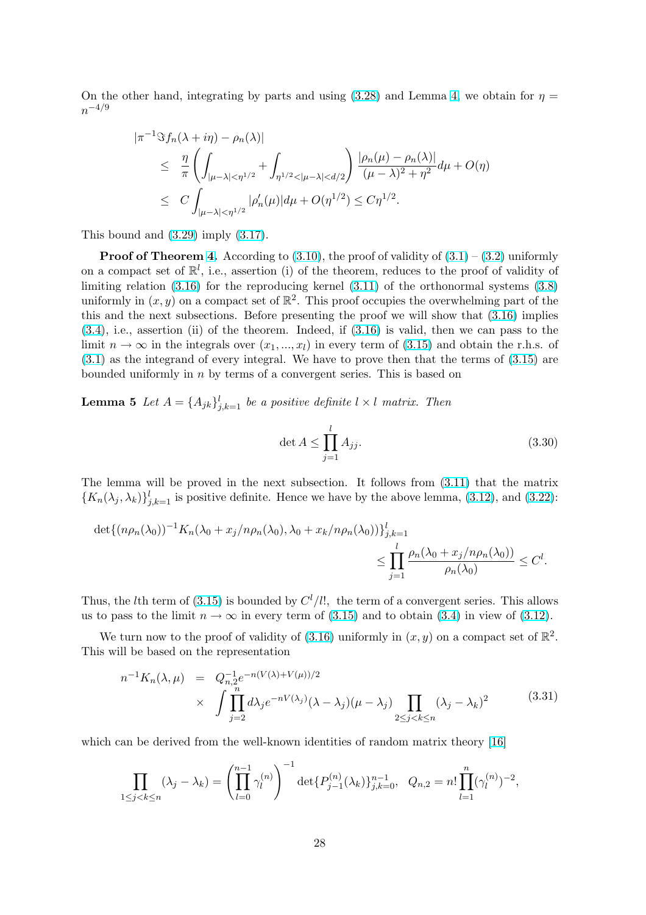On the other hand, integrating by parts and using (3.28) and Lemma 4, we obtain for $\eta = n^{-4/9}$

$$
\begin{aligned}
&|\pi^{-1}\Im f_n(\lambda + i\eta) - \rho_n(\lambda)| \\
&\quad\le \frac{\eta}{\pi}\left(\int_{|\mu-\lambda|<\eta^{1/2}} + \int_{\eta^{1/2}<|\mu-\lambda|<d/2}\right)\frac{|\rho_n(\mu)-\rho_n(\lambda)|}{(\mu-\lambda)^2+\eta^2}d\mu + O(\eta) \\
&\quad\le C\int_{|\mu-\lambda|<\eta^{1/2}} |\rho_n'(\mu)|d\mu + O(\eta^{1/2}) \le C\eta^{1/2}.
\end{aligned}
$$

This bound and (3.29) imply (3.17).

**Proof of Theorem 4.** According to (3.10), the proof of validity of (3.1) – (3.2) uniformly on a compact set of $\mathbb{R}^l$, i.e., assertion (i) of the theorem, reduces to the proof of validity of limiting relation (3.16) for the reproducing kernel (3.11) of the orthonormal systems (3.8) uniformly in $(x, y)$ on a compact set of $\mathbb{R}^2$. This proof occupies the overwhelming part of the this and the next subsections. Before presenting the proof we will show that (3.16) implies (3.4), i.e., assertion (ii) of the theorem. Indeed, if (3.16) is valid, then we can pass to the limit $n \to \infty$ in the integrals over $(x_1, ..., x_l)$ in every term of (3.15) and obtain the r.h.s. of (3.1) as the integrand of every integral. We have to prove then that the terms of (3.15) are bounded uniformly in $n$ by terms of a convergent series. This is based on

**Lemma 5** *Let $A = \{A_{jk}\}_{j,k=1}^l$ be a positive definite $l \times l$ matrix. Then*

$$
\det A \le \prod_{j=1}^{l} A_{jj}. \tag{3.30}
$$

The lemma will be proved in the next subsection. It follows from (3.11) that the matrix $\{K_n(\lambda_j, \lambda_k)\}_{j,k=1}^l$ is positive definite. Hence we have by the above lemma, (3.12), and (3.22):

$$
\begin{aligned}
&\det\{(n\rho_n(\lambda_0))^{-1}K_n(\lambda_0 + x_j/n\rho_n(\lambda_0), \lambda_0 + x_k/n\rho_n(\lambda_0))\}_{j,k=1}^l \\
&\qquad\qquad\qquad\le \prod_{j=1}^{l}\frac{\rho_n(\lambda_0 + x_j/n\rho_n(\lambda_0))}{\rho_n(\lambda_0)} \le C^l.
\end{aligned}
$$

Thus, the $l$th term of (3.15) is bounded by $C^l/l!$, the term of a convergent series. This allows us to pass to the limit $n \to \infty$ in every term of (3.15) and to obtain (3.4) in view of (3.12).

We turn now to the proof of validity of (3.16) uniformly in $(x, y)$ on a compact set of $\mathbb{R}^2$. This will be based on the representation

$$
\begin{aligned}
n^{-1}K_n(\lambda,\mu) &= Q_{n,2}^{-1}e^{-n(V(\lambda)+V(\mu))/2} \\
&\times \int\prod_{j=2}^{n} d\lambda_j e^{-nV(\lambda_j)}(\lambda-\lambda_j)(\mu-\lambda_j)\prod_{2\le j<k\le n}(\lambda_j-\lambda_k)^2
\end{aligned} \tag{3.31}
$$

which can be derived from the well-known identities of random matrix theory [16]

$$
\prod_{1\le j<k\le n}(\lambda_j - \lambda_k) = \left(\prod_{l=0}^{n-1}\gamma_l^{(n)}\right)^{-1}\det\{P_{j-1}^{(n)}(\lambda_k)\}_{j,k=0}^{n-1}, \quad Q_{n,2} = n!\prod_{l=1}^{n}(\gamma_l^{(n)})^{-2},
$$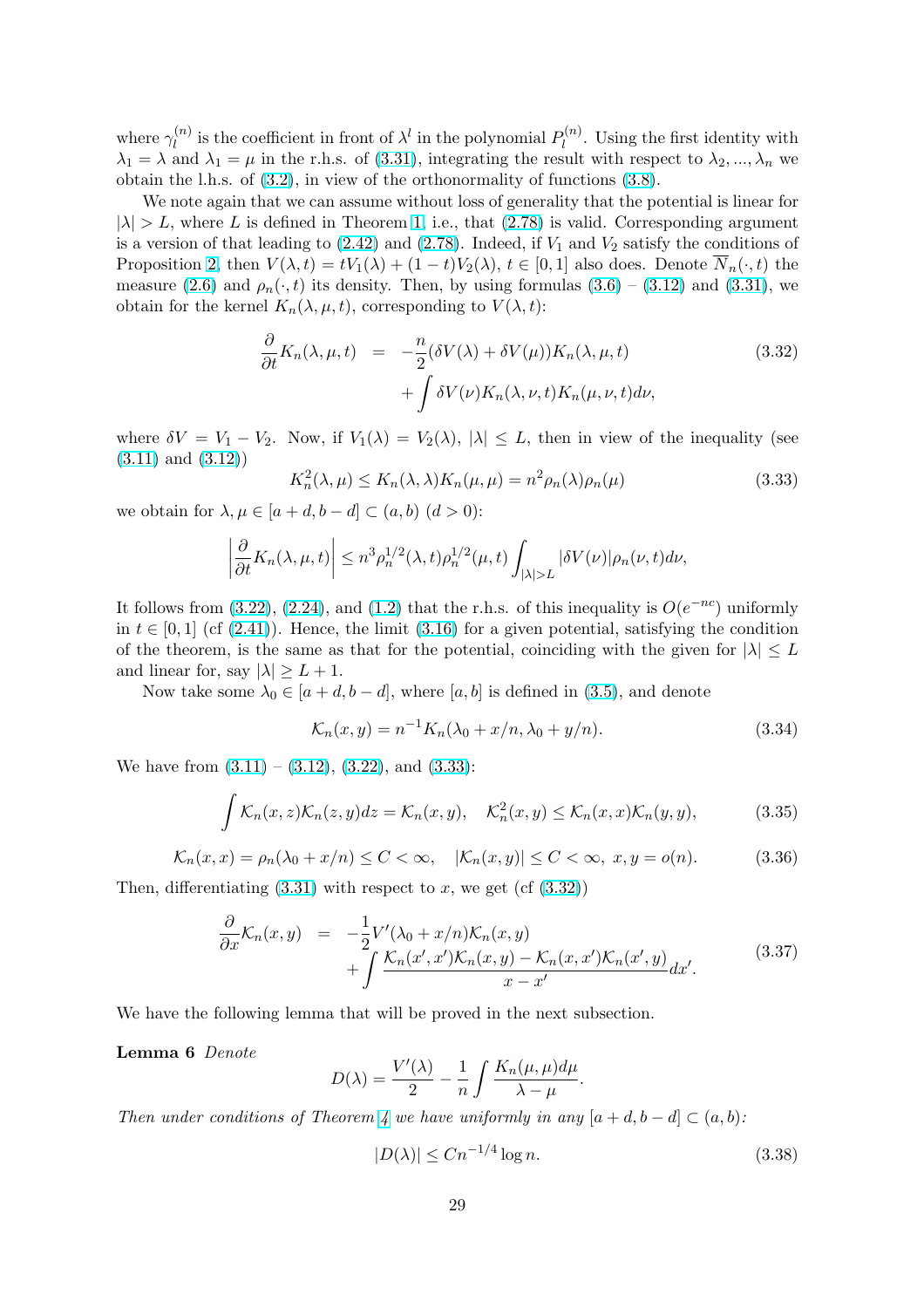where $\gamma_l^{(n)}$ is the coefficient in front of $\lambda^l$ in the polynomial $P_l^{(n)}$. Using the first identity with $\lambda_1 = \lambda$ and $\lambda_1 = \mu$ in the r.h.s. of (3.31), integrating the result with respect to $\lambda_2, ..., \lambda_n$ we obtain the l.h.s. of (3.2), in view of the orthonormality of functions (3.8).

We note again that we can assume without loss of generality that the potential is linear for $|\lambda| > L$, where $L$ is defined in Theorem 1, i.e., that (2.78) is valid. Corresponding argument is a version of that leading to (2.42) and (2.78). Indeed, if $V_1$ and $V_2$ satisfy the conditions of Proposition 2, then $V(\lambda, t) = tV_1(\lambda) + (1-t)V_2(\lambda)$, $t \in [0,1]$ also does. Denote $\overline{N}_n(\cdot, t)$ the measure (2.6) and $\rho_n(\cdot, t)$ its density. Then, by using formulas (3.6) – (3.12) and (3.31), we obtain for the kernel $K_n(\lambda, \mu, t)$, corresponding to $V(\lambda, t)$:

$$\begin{aligned} \frac{\partial}{\partial t} K_n(\lambda, \mu, t) &= -\frac{n}{2}(\delta V(\lambda) + \delta V(\mu)) K_n(\lambda, \mu, t) \\ &\quad + \int \delta V(\nu) K_n(\lambda, \nu, t) K_n(\mu, \nu, t) d\nu, \end{aligned} \tag{3.32}$$

where $\delta V = V_1 - V_2$. Now, if $V_1(\lambda) = V_2(\lambda)$, $|\lambda| \leq L$, then in view of the inequality (see (3.11) and (3.12))

$$K_n^2(\lambda, \mu) \leq K_n(\lambda, \lambda) K_n(\mu, \mu) = n^2 \rho_n(\lambda) \rho_n(\mu) \tag{3.33}$$

we obtain for $\lambda, \mu \in [a+d, b-d] \subset (a,b)$ $(d > 0)$:

$$\left| \frac{\partial}{\partial t} K_n(\lambda, \mu, t) \right| \leq n^3 \rho_n^{1/2}(\lambda, t) \rho_n^{1/2}(\mu, t) \int_{|\lambda| > L} |\delta V(\nu)| \rho_n(\nu, t) d\nu,$$

It follows from (3.22), (2.24), and (1.2) that the r.h.s. of this inequality is $O(e^{-nc})$ uniformly in $t \in [0,1]$ (cf (2.41)). Hence, the limit (3.16) for a given potential, satisfying the condition of the theorem, is the same as that for the potential, coinciding with the given for $|\lambda| \leq L$ and linear for, say $|\lambda| \geq L+1$.

Now take some $\lambda_0 \in [a+d, b-d]$, where $[a,b]$ is defined in (3.5), and denote

$$\mathcal{K}_n(x, y) = n^{-1} K_n(\lambda_0 + x/n, \lambda_0 + y/n). \tag{3.34}$$

We have from (3.11) – (3.12), (3.22), and (3.33):

$$\int \mathcal{K}_n(x, z) \mathcal{K}_n(z, y) dz = \mathcal{K}_n(x, y), \quad \mathcal{K}_n^2(x, y) \leq \mathcal{K}_n(x, x) \mathcal{K}_n(y, y), \tag{3.35}$$

$$\mathcal{K}_n(x, x) = \rho_n(\lambda_0 + x/n) \leq C < \infty, \quad |\mathcal{K}_n(x, y)| \leq C < \infty, \ x, y = o(n). \tag{3.36}$$

Then, differentiating (3.31) with respect to $x$, we get (cf (3.32))

$$\begin{aligned} \frac{\partial}{\partial x} \mathcal{K}_n(x, y) &= -\frac{1}{2} V'(\lambda_0 + x/n) \mathcal{K}_n(x, y) \\ &\quad + \int \frac{\mathcal{K}_n(x', x') \mathcal{K}_n(x, y) - \mathcal{K}_n(x, x') \mathcal{K}_n(x', y)}{x - x'} dx'. \end{aligned} \tag{3.37}$$

We have the following lemma that will be proved in the next subsection.

**Lemma 6** *Denote*

$$D(\lambda) = \frac{V'(\lambda)}{2} - \frac{1}{n} \int \frac{K_n(\mu, \mu) d\mu}{\lambda - \mu}.$$

*Then under conditions of Theorem 4 we have uniformly in any $[a+d, b-d] \subset (a,b)$:*

$$|D(\lambda)| \leq C n^{-1/4} \log n. \tag{3.38}$$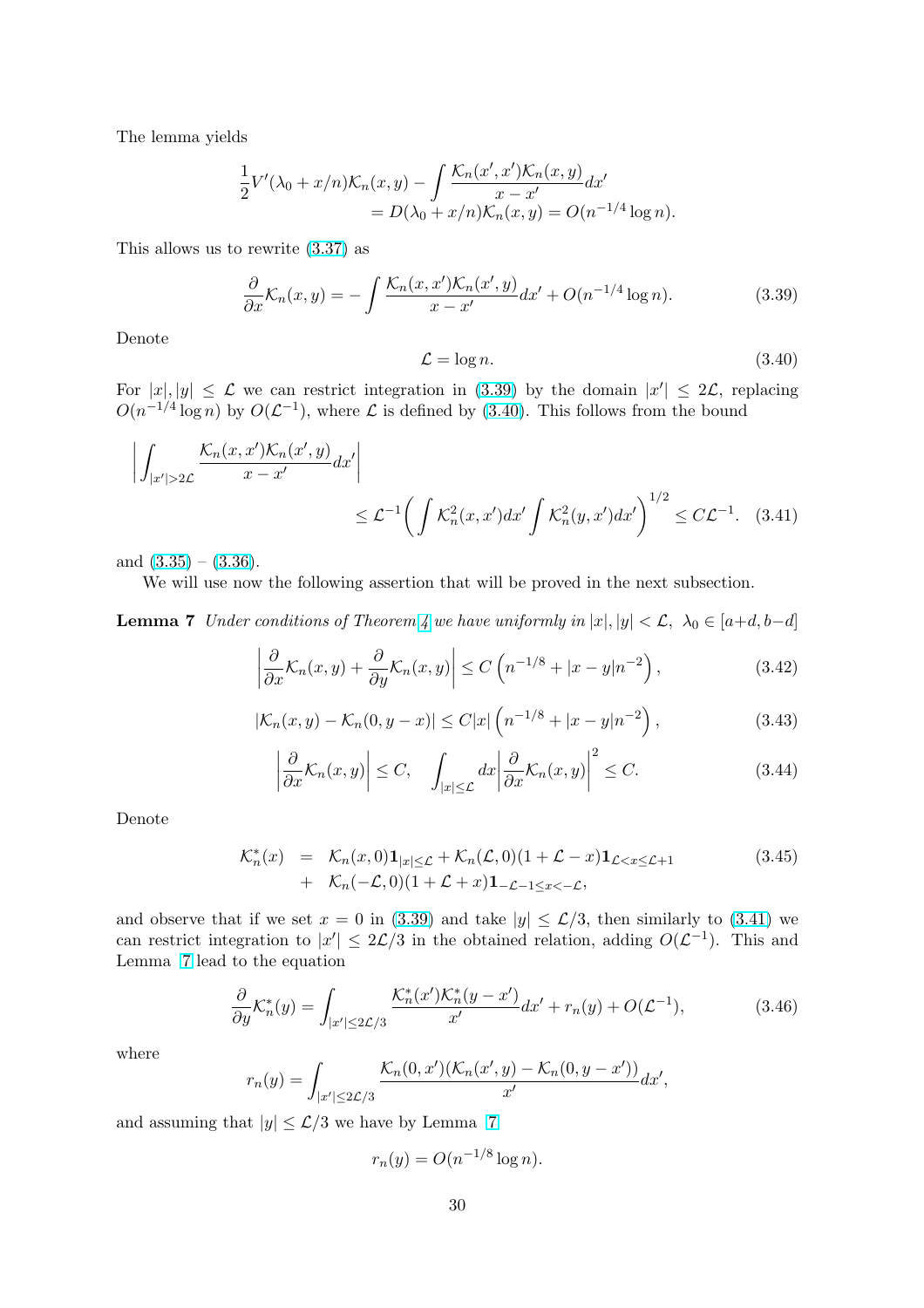The lemma yields

$$
\begin{aligned}
\frac{1}{2}V'(\lambda_0 + x/n)\mathcal{K}_n(x,y) - \int \frac{\mathcal{K}_n(x',x')\mathcal{K}_n(x,y)}{x-x'}dx' \\
= D(\lambda_0 + x/n)\mathcal{K}_n(x,y) = O(n^{-1/4}\log n).
\end{aligned}
$$

This allows us to rewrite (3.37) as

$$
\frac{\partial}{\partial x}\mathcal{K}_n(x,y) = -\int \frac{\mathcal{K}_n(x,x')\mathcal{K}_n(x',y)}{x-x'}dx' + O(n^{-1/4}\log n). \tag{3.39}
$$

Denote

$$
\mathcal{L} = \log n. \tag{3.40}
$$

For $|x|, |y| \le \mathcal{L}$ we can restrict integration in (3.39) by the domain $|x'| \le 2\mathcal{L}$, replacing $O(n^{-1/4}\log n)$ by $O(\mathcal{L}^{-1})$, where $\mathcal{L}$ is defined by (3.40). This follows from the bound

$$
\left| \int_{|x'|>2\mathcal{L}} \frac{\mathcal{K}_n(x,x')\mathcal{K}_n(x',y)}{x-x'}dx' \right| \le \mathcal{L}^{-1}\bigg( \int \mathcal{K}_n^2(x,x')dx' \int \mathcal{K}_n^2(y,x')dx' \bigg)^{1/2} \le C\mathcal{L}^{-1}. \tag{3.41}
$$

and (3.35) – (3.36).

We will use now the following assertion that will be proved in the next subsection.

**Lemma 7** *Under conditions of Theorem 4 we have uniformly in $|x|, |y| < \mathcal{L}$, $\lambda_0 \in [a+d, b-d]$*

$$
\left| \frac{\partial}{\partial x}\mathcal{K}_n(x,y) + \frac{\partial}{\partial y}\mathcal{K}_n(x,y) \right| \le C\left( n^{-1/8} + |x-y|n^{-2} \right), \tag{3.42}
$$

$$
|\mathcal{K}_n(x,y) - \mathcal{K}_n(0,y-x)| \le C|x|\left( n^{-1/8} + |x-y|n^{-2} \right), \tag{3.43}
$$

$$
\left| \frac{\partial}{\partial x}\mathcal{K}_n(x,y) \right| \le C, \quad \int_{|x|\le\mathcal{L}} dx \left| \frac{\partial}{\partial x}\mathcal{K}_n(x,y) \right|^2 \le C. \tag{3.44}
$$

Denote

$$
\begin{aligned}
\mathcal{K}_n^*(x) &= \mathcal{K}_n(x,0)\mathbf{1}_{|x|\le\mathcal{L}} + \mathcal{K}_n(\mathcal{L},0)(1+\mathcal{L}-x)\mathbf{1}_{\mathcal{L}<x\le\mathcal{L}+1} \\
&+ \mathcal{K}_n(-\mathcal{L},0)(1+\mathcal{L}+x)\mathbf{1}_{-\mathcal{L}-1\le x<-\mathcal{L}},
\end{aligned} \tag{3.45}
$$

and observe that if we set $x=0$ in (3.39) and take $|y| \le \mathcal{L}/3$, then similarly to (3.41) we can restrict integration to $|x'| \le 2\mathcal{L}/3$ in the obtained relation, adding $O(\mathcal{L}^{-1})$. This and Lemma 7 lead to the equation

$$
\frac{\partial}{\partial y}\mathcal{K}_n^*(y) = \int_{|x'|\le 2\mathcal{L}/3} \frac{\mathcal{K}_n^*(x')\mathcal{K}_n^*(y-x')}{x'}dx' + r_n(y) + O(\mathcal{L}^{-1}), \tag{3.46}
$$

where

$$
r_n(y) = \int_{|x'|\le 2\mathcal{L}/3} \frac{\mathcal{K}_n(0,x')(\mathcal{K}_n(x',y) - \mathcal{K}_n(0,y-x'))}{x'}dx',
$$

and assuming that $|y| \le \mathcal{L}/3$ we have by Lemma 7

$$
r_n(y) = O(n^{-1/8}\log n).
$$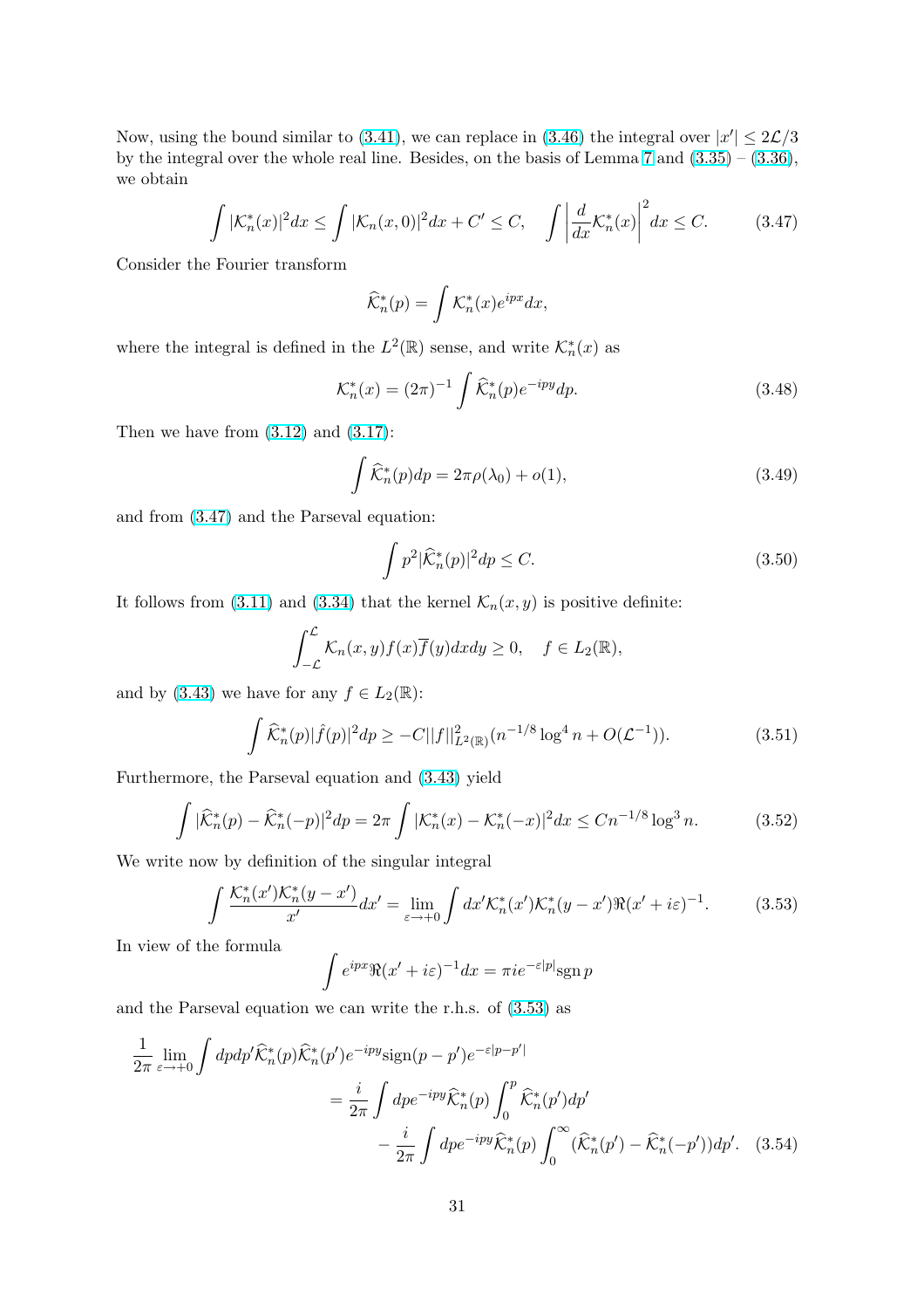Now, using the bound similar to (3.41), we can replace in (3.46) the integral over $|x'| \le 2\mathcal{L}/3$ by the integral over the whole real line. Besides, on the basis of Lemma 7 and (3.35) – (3.36), we obtain

$$\int |\mathcal{K}_n^*(x)|^2 dx \le \int |\mathcal{K}_n(x,0)|^2 dx + C' \le C, \quad \int \left| \frac{d}{dx} \mathcal{K}_n^*(x) \right|^2 dx \le C. \tag{3.47}$$

Consider the Fourier transform

$$\widehat{\mathcal{K}}_n^*(p) = \int \mathcal{K}_n^*(x) e^{ipx} dx,$$

where the integral is defined in the $L^2(\mathbb{R})$ sense, and write $\mathcal{K}_n^*(x)$ as

$$\mathcal{K}_n^*(x) = (2\pi)^{-1} \int \widehat{\mathcal{K}}_n^*(p) e^{-ipy} dp. \tag{3.48}$$

Then we have from (3.12) and (3.17):

$$\int \widehat{\mathcal{K}}_n^*(p) dp = 2\pi\rho(\lambda_0) + o(1), \tag{3.49}$$

and from (3.47) and the Parseval equation:

$$\int p^2 |\widehat{\mathcal{K}}_n^*(p)|^2 dp \le C. \tag{3.50}$$

It follows from (3.11) and (3.34) that the kernel $\mathcal{K}_n(x,y)$ is positive definite:

$$\int_{-\mathcal{L}}^{\mathcal{L}} \mathcal{K}_n(x,y) f(x) \overline{f}(y) dx dy \ge 0, \quad f \in L_2(\mathbb{R}),$$

and by (3.43) we have for any $f \in L_2(\mathbb{R})$:

$$\int \widehat{\mathcal{K}}_n^*(p) |\hat{f}(p)|^2 dp \ge -C ||f||^2_{L^2(\mathbb{R})} (n^{-1/8} \log^4 n + O(\mathcal{L}^{-1})). \tag{3.51}$$

Furthermore, the Parseval equation and (3.43) yield

$$\int |\widehat{\mathcal{K}}_n^*(p) - \widehat{\mathcal{K}}_n^*(-p)|^2 dp = 2\pi \int |\mathcal{K}_n^*(x) - \mathcal{K}_n^*(-x)|^2 dx \le C n^{-1/8} \log^3 n. \tag{3.52}$$

We write now by definition of the singular integral

$$\int \frac{\mathcal{K}_n^*(x') \mathcal{K}_n^*(y - x')}{x'} dx' = \lim_{\varepsilon \to +0} \int dx' \mathcal{K}_n^*(x') \mathcal{K}_n^*(y - x') \Re(x' + i\varepsilon)^{-1}. \tag{3.53}$$

In view of the formula

$$\int e^{ipx} \Re(x' + i\varepsilon)^{-1} dx = \pi i e^{-\varepsilon|p|} \mathrm{sgn}\, p$$

and the Parseval equation we can write the r.h.s. of (3.53) as

$$\begin{aligned}
\frac{1}{2\pi} \lim_{\varepsilon \to +0} \int dp dp' \widehat{\mathcal{K}}_n^*(p) \widehat{\mathcal{K}}_n^*(p') e^{-ipy} \mathrm{sign}(p - p') e^{-\varepsilon|p-p'|} \\
= \frac{i}{2\pi} \int dp e^{-ipy} \widehat{\mathcal{K}}_n^*(p) \int_0^p \widehat{\mathcal{K}}_n^*(p') dp' \\
- \frac{i}{2\pi} \int dp e^{-ipy} \widehat{\mathcal{K}}_n^*(p) \int_0^\infty (\widehat{\mathcal{K}}_n^*(p') - \widehat{\mathcal{K}}_n^*(-p')) dp'.
\end{aligned} \tag{3.54}$$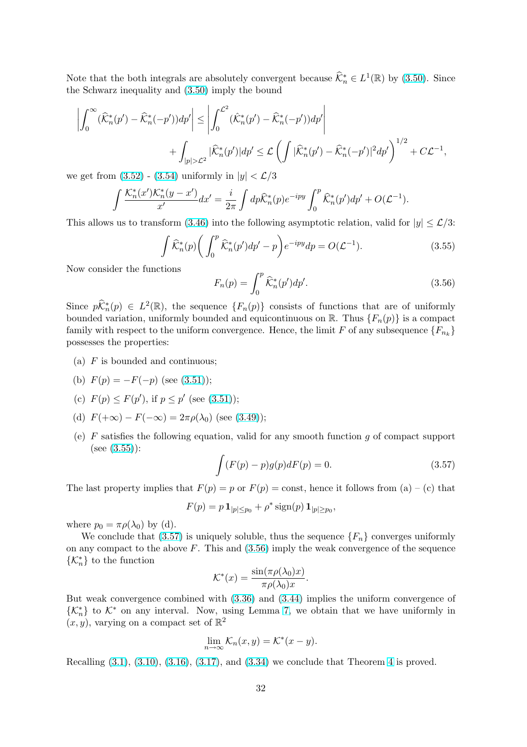Note that the both integrals are absolutely convergent because $\widehat{\mathcal{K}}_n^* \in L^1(\mathbb{R})$ by (3.50). Since the Schwarz inequality and (3.50) imply the bound

$$\left|\int_0^\infty (\widehat{\mathcal{K}}_n^*(p') - \widehat{\mathcal{K}}_n^*(-p'))dp'\right| \le \left|\int_0^{\mathcal{L}^2} (\widehat{\mathcal{K}}_n^*(p') - \widehat{\mathcal{K}}_n^*(-p'))dp'\right|$$
$$+ \int_{|p|>\mathcal{L}^2} |\widehat{\mathcal{K}}_n^*(p')|dp' \le \mathcal{L}\left(\int |\widehat{\mathcal{K}}_n^*(p') - \widehat{\mathcal{K}}_n^*(-p')|^2 dp'\right)^{1/2} + C\mathcal{L}^{-1},$$

we get from (3.52) - (3.54) uniformly in $|y| < \mathcal{L}/3$

$$\int \frac{\mathcal{K}_n^*(x')\mathcal{K}_n^*(y-x')}{x'}dx' = \frac{i}{2\pi}\int dp \widehat{\mathcal{K}}_n^*(p)e^{-ipy}\int_0^p \widehat{\mathcal{K}}_n^*(p')dp' + O(\mathcal{L}^{-1}).$$

This allows us to transform (3.46) into the following asymptotic relation, valid for $|y| \le \mathcal{L}/3$:

$$\int \widehat{\mathcal{K}}_n^*(p)\bigg(\int_0^p \widehat{\mathcal{K}}_n^*(p')dp' - p\bigg)e^{-ipy}dp = O(\mathcal{L}^{-1}). \tag{3.55}$$

Now consider the functions

$$F_n(p) = \int_0^p \widehat{\mathcal{K}}_n^*(p')dp'. \tag{3.56}$$

Since $p\widehat{\mathcal{K}}_n^*(p) \in L^2(\mathbb{R})$, the sequence $\{F_n(p)\}$ consists of functions that are of uniformly bounded variation, uniformly bounded and equicontinuous on $\mathbb{R}$. Thus $\{F_n(p)\}$ is a compact family with respect to the uniform convergence. Hence, the limit $F$ of any subsequence $\{F_{n_k}\}$ possesses the properties:

(a) $F$ is bounded and continuous;

(b) $F(p) = -F(-p)$ (see (3.51));

(c) $F(p) \le F(p')$, if $p \le p'$ (see (3.51));

(d) $F(+\infty) - F(-\infty) = 2\pi\rho(\lambda_0)$ (see (3.49));

(e) $F$ satisfies the following equation, valid for any smooth function $g$ of compact support (see (3.55)):

$$\int (F(p) - p)g(p)dF(p) = 0. \tag{3.57}$$

The last property implies that $F(p) = p$ or $F(p) = \text{const}$, hence it follows from (a) – (c) that

$$F(p) = p\,\mathbf{1}_{|p|\le p_0} + \rho^* \operatorname{sign}(p)\,\mathbf{1}_{|p|\ge p_0},$$

where $p_0 = \pi\rho(\lambda_0)$ by (d).

We conclude that (3.57) is uniquely soluble, thus the sequence $\{F_n\}$ converges uniformly on any compact to the above $F$. This and (3.56) imply the weak convergence of the sequence $\{\mathcal{K}_n^*\}$ to the function

$$\mathcal{K}^*(x) = \frac{\sin(\pi\rho(\lambda_0)x)}{\pi\rho(\lambda_0)x}.$$

But weak convergence combined with (3.36) and (3.44) implies the uniform convergence of $\{\mathcal{K}_n^*\}$ to $\mathcal{K}^*$ on any interval. Now, using Lemma 7, we obtain that we have uniformly in $(x, y)$, varying on a compact set of $\mathbb{R}^2$

$$\lim_{n\to\infty} \mathcal{K}_n(x, y) = \mathcal{K}^*(x - y).$$

Recalling (3.1), (3.10), (3.16), (3.17), and (3.34) we conclude that Theorem 4 is proved.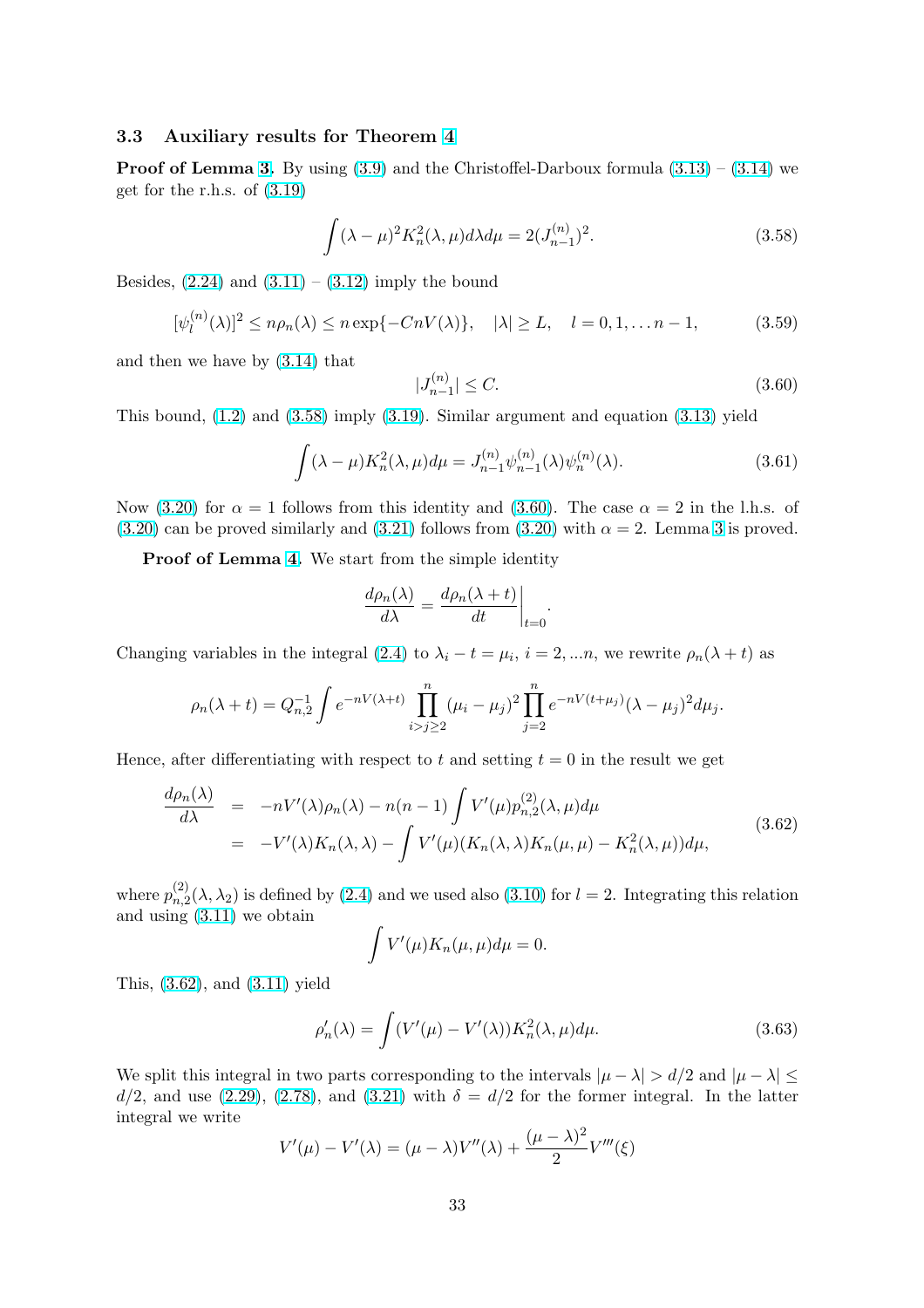### 3.3 Auxiliary results for Theorem 4

**Proof of Lemma 3.** By using (3.9) and the Christoffel-Darboux formula (3.13) – (3.14) we get for the r.h.s. of (3.19)

$$\int (\lambda-\mu)^2 K_n^2(\lambda,\mu)d\lambda d\mu = 2(J_{n-1}^{(n)})^2. \tag{3.58}$$

Besides, (2.24) and (3.11) – (3.12) imply the bound

$$[\psi_l^{(n)}(\lambda)]^2 \le n\rho_n(\lambda) \le n\exp\{-CnV(\lambda)\}, \quad |\lambda|\ge L, \quad l=0,1,\dots n-1, \tag{3.59}$$

and then we have by (3.14) that

$$|J_{n-1}^{(n)}| \le C. \tag{3.60}$$

This bound, (1.2) and (3.58) imply (3.19). Similar argument and equation (3.13) yield

$$\int (\lambda-\mu)K_n^2(\lambda,\mu)d\mu = J_{n-1}^{(n)}\psi_{n-1}^{(n)}(\lambda)\psi_n^{(n)}(\lambda). \tag{3.61}$$

Now (3.20) for $\alpha=1$ follows from this identity and (3.60). The case $\alpha=2$ in the l.h.s. of (3.20) can be proved similarly and (3.21) follows from (3.20) with $\alpha=2$. Lemma 3 is proved.

**Proof of Lemma 4.** We start from the simple identity

$$\frac{d\rho_n(\lambda)}{d\lambda} = \frac{d\rho_n(\lambda+t)}{dt}\bigg|_{t=0}.$$

Changing variables in the integral (2.4) to $\lambda_i - t = \mu_i$, $i=2,\dots n$, we rewrite $\rho_n(\lambda+t)$ as

$$\rho_n(\lambda+t) = Q_{n,2}^{-1}\int e^{-nV(\lambda+t)}\prod_{i>j\ge 2}^{n}(\mu_i-\mu_j)^2\prod_{j=2}^{n}e^{-nV(t+\mu_j)}(\lambda-\mu_j)^2 d\mu_j.$$

Hence, after differentiating with respect to $t$ and setting $t=0$ in the result we get

$$\begin{aligned}
\frac{d\rho_n(\lambda)}{d\lambda} &= -nV'(\lambda)\rho_n(\lambda) - n(n-1)\int V'(\mu)p_{n,2}^{(2)}(\lambda,\mu)d\mu \\
&= -V'(\lambda)K_n(\lambda,\lambda) - \int V'(\mu)(K_n(\lambda,\lambda)K_n(\mu,\mu) - K_n^2(\lambda,\mu))d\mu,
\end{aligned} \tag{3.62}$$

where $p_{n,2}^{(2)}(\lambda,\lambda_2)$ is defined by (2.4) and we used also (3.10) for $l=2$. Integrating this relation and using (3.11) we obtain

$$\int V'(\mu)K_n(\mu,\mu)d\mu = 0.$$

This, (3.62), and (3.11) yield

$$\rho_n'(\lambda) = \int (V'(\mu)-V'(\lambda))K_n^2(\lambda,\mu)d\mu. \tag{3.63}$$

We split this integral in two parts corresponding to the intervals $|\mu-\lambda|>d/2$ and $|\mu-\lambda|\le d/2$, and use (2.29), (2.78), and (3.21) with $\delta=d/2$ for the former integral. In the latter integral we write

$$V'(\mu)-V'(\lambda) = (\mu-\lambda)V''(\lambda) + \frac{(\mu-\lambda)^2}{2}V'''(\xi)$$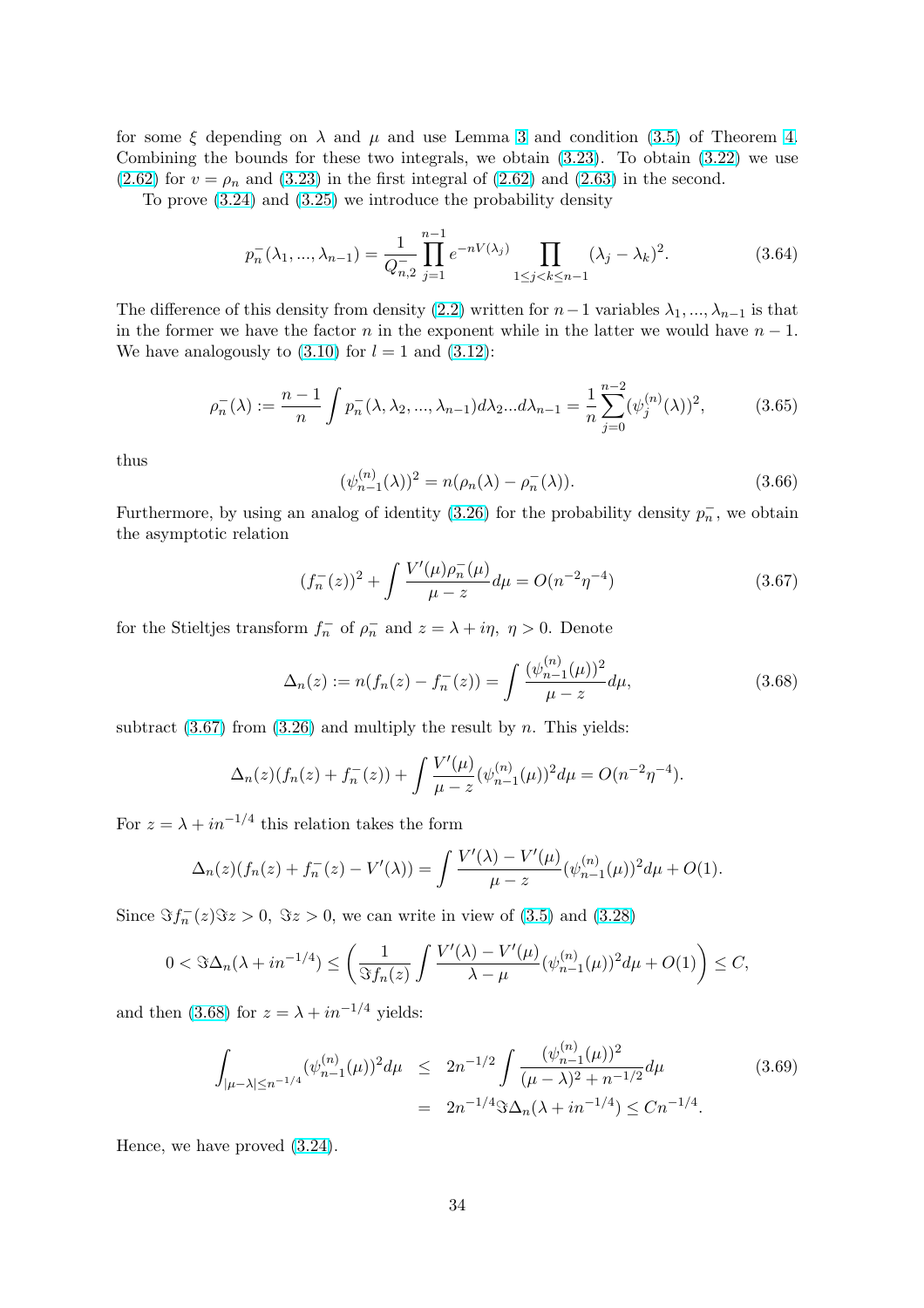for some $\xi$ depending on $\lambda$ and $\mu$ and use Lemma 3 and condition (3.5) of Theorem 4. Combining the bounds for these two integrals, we obtain (3.23). To obtain (3.22) we use (2.62) for $v = \rho_n$ and (3.23) in the first integral of (2.62) and (2.63) in the second.

To prove (3.24) and (3.25) we introduce the probability density

$$p_n^-(\lambda_1, ..., \lambda_{n-1}) = \frac{1}{Q_{n,2}^-} \prod_{j=1}^{n-1} e^{-nV(\lambda_j)} \prod_{1 \le j < k \le n-1} (\lambda_j - \lambda_k)^2. \tag{3.64}$$

The difference of this density from density (2.2) written for $n-1$ variables $\lambda_1, ..., \lambda_{n-1}$ is that in the former we have the factor $n$ in the exponent while in the latter we would have $n-1$. We have analogously to (3.10) for $l = 1$ and (3.12):

$$\rho_n^-(\lambda) := \frac{n-1}{n} \int p_n^-(\lambda, \lambda_2, ..., \lambda_{n-1}) d\lambda_2 ... d\lambda_{n-1} = \frac{1}{n} \sum_{j=0}^{n-2} (\psi_j^{(n)}(\lambda))^2, \tag{3.65}$$

thus

$$(\psi_{n-1}^{(n)}(\lambda))^2 = n(\rho_n(\lambda) - \rho_n^-(\lambda)). \tag{3.66}$$

Furthermore, by using an analog of identity (3.26) for the probability density $p_n^-$, we obtain the asymptotic relation

$$(f_n^-(z))^2 + \int \frac{V'(\mu)\rho_n^-(\mu)}{\mu - z} d\mu = O(n^{-2}\eta^{-4}) \tag{3.67}$$

for the Stieltjes transform $f_n^-$ of $\rho_n^-$ and $z = \lambda + i\eta,\ \eta > 0$. Denote

$$\Delta_n(z) := n(f_n(z) - f_n^-(z)) = \int \frac{(\psi_{n-1}^{(n)}(\mu))^2}{\mu - z} d\mu, \tag{3.68}$$

subtract (3.67) from (3.26) and multiply the result by $n$. This yields:

$$\Delta_n(z)(f_n(z) + f_n^-(z)) + \int \frac{V'(\mu)}{\mu - z} (\psi_{n-1}^{(n)}(\mu))^2 d\mu = O(n^{-2}\eta^{-4}).$$

For $z = \lambda + in^{-1/4}$ this relation takes the form

$$\Delta_n(z)(f_n(z) + f_n^-(z) - V'(\lambda)) = \int \frac{V'(\lambda) - V'(\mu)}{\mu - z} (\psi_{n-1}^{(n)}(\mu))^2 d\mu + O(1).$$

Since $\Im f_n^-(z) \Im z > 0,\ \Im z > 0$, we can write in view of (3.5) and (3.28)

$$0 < \Im \Delta_n(\lambda + in^{-1/4}) \le \left( \frac{1}{\Im f_n(z)} \int \frac{V'(\lambda) - V'(\mu)}{\lambda - \mu} (\psi_{n-1}^{(n)}(\mu))^2 d\mu + O(1) \right) \le C,$$

and then (3.68) for $z = \lambda + in^{-1/4}$ yields:

$$\begin{aligned} \int_{|\mu - \lambda| \le n^{-1/4}} (\psi_{n-1}^{(n)}(\mu))^2 d\mu &\le 2n^{-1/2} \int \frac{(\psi_{n-1}^{(n)}(\mu))^2}{(\mu - \lambda)^2 + n^{-1/2}} d\mu \\ &= 2n^{-1/4} \Im \Delta_n(\lambda + in^{-1/4}) \le Cn^{-1/4}. \end{aligned} \tag{3.69}$$

Hence, we have proved (3.24).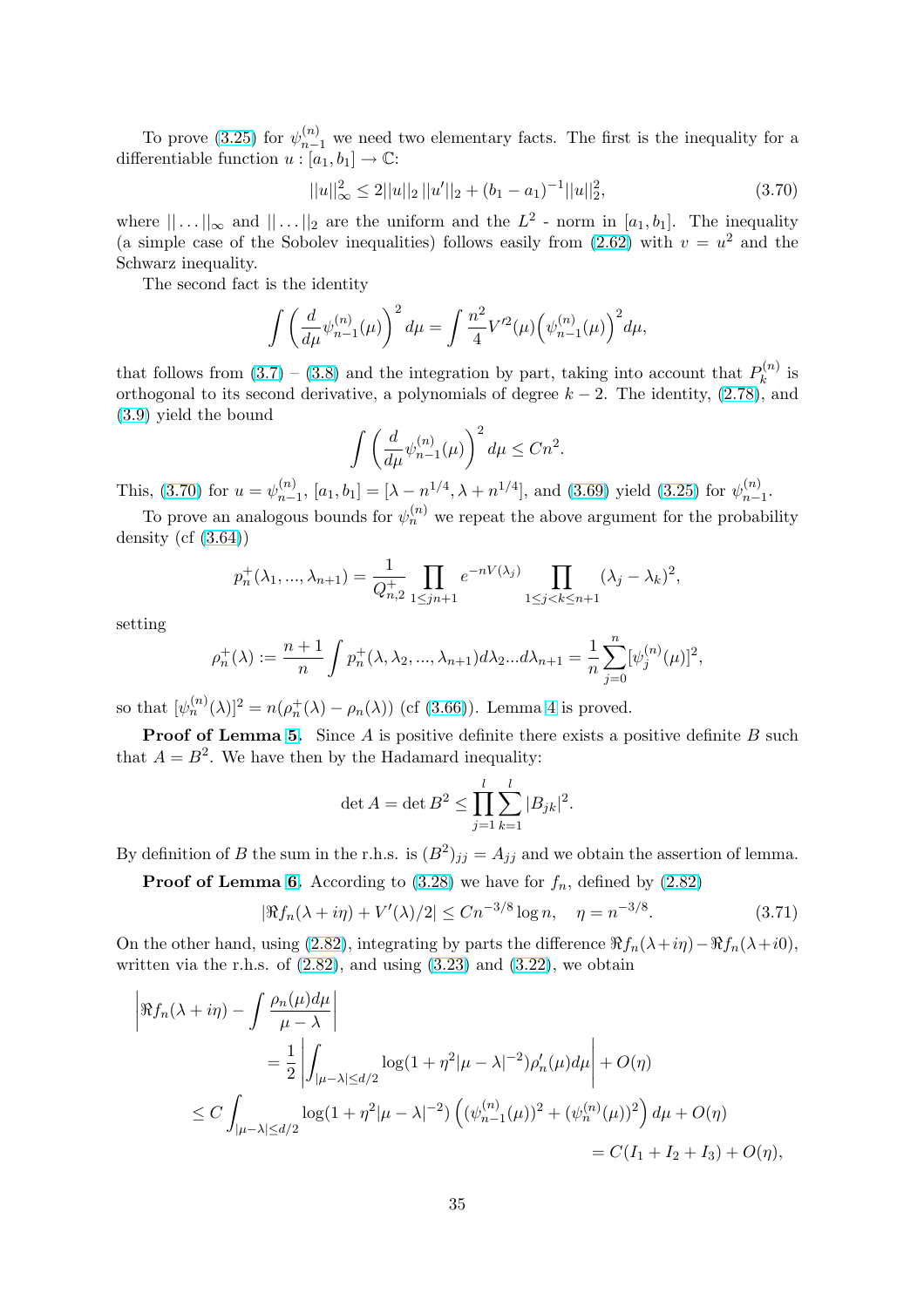To prove (3.25) for $\psi_{n-1}^{(n)}$ we need two elementary facts. The first is the inequality for a differentiable function $u : [a_1, b_1] \to \mathbb{C}$:

$$||u||_\infty^2 \le 2||u||_2\,||u'||_2 + (b_1 - a_1)^{-1}||u||_2^2, \tag{3.70}$$

where $||\dots||_\infty$ and $||\dots||_2$ are the uniform and the $L^2$ - norm in $[a_1, b_1]$. The inequality (a simple case of the Sobolev inequalities) follows easily from (2.62) with $v = u^2$ and the Schwarz inequality.

The second fact is the identity

$$\int \left(\frac{d}{d\mu}\psi_{n-1}^{(n)}(\mu)\right)^2 d\mu = \int \frac{n^2}{4}V'^2(\mu)\Big(\psi_{n-1}^{(n)}(\mu)\Big)^2 d\mu,$$

that follows from (3.7) – (3.8) and the integration by part, taking into account that $P_k^{(n)}$ is orthogonal to its second derivative, a polynomials of degree $k-2$. The identity, (2.78), and (3.9) yield the bound

$$\int \left(\frac{d}{d\mu}\psi_{n-1}^{(n)}(\mu)\right)^2 d\mu \le Cn^2.$$

This, (3.70) for $u = \psi_{n-1}^{(n)}$, $[a_1, b_1] = [\lambda - n^{1/4}, \lambda + n^{1/4}]$, and (3.69) yield (3.25) for $\psi_{n-1}^{(n)}$.

To prove an analogous bounds for $\psi_n^{(n)}$ we repeat the above argument for the probability density (cf (3.64))

$$p_n^+(\lambda_1, ..., \lambda_{n+1}) = \frac{1}{Q_{n,2}^+}\prod_{1\le j n+1} e^{-nV(\lambda_j)}\prod_{1\le j<k\le n+1}(\lambda_j - \lambda_k)^2,$$

setting

$$\rho_n^+(\lambda) := \frac{n+1}{n}\int p_n^+(\lambda, \lambda_2, ..., \lambda_{n+1})d\lambda_2...d\lambda_{n+1} = \frac{1}{n}\sum_{j=0}^{n}[\psi_j^{(n)}(\mu)]^2,$$

so that $[\psi_n^{(n)}(\lambda)]^2 = n(\rho_n^+(\lambda) - \rho_n(\lambda))$ (cf (3.66)). Lemma 4 is proved.

**Proof of Lemma 5.** Since $A$ is positive definite there exists a positive definite $B$ such that $A = B^2$. We have then by the Hadamard inequality:

$$\det A = \det B^2 \le \prod_{j=1}^{l}\sum_{k=1}^{l}|B_{jk}|^2.$$

By definition of $B$ the sum in the r.h.s. is $(B^2)_{jj} = A_{jj}$ and we obtain the assertion of lemma.

**Proof of Lemma 6.** According to (3.28) we have for $f_n$, defined by (2.82)

$$|\Re f_n(\lambda + i\eta) + V'(\lambda)/2| \le Cn^{-3/8}\log n, \quad \eta = n^{-3/8}. \tag{3.71}$$

On the other hand, using (2.82), integrating by parts the difference $\Re f_n(\lambda + i\eta) - \Re f_n(\lambda + i0)$, written via the r.h.s. of (2.82), and using (3.23) and (3.22), we obtain

$$\begin{aligned}
&\left|\Re f_n(\lambda + i\eta) - \int\frac{\rho_n(\mu)d\mu}{\mu - \lambda}\right| \\
&\qquad = \frac{1}{2}\left|\int_{|\mu-\lambda|\le d/2}\log(1 + \eta^2|\mu - \lambda|^{-2})\rho_n'(\mu)d\mu\right| + O(\eta) \\
&\le C\int_{|\mu-\lambda|\le d/2}\log(1 + \eta^2|\mu - \lambda|^{-2})\left((\psi_{n-1}^{(n)}(\mu))^2 + (\psi_n^{(n)}(\mu))^2\right)d\mu + O(\eta) \\
&\qquad\qquad\qquad\qquad\qquad\qquad = C(I_1 + I_2 + I_3) + O(\eta),
\end{aligned}$$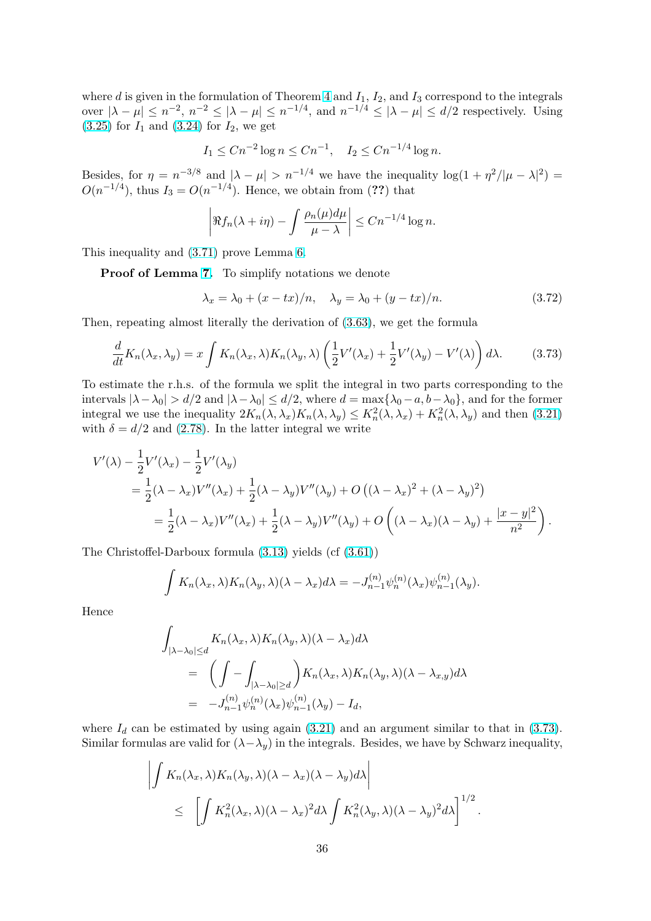where $d$ is given in the formulation of Theorem 4 and $I_1$, $I_2$, and $I_3$ correspond to the integrals over $|\lambda - \mu| \le n^{-2}$, $n^{-2} \le |\lambda - \mu| \le n^{-1/4}$, and $n^{-1/4} \le |\lambda - \mu| \le d/2$ respectively. Using (3.25) for $I_1$ and (3.24) for $I_2$, we get

$$I_1 \le Cn^{-2}\log n \le Cn^{-1}, \quad I_2 \le Cn^{-1/4}\log n.$$

Besides, for $\eta = n^{-3/8}$ and $|\lambda - \mu| > n^{-1/4}$ we have the inequality $\log(1 + \eta^2/|\mu - \lambda|^2) = O(n^{-1/4})$, thus $I_3 = O(n^{-1/4})$. Hence, we obtain from (**??**) that

$$\left| \Re f_n(\lambda + i\eta) - \int \frac{\rho_n(\mu)d\mu}{\mu - \lambda} \right| \le Cn^{-1/4}\log n.$$

This inequality and (3.71) prove Lemma 6.

**Proof of Lemma 7.** To simplify notations we denote

$$\lambda_x = \lambda_0 + (x - tx)/n, \quad \lambda_y = \lambda_0 + (y - tx)/n. \tag{3.72}$$

Then, repeating almost literally the derivation of (3.63), we get the formula

$$\frac{d}{dt}K_n(\lambda_x, \lambda_y) = x\int K_n(\lambda_x, \lambda)K_n(\lambda_y, \lambda)\left(\frac{1}{2}V'(\lambda_x) + \frac{1}{2}V'(\lambda_y) - V'(\lambda)\right)d\lambda. \tag{3.73}$$

To estimate the r.h.s. of the formula we split the integral in two parts corresponding to the intervals $|\lambda - \lambda_0| > d/2$ and $|\lambda - \lambda_0| \le d/2$, where $d = \max\{\lambda_0 - a, b - \lambda_0\}$, and for the former integral we use the inequality $2K_n(\lambda, \lambda_x)K_n(\lambda, \lambda_y) \le K_n^2(\lambda, \lambda_x) + K_n^2(\lambda, \lambda_y)$ and then (3.21) with $\delta = d/2$ and (2.78). In the latter integral we write

$$\begin{aligned}
V'(\lambda) &- \frac{1}{2}V'(\lambda_x) - \frac{1}{2}V'(\lambda_y) \\
&= \frac{1}{2}(\lambda - \lambda_x)V''(\lambda_x) + \frac{1}{2}(\lambda - \lambda_y)V''(\lambda_y) + O\left((\lambda - \lambda_x)^2 + (\lambda - \lambda_y)^2\right) \\
&= \frac{1}{2}(\lambda - \lambda_x)V''(\lambda_x) + \frac{1}{2}(\lambda - \lambda_y)V''(\lambda_y) + O\left((\lambda - \lambda_x)(\lambda - \lambda_y) + \frac{|x - y|^2}{n^2}\right).
\end{aligned}$$

The Christoffel-Darboux formula (3.13) yields (cf (3.61))

$$\int K_n(\lambda_x, \lambda)K_n(\lambda_y, \lambda)(\lambda - \lambda_x)d\lambda = -J_{n-1}^{(n)}\psi_n^{(n)}(\lambda_x)\psi_{n-1}^{(n)}(\lambda_y).$$

Hence

$$\begin{aligned}
&\int_{|\lambda - \lambda_0| \le d} K_n(\lambda_x, \lambda)K_n(\lambda_y, \lambda)(\lambda - \lambda_x)d\lambda \\
&\quad = \left(\int - \int_{|\lambda - \lambda_0| \ge d}\right)K_n(\lambda_x, \lambda)K_n(\lambda_y, \lambda)(\lambda - \lambda_{x,y})d\lambda \\
&\quad = -J_{n-1}^{(n)}\psi_n^{(n)}(\lambda_x)\psi_{n-1}^{(n)}(\lambda_y) - I_d,
\end{aligned}$$

where $I_d$ can be estimated by using again (3.21) and an argument similar to that in (3.73). Similar formulas are valid for $(\lambda - \lambda_y)$ in the integrals. Besides, we have by Schwarz inequality,

$$\begin{aligned}
&\left| \int K_n(\lambda_x, \lambda)K_n(\lambda_y, \lambda)(\lambda - \lambda_x)(\lambda - \lambda_y)d\lambda \right| \\
&\quad \le \left[ \int K_n^2(\lambda_x, \lambda)(\lambda - \lambda_x)^2 d\lambda \int K_n^2(\lambda_y, \lambda)(\lambda - \lambda_y)^2 d\lambda \right]^{1/2}.
\end{aligned}$$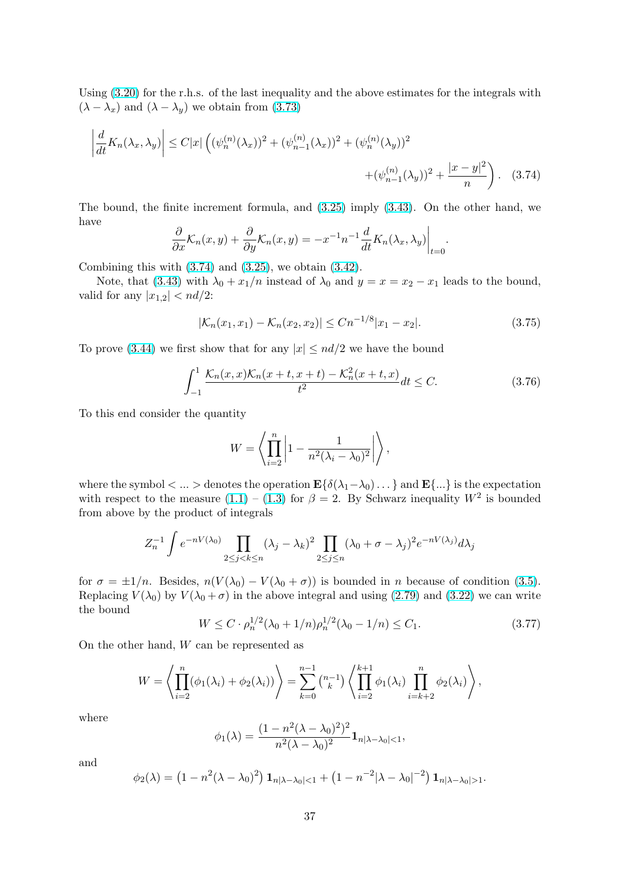Using (3.20) for the r.h.s. of the last inequality and the above estimates for the integrals with $(\lambda - \lambda_x)$ and $(\lambda - \lambda_y)$ we obtain from (3.73)

$$\left|\frac{d}{dt}K_n(\lambda_x,\lambda_y)\right| \le C|x|\Big((\psi_n^{(n)}(\lambda_x))^2 + (\psi_{n-1}^{(n)}(\lambda_x))^2 + (\psi_n^{(n)}(\lambda_y))^2 + (\psi_{n-1}^{(n)}(\lambda_y))^2 + \frac{|x-y|^2}{n}\Big). \quad (3.74)$$

The bound, the finite increment formula, and (3.25) imply (3.43). On the other hand, we have

$$\frac{\partial}{\partial x}\mathcal{K}_n(x,y) + \frac{\partial}{\partial y}\mathcal{K}_n(x,y) = -x^{-1}n^{-1}\frac{d}{dt}K_n(\lambda_x,\lambda_y)\Big|_{t=0}.$$

Combining this with (3.74) and (3.25), we obtain (3.42).

Note, that (3.43) with $\lambda_0 + x_1/n$ instead of $\lambda_0$ and $y = x = x_2 - x_1$ leads to the bound, valid for any $|x_{1,2}| < nd/2$:

$$|\mathcal{K}_n(x_1,x_1) - \mathcal{K}_n(x_2,x_2)| \le Cn^{-1/8}|x_1 - x_2|. \quad (3.75)$$

To prove (3.44) we first show that for any $|x| \le nd/2$ we have the bound

$$\int_{-1}^{1}\frac{\mathcal{K}_n(x,x)\mathcal{K}_n(x+t,x+t) - \mathcal{K}_n^2(x+t,x)}{t^2}dt \le C. \quad (3.76)$$

To this end consider the quantity

$$W = \left\langle \prod_{i=2}^{n}\left|1 - \frac{1}{n^2(\lambda_i - \lambda_0)^2}\right|\right\rangle,$$

where the symbol $< ... >$ denotes the operation $\mathbf{E}\{\delta(\lambda_1 - \lambda_0)\dots\}$ and $\mathbf{E}\{...\}$ is the expectation with respect to the measure (1.1) – (1.3) for $\beta = 2$. By Schwarz inequality $W^2$ is bounded from above by the product of integrals

$$Z_n^{-1}\int e^{-nV(\lambda_0)}\prod_{2\le j<k\le n}(\lambda_j - \lambda_k)^2\prod_{2\le j\le n}(\lambda_0 + \sigma - \lambda_j)^2 e^{-nV(\lambda_j)}d\lambda_j$$

for $\sigma = \pm 1/n$. Besides, $n(V(\lambda_0) - V(\lambda_0 + \sigma))$ is bounded in $n$ because of condition (3.5). Replacing $V(\lambda_0)$ by $V(\lambda_0 + \sigma)$ in the above integral and using (2.79) and (3.22) we can write the bound

$$W \le C \cdot \rho_n^{1/2}(\lambda_0 + 1/n)\rho_n^{1/2}(\lambda_0 - 1/n) \le C_1. \quad (3.77)$$

On the other hand, $W$ can be represented as

$$W = \left\langle \prod_{i=2}^{n}(\phi_1(\lambda_i) + \phi_2(\lambda_i))\right\rangle = \sum_{k=0}^{n-1}\binom{n-1}{k}\left\langle \prod_{i=2}^{k+1}\phi_1(\lambda_i)\prod_{i=k+2}^{n}\phi_2(\lambda_i)\right\rangle,$$

where

$$\phi_1(\lambda) = \frac{(1 - n^2(\lambda - \lambda_0)^2)^2}{n^2(\lambda - \lambda_0)^2}\mathbf{1}_{n|\lambda - \lambda_0|<1},$$

and

$$\phi_2(\lambda) = \left(1 - n^2(\lambda - \lambda_0)^2\right)\mathbf{1}_{n|\lambda - \lambda_0|<1} + \left(1 - n^{-2}|\lambda - \lambda_0|^{-2}\right)\mathbf{1}_{n|\lambda - \lambda_0|>1}.$$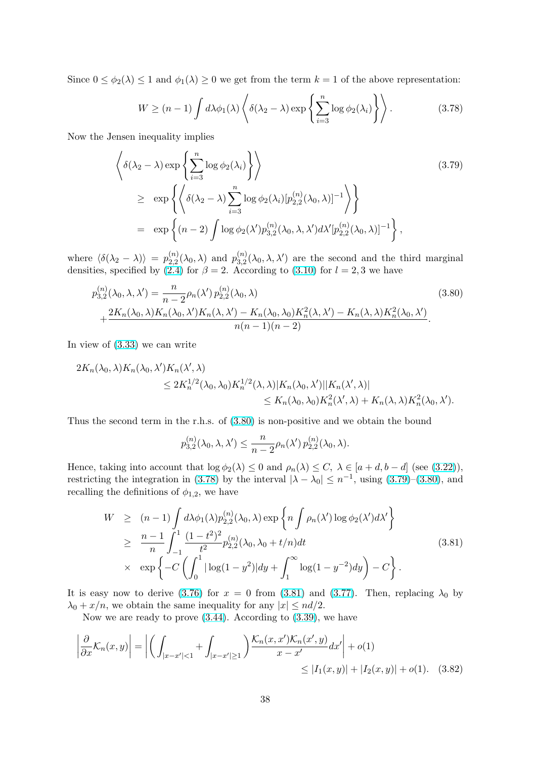Since $0 \le \phi_2(\lambda) \le 1$ and $\phi_1(\lambda) \ge 0$ we get from the term $k = 1$ of the above representation:

$$W \ge (n-1) \int d\lambda \phi_1(\lambda) \left\langle \delta(\lambda_2 - \lambda) \exp \left\{ \sum_{i=3}^{n} \log \phi_2(\lambda_i) \right\} \right\rangle . \tag{3.78}$$

Now the Jensen inequality implies

$$\begin{aligned}
&\left\langle \delta(\lambda_2 - \lambda) \exp \left\{ \sum_{i=3}^{n} \log \phi_2(\lambda_i) \right\} \right\rangle \qquad (3.79)\\
&\quad \ge \exp \left\{ \left\langle \delta(\lambda_2 - \lambda) \sum_{i=3}^{n} \log \phi_2(\lambda_i) [p_{2,2}^{(n)}(\lambda_0, \lambda)]^{-1} \right\rangle \right\} \\
&\quad = \exp \left\{ (n-2) \int \log \phi_2(\lambda') p_{3,2}^{(n)}(\lambda_0, \lambda, \lambda') d\lambda' [p_{2,2}^{(n)}(\lambda_0, \lambda)]^{-1} \right\},
\end{aligned}$$

where $\langle \delta(\lambda_2 - \lambda) \rangle = p_{2,2}^{(n)}(\lambda_0, \lambda)$ and $p_{3,2}^{(n)}(\lambda_0, \lambda, \lambda')$ are the second and the third marginal densities, specified by (2.4) for $\beta = 2$. According to (3.10) for $l = 2, 3$ we have

$$\begin{aligned}
p_{3,2}^{(n)}(\lambda_0, \lambda, \lambda') &= \frac{n}{n-2} \rho_n(\lambda')\, p_{2,2}^{(n)}(\lambda_0, \lambda) \qquad (3.80)\\
&+ \frac{2K_n(\lambda_0, \lambda) K_n(\lambda_0, \lambda') K_n(\lambda, \lambda') - K_n(\lambda_0, \lambda_0) K_n^2(\lambda, \lambda') - K_n(\lambda, \lambda) K_n^2(\lambda_0, \lambda')}{n(n-1)(n-2)}.
\end{aligned}$$

In view of (3.33) we can write

$$\begin{aligned}
2K_n(\lambda_0, \lambda) K_n(\lambda_0, \lambda') K_n(\lambda', \lambda)
&\le 2K_n^{1/2}(\lambda_0, \lambda_0) K_n^{1/2}(\lambda, \lambda) |K_n(\lambda_0, \lambda')| |K_n(\lambda', \lambda)| \\
&\le K_n(\lambda_0, \lambda_0) K_n^2(\lambda', \lambda) + K_n(\lambda, \lambda) K_n^2(\lambda_0, \lambda').
\end{aligned}$$

Thus the second term in the r.h.s. of (3.80) is non-positive and we obtain the bound

$$p_{3,2}^{(n)}(\lambda_0, \lambda, \lambda') \le \frac{n}{n-2} \rho_n(\lambda')\, p_{2,2}^{(n)}(\lambda_0, \lambda).$$

Hence, taking into account that $\log \phi_2(\lambda) \le 0$ and $\rho_n(\lambda) \le C$, $\lambda \in [a + d, b - d]$ (see (3.22)), restricting the integration in (3.78) by the interval $|\lambda - \lambda_0| \le n^{-1}$, using (3.79)–(3.80), and recalling the definitions of $\phi_{1,2}$, we have

$$\begin{aligned}
W &\ge (n-1) \int d\lambda \phi_1(\lambda) p_{2,2}^{(n)}(\lambda_0, \lambda) \exp \left\{ n \int \rho_n(\lambda') \log \phi_2(\lambda') d\lambda' \right\} \\
&\ge \frac{n-1}{n} \int_{-1}^{1} \frac{(1-t^2)^2}{t^2} p_{2,2}^{(n)}(\lambda_0, \lambda_0 + t/n) dt \qquad (3.81)\\
&\times \exp \left\{ -C \left( \int_0^1 |\log(1-y^2)| dy + \int_1^\infty \log(1 - y^{-2}) dy \right) - C \right\}.
\end{aligned}$$

It is easy now to derive (3.76) for $x = 0$ from (3.81) and (3.77). Then, replacing $\lambda_0$ by $\lambda_0 + x/n$, we obtain the same inequality for any $|x| \le nd/2$.

Now we are ready to prove (3.44). According to (3.39), we have

$$\begin{aligned}
\left| \frac{\partial}{\partial x} \mathcal{K}_n(x, y) \right| &= \left| \left( \int_{|x - x'| < 1} + \int_{|x - x'| \ge 1} \right) \frac{\mathcal{K}_n(x, x') \mathcal{K}_n(x', y)}{x - x'} dx' \right| + o(1) \\
&\le |I_1(x, y)| + |I_2(x, y)| + o(1). \qquad (3.82)
\end{aligned}$$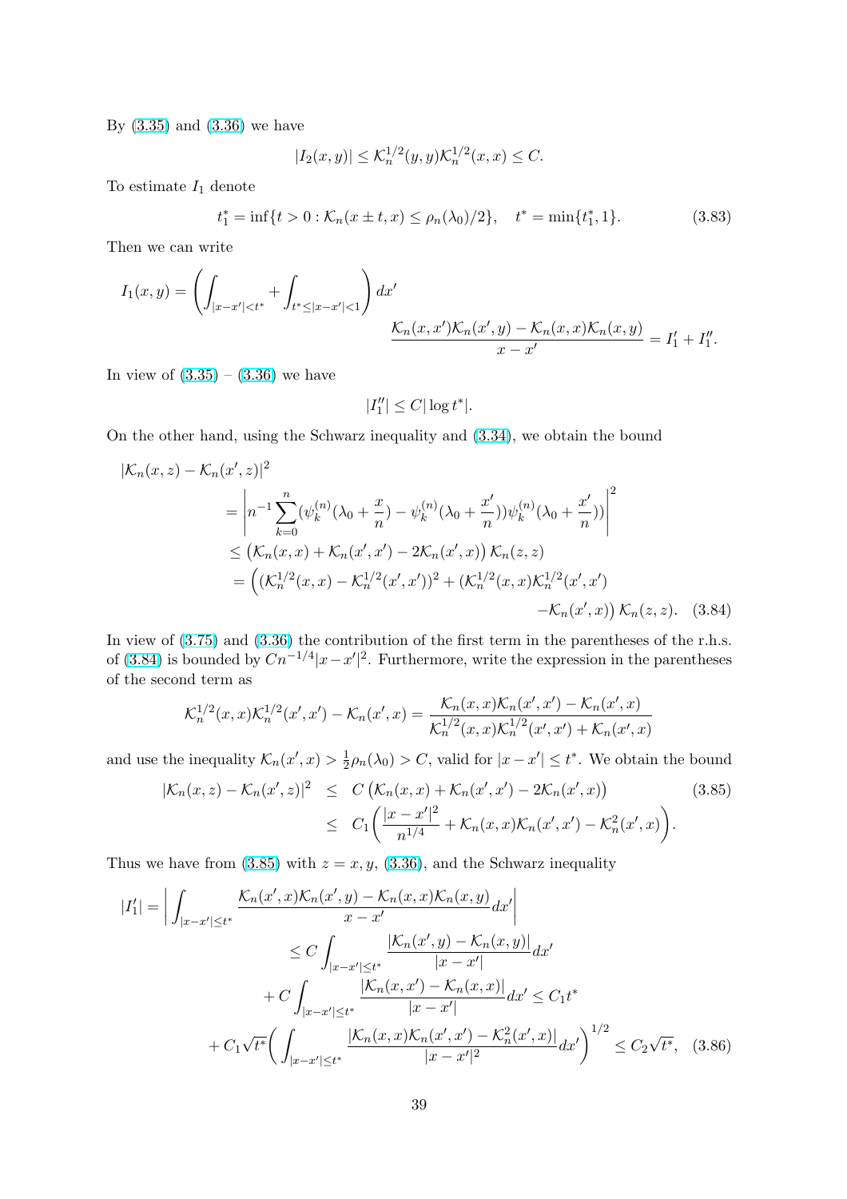By (3.35) and (3.36) we have

$$|I_2(x,y)| \le \mathcal{K}_n^{1/2}(y,y)\mathcal{K}_n^{1/2}(x,x) \le C.$$

To estimate $I_1$ denote

$$t_1^* = \inf\{t>0 : \mathcal{K}_n(x\pm t, x) \le \rho_n(\lambda_0)/2\}, \quad t^* = \min\{t_1^*, 1\}. \tag{3.83}$$

Then we can write

$$I_1(x,y) = \left(\int_{|x-x'|<t^*} + \int_{t^*\le|x-x'|<1}\right) dx' \\ \frac{\mathcal{K}_n(x,x')\mathcal{K}_n(x',y) - \mathcal{K}_n(x,x)\mathcal{K}_n(x,y)}{x-x'} = I_1' + I_1''.$$

In view of (3.35) – (3.36) we have

$$|I_1''| \le C|\log t^*|.$$

On the other hand, using the Schwarz inequality and (3.34), we obtain the bound

$$\begin{aligned}
|\mathcal{K}_n(x,z) - \mathcal{K}_n(x',z)|^2 &= \left| n^{-1}\sum_{k=0}^n (\psi_k^{(n)}(\lambda_0 + \frac{x}{n}) - \psi_k^{(n)}(\lambda_0 + \frac{x'}{n}))\psi_k^{(n)}(\lambda_0 + \frac{x'}{n})) \right|^2 \\
&\le \left(\mathcal{K}_n(x,x) + \mathcal{K}_n(x',x') - 2\mathcal{K}_n(x',x)\right)\mathcal{K}_n(z,z) \\
&= \Big( (\mathcal{K}_n^{1/2}(x,x) - \mathcal{K}_n^{1/2}(x',x'))^2 + (\mathcal{K}_n^{1/2}(x,x)\mathcal{K}_n^{1/2}(x',x') \\
&\qquad - \mathcal{K}_n(x',x)\Big)\mathcal{K}_n(z,z).
\end{aligned} \tag{3.84}$$

In view of (3.75) and (3.36) the contribution of the first term in the parentheses of the r.h.s. of (3.84) is bounded by $Cn^{-1/4}|x-x'|^2$. Furthermore, write the expression in the parentheses of the second term as

$$\mathcal{K}_n^{1/2}(x,x)\mathcal{K}_n^{1/2}(x',x') - \mathcal{K}_n(x',x) = \frac{\mathcal{K}_n(x,x)\mathcal{K}_n(x',x') - \mathcal{K}_n(x',x)}{\mathcal{K}_n^{1/2}(x,x)\mathcal{K}_n^{1/2}(x',x') + \mathcal{K}_n(x',x)}$$

and use the inequality $\mathcal{K}_n(x',x) > \frac{1}{2}\rho_n(\lambda_0) > C$, valid for $|x-x'| \le t^*$. We obtain the bound

$$\begin{aligned}
|\mathcal{K}_n(x,z) - \mathcal{K}_n(x',z)|^2 &\le C\left(\mathcal{K}_n(x,x) + \mathcal{K}_n(x',x') - 2\mathcal{K}_n(x',x)\right) \\
&\le C_1\bigg(\frac{|x-x'|^2}{n^{1/4}} + \mathcal{K}_n(x,x)\mathcal{K}_n(x',x') - \mathcal{K}_n^2(x',x)\bigg).
\end{aligned} \tag{3.85}$$

Thus we have from (3.85) with $z = x, y$, (3.36), and the Schwarz inequality

$$\begin{aligned}
|I_1'| = \bigg|\int_{|x-x'|\le t^*} &\frac{\mathcal{K}_n(x',x)\mathcal{K}_n(x',y) - \mathcal{K}_n(x,x)\mathcal{K}_n(x,y)}{x-x'}dx'\bigg| \\
&\le C\int_{|x-x'|\le t^*}\frac{|\mathcal{K}_n(x',y) - \mathcal{K}_n(x,y)|}{|x-x'|}dx' \\
&+ C\int_{|x-x'|\le t^*}\frac{|\mathcal{K}_n(x,x') - \mathcal{K}_n(x,x)|}{|x-x'|}dx' \le C_1 t^* \\
&+ C_1\sqrt{t^*}\bigg(\int_{|x-x'|\le t^*}\frac{|\mathcal{K}_n(x,x)\mathcal{K}_n(x',x') - \mathcal{K}_n^2(x',x)|}{|x-x'|^2}dx'\bigg)^{1/2} \le C_2\sqrt{t^*},
\end{aligned} \tag{3.86}$$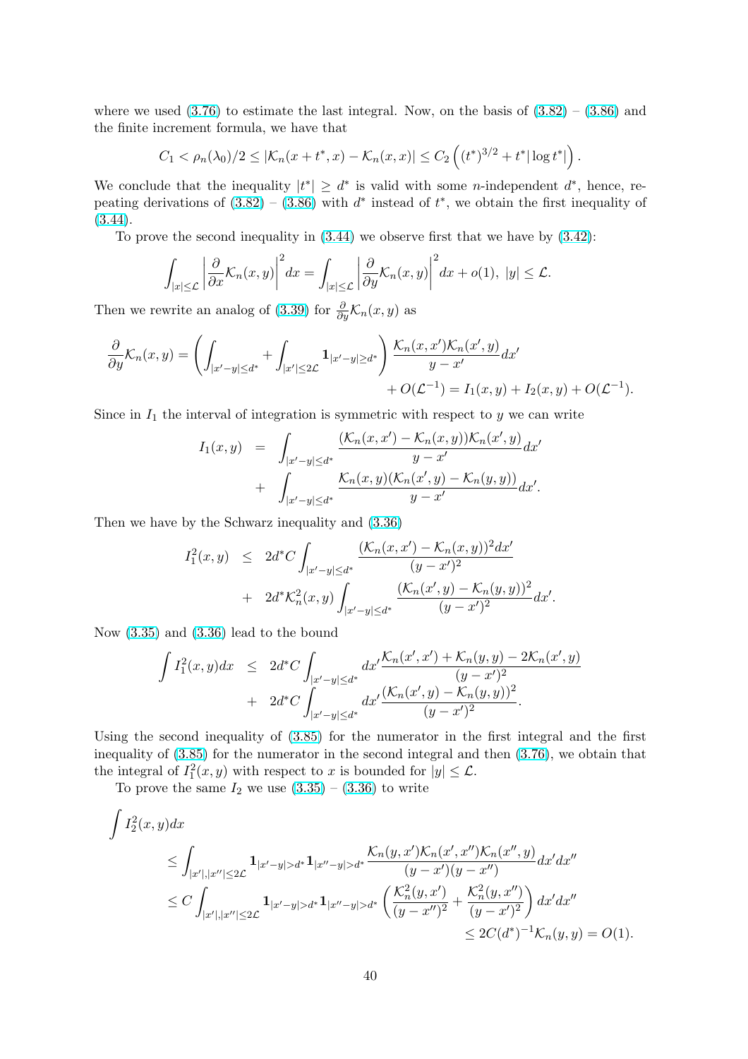where we used (3.76) to estimate the last integral. Now, on the basis of (3.82) – (3.86) and the finite increment formula, we have that

$$C_1 < \rho_n(\lambda_0)/2 \le |\mathcal{K}_n(x+t^*,x) - \mathcal{K}_n(x,x)| \le C_2 \left( (t^*)^{3/2} + t^*|\log t^*| \right).$$

We conclude that the inequality $|t^*| \ge d^*$ is valid with some $n$-independent $d^*$, hence, repeating derivations of (3.82) – (3.86) with $d^*$ instead of $t^*$, we obtain the first inequality of (3.44).

To prove the second inequality in (3.44) we observe first that we have by (3.42):

$$\int_{|x|\le\mathcal{L}} \left| \frac{\partial}{\partial x}\mathcal{K}_n(x,y)\right|^2 dx = \int_{|x|\le\mathcal{L}} \left| \frac{\partial}{\partial y}\mathcal{K}_n(x,y)\right|^2 dx + o(1), \ |y| \le \mathcal{L}.$$

Then we rewrite an analog of (3.39) for $\frac{\partial}{\partial y}\mathcal{K}_n(x,y)$ as

$$\frac{\partial}{\partial y}\mathcal{K}_n(x,y) = \left( \int_{|x'-y|\le d^*} + \int_{|x'|\le 2\mathcal{L}} \mathbf{1}_{|x'-y|\ge d^*} \right) \frac{\mathcal{K}_n(x,x')\mathcal{K}_n(x',y)}{y-x'}dx' + O(\mathcal{L}^{-1}) = I_1(x,y) + I_2(x,y) + O(\mathcal{L}^{-1}).$$

Since in $I_1$ the interval of integration is symmetric with respect to $y$ we can write

$$\begin{aligned} I_1(x,y) &= \int_{|x'-y|\le d^*} \frac{(\mathcal{K}_n(x,x') - \mathcal{K}_n(x,y))\mathcal{K}_n(x',y)}{y-x'}dx' \\ &+ \int_{|x'-y|\le d^*} \frac{\mathcal{K}_n(x,y)(\mathcal{K}_n(x',y) - \mathcal{K}_n(y,y))}{y-x'}dx'. \end{aligned}$$

Then we have by the Schwarz inequality and (3.36)

$$\begin{aligned} I_1^2(x,y) &\le 2d^*C \int_{|x'-y|\le d^*} \frac{(\mathcal{K}_n(x,x') - \mathcal{K}_n(x,y))^2 dx'}{(y-x')^2} \\ &+ 2d^*\mathcal{K}_n^2(x,y) \int_{|x'-y|\le d^*} \frac{(\mathcal{K}_n(x',y) - \mathcal{K}_n(y,y))^2}{(y-x')^2}dx'. \end{aligned}$$

Now (3.35) and (3.36) lead to the bound

$$\begin{aligned} \int I_1^2(x,y)dx &\le 2d^*C \int_{|x'-y|\le d^*} dx' \frac{\mathcal{K}_n(x',x') + \mathcal{K}_n(y,y) - 2\mathcal{K}_n(x',y)}{(y-x')^2} \\ &+ 2d^*C \int_{|x'-y|\le d^*} dx' \frac{(\mathcal{K}_n(x',y) - \mathcal{K}_n(y,y))^2}{(y-x')^2}. \end{aligned}$$

Using the second inequality of (3.85) for the numerator in the first integral and the first inequality of (3.85) for the numerator in the second integral and then (3.76), we obtain that the integral of $I_1^2(x,y)$ with respect to $x$ is bounded for $|y| \le \mathcal{L}$.

To prove the same $I_2$ we use (3.35) – (3.36) to write

$$\begin{aligned} &\int I_2^2(x,y)dx \\ &\le \int_{|x'|,|x''|\le 2\mathcal{L}} \mathbf{1}_{|x'-y|>d^*}\mathbf{1}_{|x''-y|>d^*} \frac{\mathcal{K}_n(y,x')\mathcal{K}_n(x',x'')\mathcal{K}_n(x'',y)}{(y-x')(y-x'')}dx'dx'' \\ &\le C \int_{|x'|,|x''|\le 2\mathcal{L}} \mathbf{1}_{|x'-y|>d^*}\mathbf{1}_{|x''-y|>d^*} \left( \frac{\mathcal{K}_n^2(y,x')}{(y-x'')^2} + \frac{\mathcal{K}_n^2(y,x'')}{(y-x')^2} \right) dx'dx'' \\ &\le 2C(d^*)^{-1}\mathcal{K}_n(y,y) = O(1). \end{aligned}$$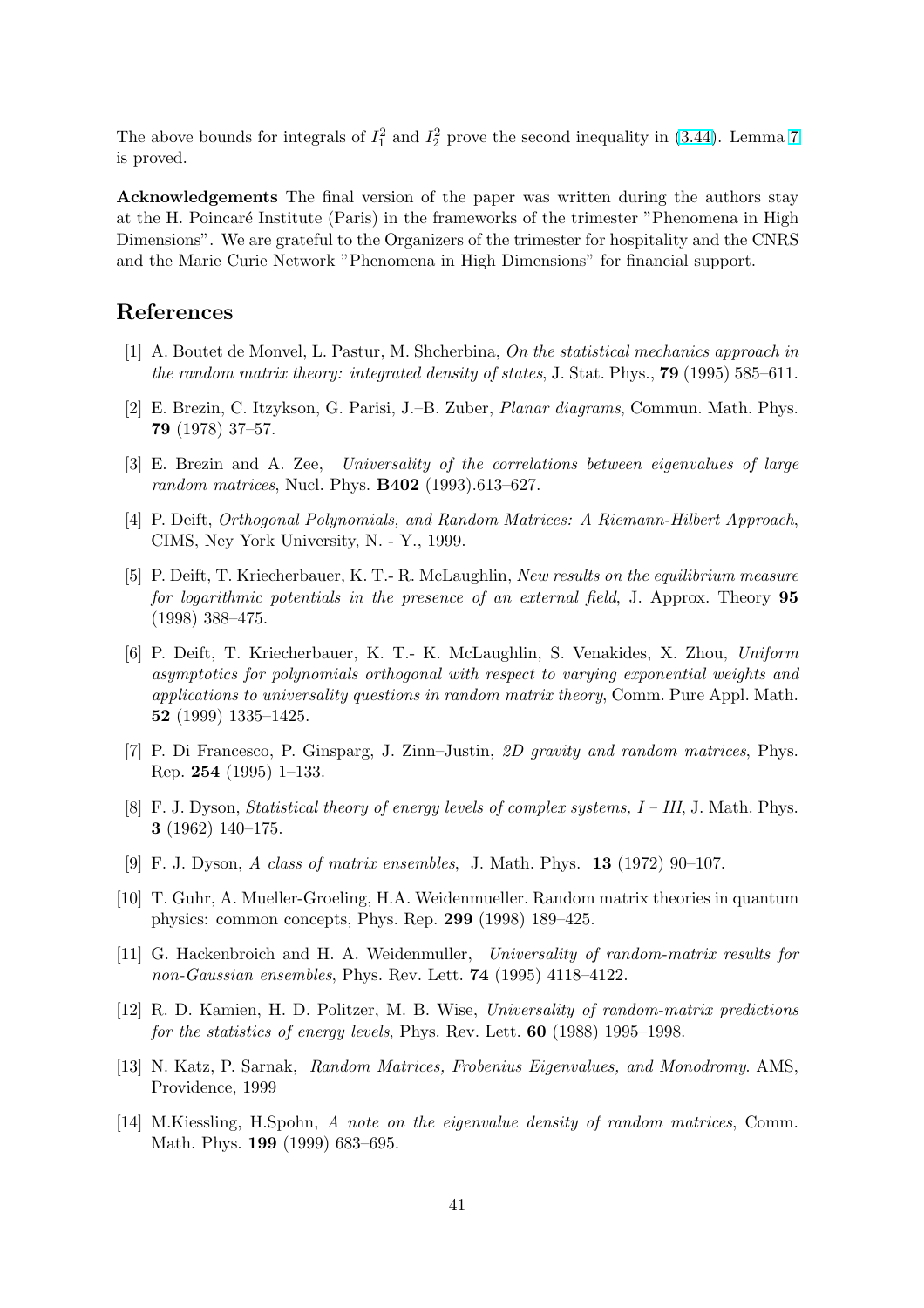The above bounds for integrals of $I_1^2$ and $I_2^2$ prove the second inequality in (3.44). Lemma 7 is proved.

**Acknowledgements** The final version of the paper was written during the authors stay at the H. Poincaré Institute (Paris) in the frameworks of the trimester "Phenomena in High Dimensions". We are grateful to the Organizers of the trimester for hospitality and the CNRS and the Marie Curie Network "Phenomena in High Dimensions" for financial support.

## References

[1] A. Boutet de Monvel, L. Pastur, M. Shcherbina, *On the statistical mechanics approach in the random matrix theory: integrated density of states*, J. Stat. Phys., **79** (1995) 585–611.

[2] E. Brezin, C. Itzykson, G. Parisi, J.–B. Zuber, *Planar diagrams*, Commun. Math. Phys. **79** (1978) 37–57.

[3] E. Brezin and A. Zee, *Universality of the correlations between eigenvalues of large random matrices*, Nucl. Phys. **B402** (1993).613–627.

[4] P. Deift, *Orthogonal Polynomials, and Random Matrices: A Riemann-Hilbert Approach*, CIMS, Ney York University, N. - Y., 1999.

[5] P. Deift, T. Kriecherbauer, K. T.- R. McLaughlin, *New results on the equilibrium measure for logarithmic potentials in the presence of an external field*, J. Approx. Theory **95** (1998) 388–475.

[6] P. Deift, T. Kriecherbauer, K. T.- K. McLaughlin, S. Venakides, X. Zhou, *Uniform asymptotics for polynomials orthogonal with respect to varying exponential weights and applications to universality questions in random matrix theory*, Comm. Pure Appl. Math. **52** (1999) 1335–1425.

[7] P. Di Francesco, P. Ginsparg, J. Zinn–Justin, *2D gravity and random matrices*, Phys. Rep. **254** (1995) 1–133.

[8] F. J. Dyson, *Statistical theory of energy levels of complex systems, I – III*, J. Math. Phys. **3** (1962) 140–175.

[9] F. J. Dyson, *A class of matrix ensembles*, J. Math. Phys. **13** (1972) 90–107.

[10] T. Guhr, A. Mueller-Groeling, H.A. Weidenmueller. Random matrix theories in quantum physics: common concepts, Phys. Rep. **299** (1998) 189–425.

[11] G. Hackenbroich and H. A. Weidenmuller, *Universality of random-matrix results for non-Gaussian ensembles*, Phys. Rev. Lett. **74** (1995) 4118–4122.

[12] R. D. Kamien, H. D. Politzer, M. B. Wise, *Universality of random-matrix predictions for the statistics of energy levels*, Phys. Rev. Lett. **60** (1988) 1995–1998.

[13] N. Katz, P. Sarnak, *Random Matrices, Frobenius Eigenvalues, and Monodromy*. AMS, Providence, 1999

[14] M.Kiessling, H.Spohn, *A note on the eigenvalue density of random matrices*, Comm. Math. Phys. **199** (1999) 683–695.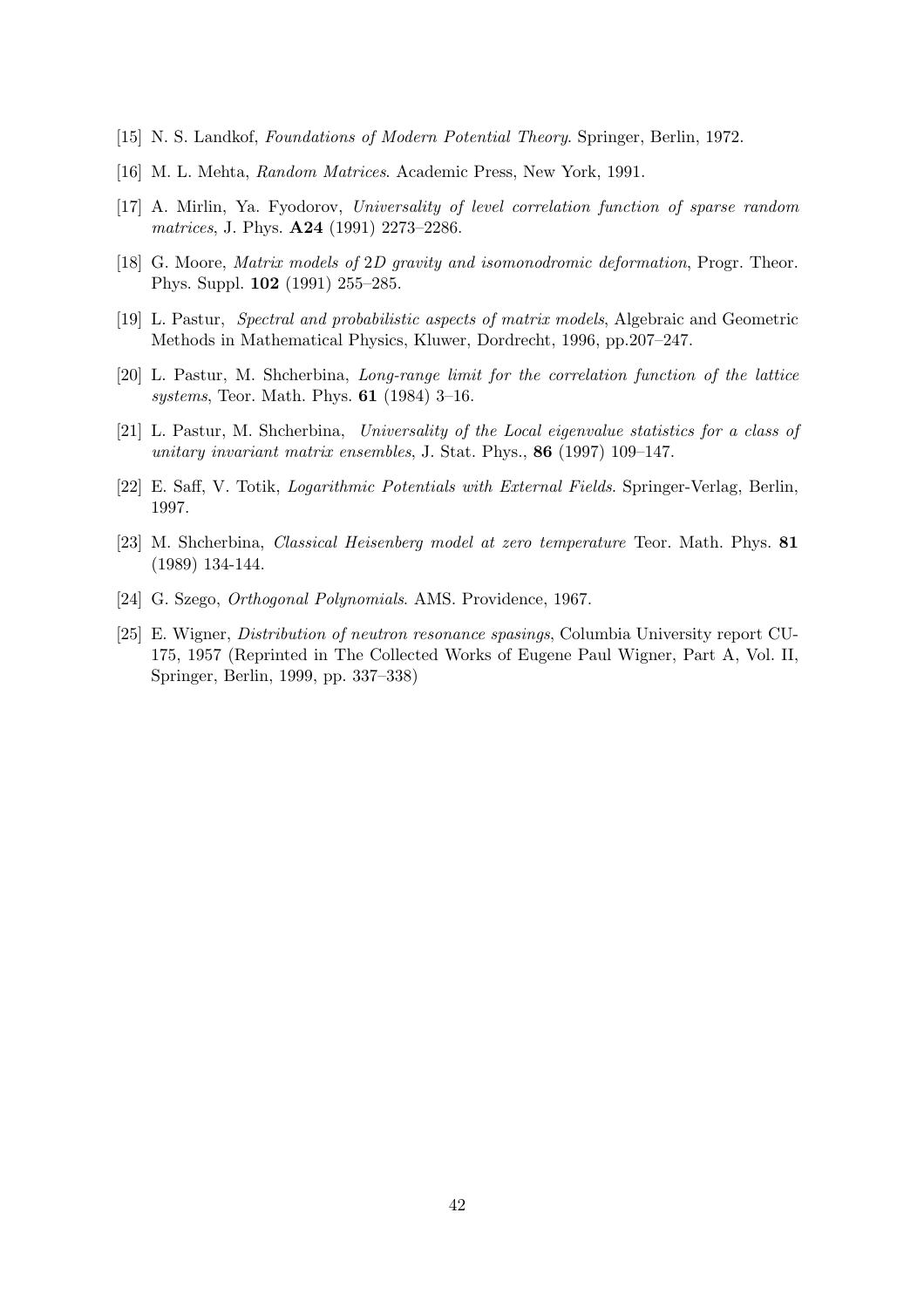[15] N. S. Landkof, *Foundations of Modern Potential Theory*. Springer, Berlin, 1972.

[16] M. L. Mehta, *Random Matrices*. Academic Press, New York, 1991.

[17] A. Mirlin, Ya. Fyodorov, *Universality of level correlation function of sparse random matrices*, J. Phys. **A24** (1991) 2273–2286.

[18] G. Moore, *Matrix models of 2D gravity and isomonodromic deformation*, Progr. Theor. Phys. Suppl. **102** (1991) 255–285.

[19] L. Pastur, *Spectral and probabilistic aspects of matrix models*, Algebraic and Geometric Methods in Mathematical Physics, Kluwer, Dordrecht, 1996, pp.207–247.

[20] L. Pastur, M. Shcherbina, *Long-range limit for the correlation function of the lattice systems*, Teor. Math. Phys. **61** (1984) 3–16.

[21] L. Pastur, M. Shcherbina, *Universality of the Local eigenvalue statistics for a class of unitary invariant matrix ensembles*, J. Stat. Phys., **86** (1997) 109–147.

[22] E. Saff, V. Totik, *Logarithmic Potentials with External Fields*. Springer-Verlag, Berlin, 1997.

[23] M. Shcherbina, *Classical Heisenberg model at zero temperature* Teor. Math. Phys. **81** (1989) 134-144.

[24] G. Szego, *Orthogonal Polynomials*. AMS. Providence, 1967.

[25] E. Wigner, *Distribution of neutron resonance spasings*, Columbia University report CU-175, 1957 (Reprinted in The Collected Works of Eugene Paul Wigner, Part A, Vol. II, Springer, Berlin, 1999, pp. 337–338)